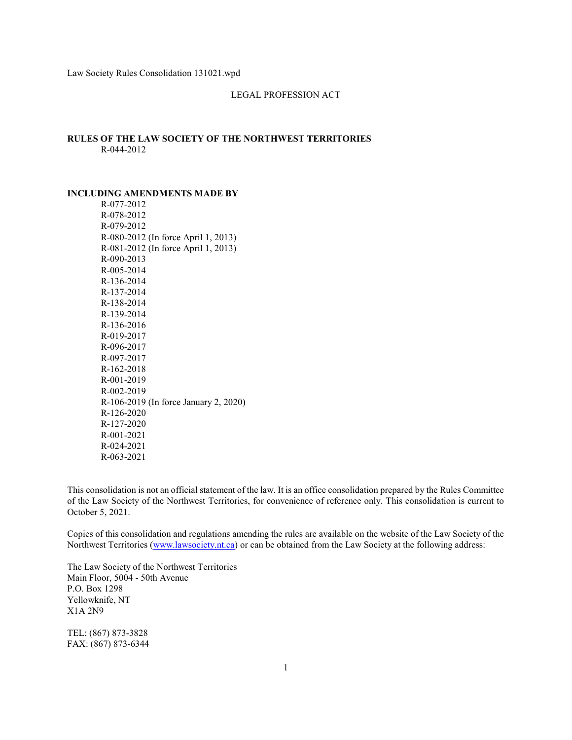Law Society Rules Consolidation 131021.wpd

LEGAL PROFESSION ACT

**RULES OF THE LAW SOCIETY OF THE NORTHWEST TERRITORIES**
R-044-2012

**INCLUDING AMENDMENTS MADE BY**

R-077-2012
R-078-2012
R-079-2012
R-080-2012 (In force April 1, 2013)
R-081-2012 (In force April 1, 2013)
R-090-2013
R-005-2014
R-136-2014
R-137-2014
R-138-2014
R-139-2014
R-136-2016
R-019-2017
R-096-2017
R-097-2017
R-162-2018
R-001-2019
R-002-2019
R-106-2019 (In force January 2, 2020)
R-126-2020
R-127-2020
R-001-2021
R-024-2021
R-063-2021

This consolidation is not an official statement of the law. It is an office consolidation prepared by the Rules Committee of the Law Society of the Northwest Territories, for convenience of reference only. This consolidation is current to October 5, 2021.

Copies of this consolidation and regulations amending the rules are available on the website of the Law Society of the Northwest Territories (www.lawsociety.nt.ca) or can be obtained from the Law Society at the following address:

The Law Society of the Northwest Territories
Main Floor, 5004 - 50th Avenue
P.O. Box 1298
Yellowknife, NT
X1A 2N9

TEL: (867) 873-3828
FAX: (867) 873-6344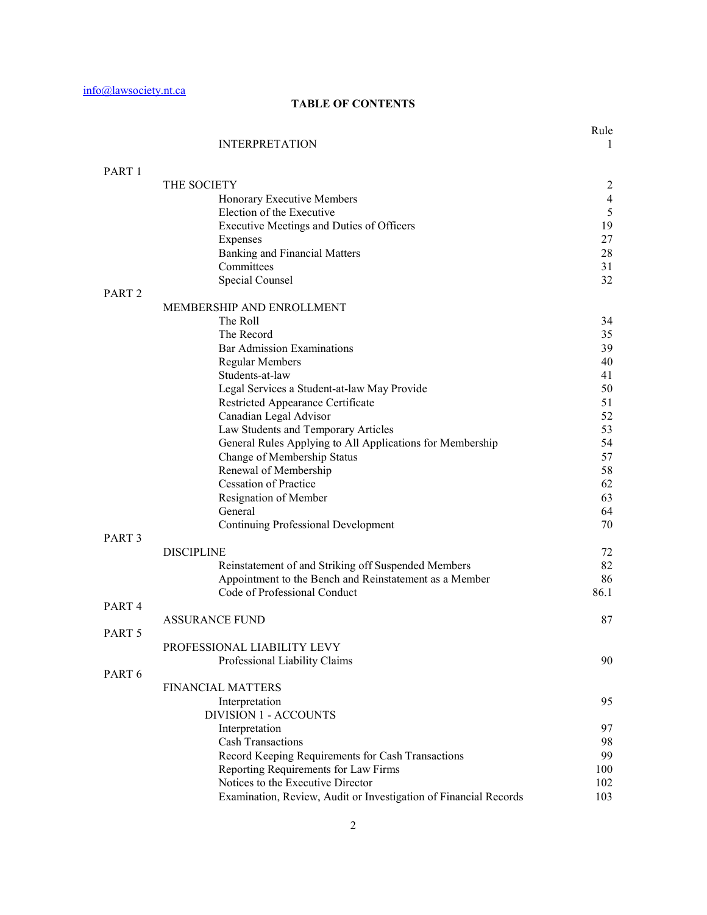info@lawsociety.nt.ca

**TABLE OF CONTENTS**

| | | Rule |
|---|---|---|
| | INTERPRETATION | 1 |
| PART 1 | | |
| | THE SOCIETY | 2 |
| | Honorary Executive Members | 4 |
| | Election of the Executive | 5 |
| | Executive Meetings and Duties of Officers | 19 |
| | Expenses | 27 |
| | Banking and Financial Matters | 28 |
| | Committees | 31 |
| | Special Counsel | 32 |
| PART 2 | | |
| | MEMBERSHIP AND ENROLLMENT | |
| | The Roll | 34 |
| | The Record | 35 |
| | Bar Admission Examinations | 39 |
| | Regular Members | 40 |
| | Students-at-law | 41 |
| | Legal Services a Student-at-law May Provide | 50 |
| | Restricted Appearance Certificate | 51 |
| | Canadian Legal Advisor | 52 |
| | Law Students and Temporary Articles | 53 |
| | General Rules Applying to All Applications for Membership | 54 |
| | Change of Membership Status | 57 |
| | Renewal of Membership | 58 |
| | Cessation of Practice | 62 |
| | Resignation of Member | 63 |
| | General | 64 |
| | Continuing Professional Development | 70 |
| PART 3 | | |
| | DISCIPLINE | 72 |
| | Reinstatement of and Striking off Suspended Members | 82 |
| | Appointment to the Bench and Reinstatement as a Member | 86 |
| | Code of Professional Conduct | 86.1 |
| PART 4 | | |
| | ASSURANCE FUND | 87 |
| PART 5 | | |
| | PROFESSIONAL LIABILITY LEVY | |
| | Professional Liability Claims | 90 |
| PART 6 | | |
| | FINANCIAL MATTERS | |
| | Interpretation | 95 |
| | DIVISION 1 - ACCOUNTS | |
| | Interpretation | 97 |
| | Cash Transactions | 98 |
| | Record Keeping Requirements for Cash Transactions | 99 |
| | Reporting Requirements for Law Firms | 100 |
| | Notices to the Executive Director | 102 |
| | Examination, Review, Audit or Investigation of Financial Records | 103 |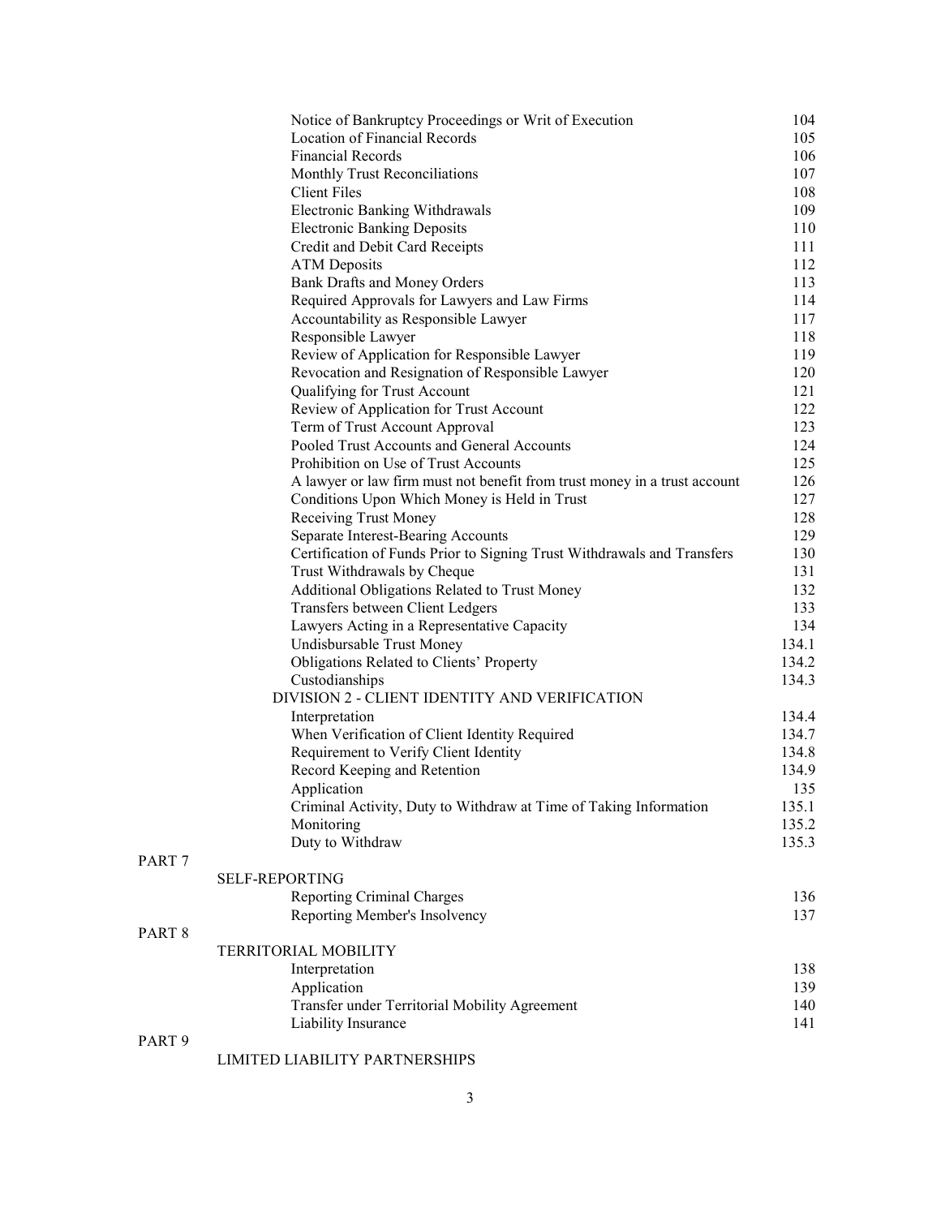| | |
|---|---|
| Notice of Bankruptcy Proceedings or Writ of Execution | 104 |
| Location of Financial Records | 105 |
| Financial Records | 106 |
| Monthly Trust Reconciliations | 107 |
| Client Files | 108 |
| Electronic Banking Withdrawals | 109 |
| Electronic Banking Deposits | 110 |
| Credit and Debit Card Receipts | 111 |
| ATM Deposits | 112 |
| Bank Drafts and Money Orders | 113 |
| Required Approvals for Lawyers and Law Firms | 114 |
| Accountability as Responsible Lawyer | 117 |
| Responsible Lawyer | 118 |
| Review of Application for Responsible Lawyer | 119 |
| Revocation and Resignation of Responsible Lawyer | 120 |
| Qualifying for Trust Account | 121 |
| Review of Application for Trust Account | 122 |
| Term of Trust Account Approval | 123 |
| Pooled Trust Accounts and General Accounts | 124 |
| Prohibition on Use of Trust Accounts | 125 |
| A lawyer or law firm must not benefit from trust money in a trust account | 126 |
| Conditions Upon Which Money is Held in Trust | 127 |
| Receiving Trust Money | 128 |
| Separate Interest-Bearing Accounts | 129 |
| Certification of Funds Prior to Signing Trust Withdrawals and Transfers | 130 |
| Trust Withdrawals by Cheque | 131 |
| Additional Obligations Related to Trust Money | 132 |
| Transfers between Client Ledgers | 133 |
| Lawyers Acting in a Representative Capacity | 134 |
| Undisbursable Trust Money | 134.1 |
| Obligations Related to Clients' Property | 134.2 |
| Custodianships | 134.3 |

DIVISION 2 - CLIENT IDENTITY AND VERIFICATION

| | |
|---|---|
| Interpretation | 134.4 |
| When Verification of Client Identity Required | 134.7 |
| Requirement to Verify Client Identity | 134.8 |
| Record Keeping and Retention | 134.9 |
| Application | 135 |
| Criminal Activity, Duty to Withdraw at Time of Taking Information | 135.1 |
| Monitoring | 135.2 |
| Duty to Withdraw | 135.3 |

PART 7

SELF-REPORTING

| | |
|---|---|
| Reporting Criminal Charges | 136 |
| Reporting Member's Insolvency | 137 |

PART 8

TERRITORIAL MOBILITY

| | |
|---|---|
| Interpretation | 138 |
| Application | 139 |
| Transfer under Territorial Mobility Agreement | 140 |
| Liability Insurance | 141 |

PART 9

LIMITED LIABILITY PARTNERSHIPS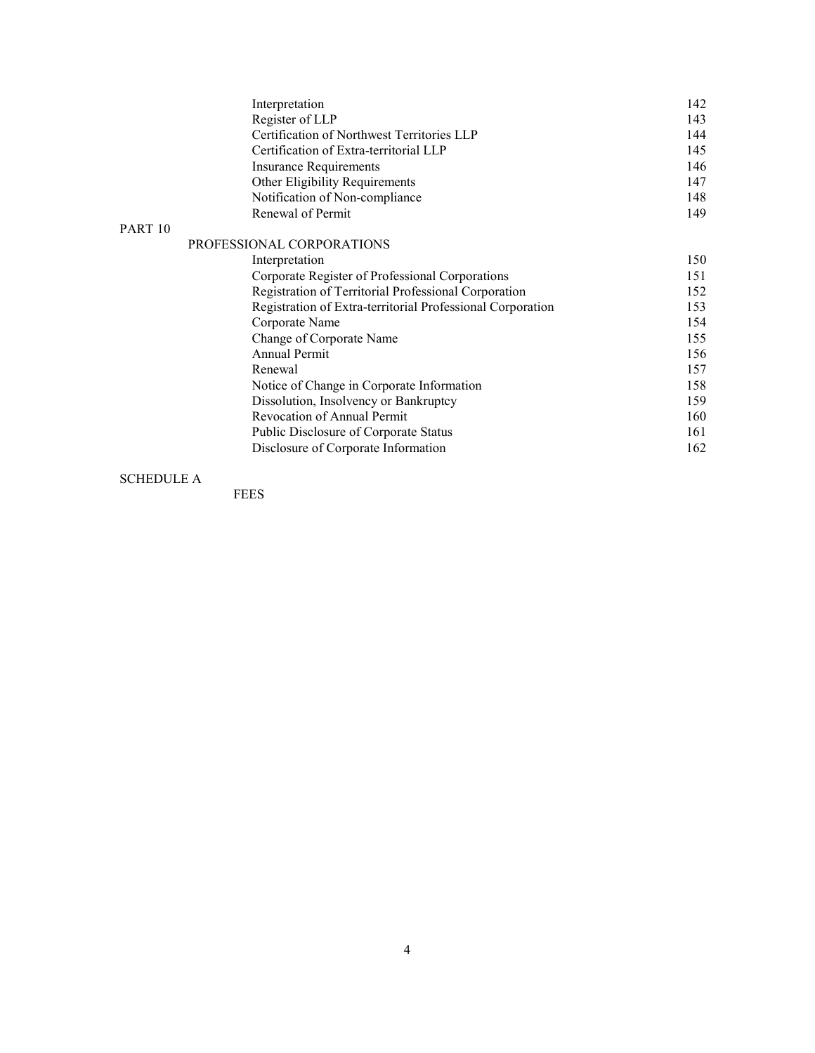| | |
|---|---|
| Interpretation | 142 |
| Register of LLP | 143 |
| Certification of Northwest Territories LLP | 144 |
| Certification of Extra-territorial LLP | 145 |
| Insurance Requirements | 146 |
| Other Eligibility Requirements | 147 |
| Notification of Non-compliance | 148 |
| Renewal of Permit | 149 |

PART 10

PROFESSIONAL CORPORATIONS

| | |
|---|---|
| Interpretation | 150 |
| Corporate Register of Professional Corporations | 151 |
| Registration of Territorial Professional Corporation | 152 |
| Registration of Extra-territorial Professional Corporation | 153 |
| Corporate Name | 154 |
| Change of Corporate Name | 155 |
| Annual Permit | 156 |
| Renewal | 157 |
| Notice of Change in Corporate Information | 158 |
| Dissolution, Insolvency or Bankruptcy | 159 |
| Revocation of Annual Permit | 160 |
| Public Disclosure of Corporate Status | 161 |
| Disclosure of Corporate Information | 162 |

SCHEDULE A

FEES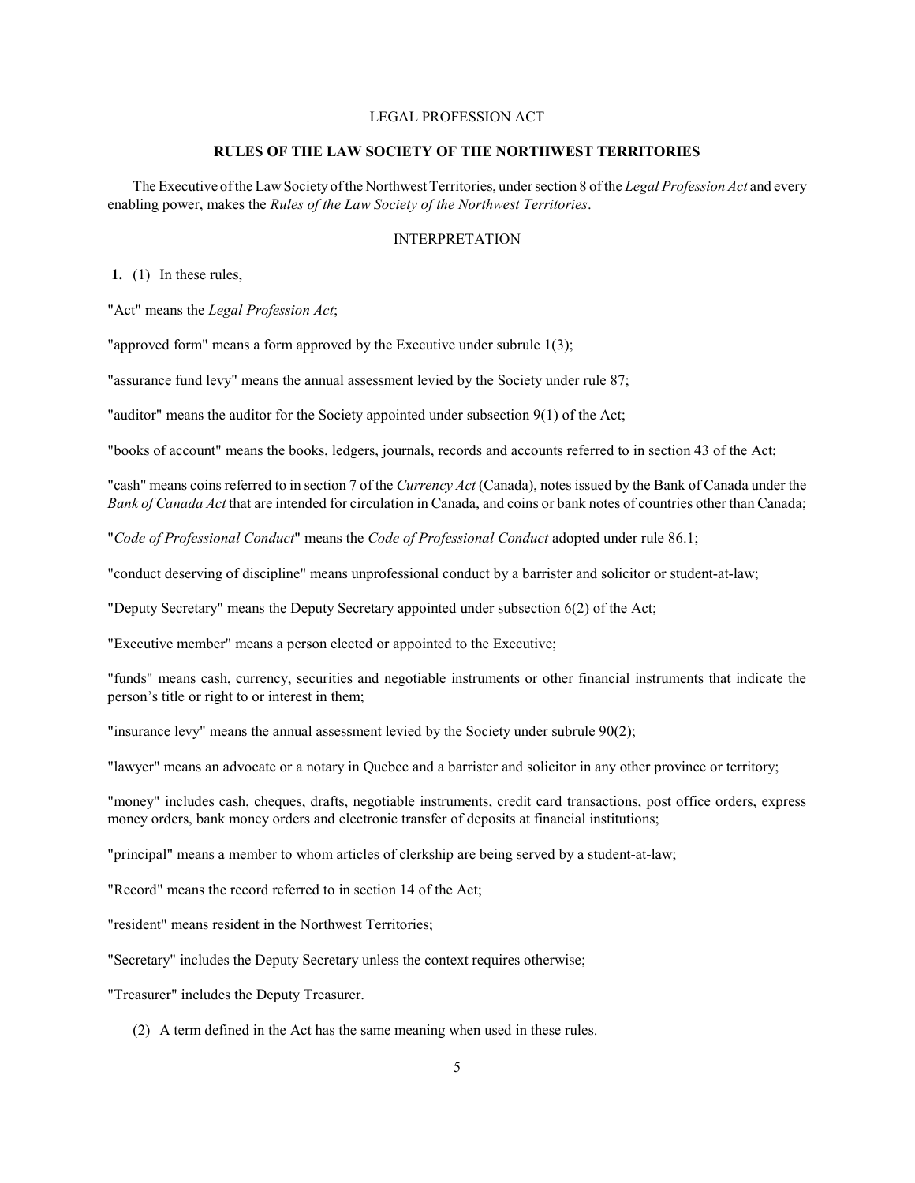LEGAL PROFESSION ACT

## RULES OF THE LAW SOCIETY OF THE NORTHWEST TERRITORIES

The Executive of the Law Society of the Northwest Territories, under section 8 of the *Legal Profession Act* and every enabling power, makes the *Rules of the Law Society of the Northwest Territories*.

### INTERPRETATION

**1.** (1) In these rules,

"Act" means the *Legal Profession Act*;

"approved form" means a form approved by the Executive under subrule 1(3);

"assurance fund levy" means the annual assessment levied by the Society under rule 87;

"auditor" means the auditor for the Society appointed under subsection 9(1) of the Act;

"books of account" means the books, ledgers, journals, records and accounts referred to in section 43 of the Act;

"cash" means coins referred to in section 7 of the *Currency Act* (Canada), notes issued by the Bank of Canada under the *Bank of Canada Act* that are intended for circulation in Canada, and coins or bank notes of countries other than Canada;

"*Code of Professional Conduct*" means the *Code of Professional Conduct* adopted under rule 86.1;

"conduct deserving of discipline" means unprofessional conduct by a barrister and solicitor or student-at-law;

"Deputy Secretary" means the Deputy Secretary appointed under subsection 6(2) of the Act;

"Executive member" means a person elected or appointed to the Executive;

"funds" means cash, currency, securities and negotiable instruments or other financial instruments that indicate the person's title or right to or interest in them;

"insurance levy" means the annual assessment levied by the Society under subrule 90(2);

"lawyer" means an advocate or a notary in Quebec and a barrister and solicitor in any other province or territory;

"money" includes cash, cheques, drafts, negotiable instruments, credit card transactions, post office orders, express money orders, bank money orders and electronic transfer of deposits at financial institutions;

"principal" means a member to whom articles of clerkship are being served by a student-at-law;

"Record" means the record referred to in section 14 of the Act;

"resident" means resident in the Northwest Territories;

"Secretary" includes the Deputy Secretary unless the context requires otherwise;

"Treasurer" includes the Deputy Treasurer.

(2) A term defined in the Act has the same meaning when used in these rules.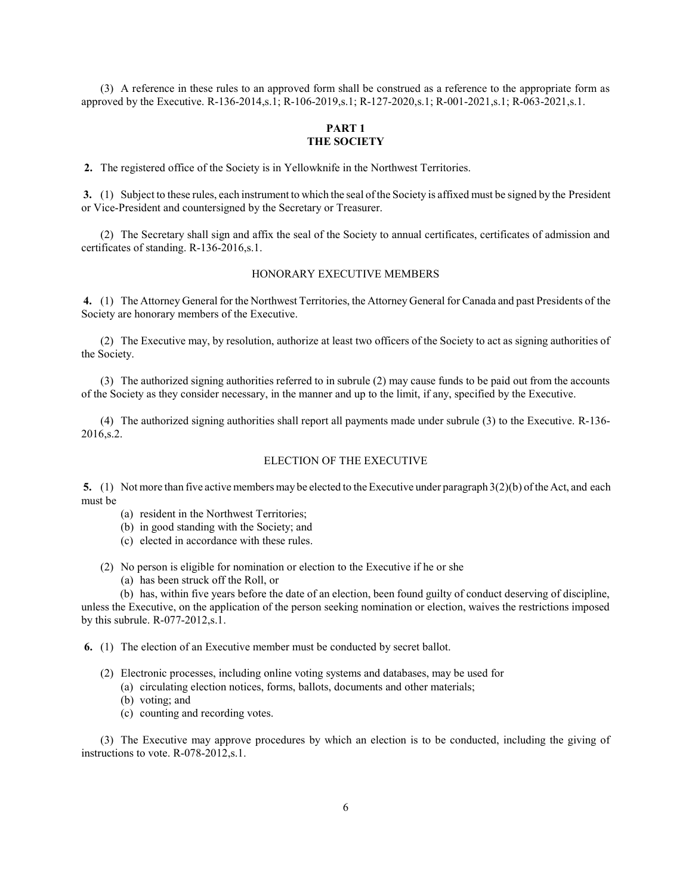(3) A reference in these rules to an approved form shall be construed as a reference to the appropriate form as approved by the Executive. R-136-2014,s.1; R-106-2019,s.1; R-127-2020,s.1; R-001-2021,s.1; R-063-2021,s.1.

## PART 1
## THE SOCIETY

**2.** The registered office of the Society is in Yellowknife in the Northwest Territories.

**3.** (1) Subject to these rules, each instrument to which the seal of the Society is affixed must be signed by the President or Vice-President and countersigned by the Secretary or Treasurer.

(2) The Secretary shall sign and affix the seal of the Society to annual certificates, certificates of admission and certificates of standing. R-136-2016,s.1.

### HONORARY EXECUTIVE MEMBERS

**4.** (1) The Attorney General for the Northwest Territories, the Attorney General for Canada and past Presidents of the Society are honorary members of the Executive.

(2) The Executive may, by resolution, authorize at least two officers of the Society to act as signing authorities of the Society.

(3) The authorized signing authorities referred to in subrule (2) may cause funds to be paid out from the accounts of the Society as they consider necessary, in the manner and up to the limit, if any, specified by the Executive.

(4) The authorized signing authorities shall report all payments made under subrule (3) to the Executive. R-136-2016,s.2.

### ELECTION OF THE EXECUTIVE

**5.** (1) Not more than five active members may be elected to the Executive under paragraph 3(2)(b) of the Act, and each must be

- (a) resident in the Northwest Territories;
- (b) in good standing with the Society; and
- (c) elected in accordance with these rules.

(2) No person is eligible for nomination or election to the Executive if he or she

- (a) has been struck off the Roll, or
- (b) has, within five years before the date of an election, been found guilty of conduct deserving of discipline,

unless the Executive, on the application of the person seeking nomination or election, waives the restrictions imposed by this subrule. R-077-2012,s.1.

**6.** (1) The election of an Executive member must be conducted by secret ballot.

(2) Electronic processes, including online voting systems and databases, may be used for

- (a) circulating election notices, forms, ballots, documents and other materials;
- (b) voting; and
- (c) counting and recording votes.

(3) The Executive may approve procedures by which an election is to be conducted, including the giving of instructions to vote. R-078-2012,s.1.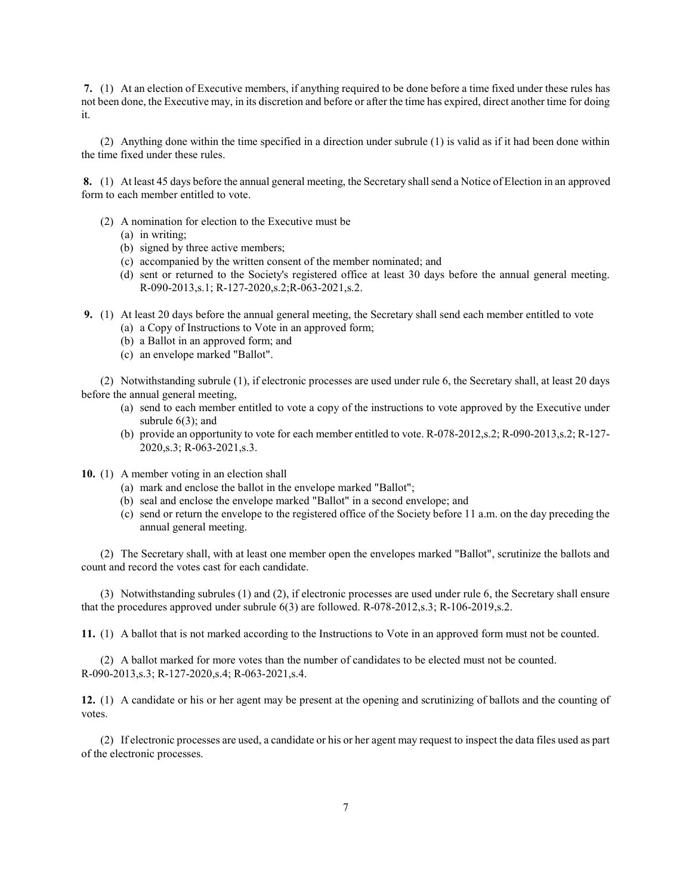**7.** (1) At an election of Executive members, if anything required to be done before a time fixed under these rules has not been done, the Executive may, in its discretion and before or after the time has expired, direct another time for doing it.

(2) Anything done within the time specified in a direction under subrule (1) is valid as if it had been done within the time fixed under these rules.

**8.** (1) At least 45 days before the annual general meeting, the Secretary shall send a Notice of Election in an approved form to each member entitled to vote.

(2) A nomination for election to the Executive must be

(a) in writing;

(b) signed by three active members;

(c) accompanied by the written consent of the member nominated; and

(d) sent or returned to the Society's registered office at least 30 days before the annual general meeting. R-090-2013,s.1; R-127-2020,s.2;R-063-2021,s.2.

**9.** (1) At least 20 days before the annual general meeting, the Secretary shall send each member entitled to vote

(a) a Copy of Instructions to Vote in an approved form;

(b) a Ballot in an approved form; and

(c) an envelope marked "Ballot".

(2) Notwithstanding subrule (1), if electronic processes are used under rule 6, the Secretary shall, at least 20 days before the annual general meeting,

(a) send to each member entitled to vote a copy of the instructions to vote approved by the Executive under subrule 6(3); and

(b) provide an opportunity to vote for each member entitled to vote. R-078-2012,s.2; R-090-2013,s.2; R-127-2020,s.3; R-063-2021,s.3.

**10.** (1) A member voting in an election shall

(a) mark and enclose the ballot in the envelope marked "Ballot";

(b) seal and enclose the envelope marked "Ballot" in a second envelope; and

(c) send or return the envelope to the registered office of the Society before 11 a.m. on the day preceding the annual general meeting.

(2) The Secretary shall, with at least one member open the envelopes marked "Ballot", scrutinize the ballots and count and record the votes cast for each candidate.

(3) Notwithstanding subrules (1) and (2), if electronic processes are used under rule 6, the Secretary shall ensure that the procedures approved under subrule 6(3) are followed. R-078-2012,s.3; R-106-2019,s.2.

**11.** (1) A ballot that is not marked according to the Instructions to Vote in an approved form must not be counted.

(2) A ballot marked for more votes than the number of candidates to be elected must not be counted. R-090-2013,s.3; R-127-2020,s.4; R-063-2021,s.4.

**12.** (1) A candidate or his or her agent may be present at the opening and scrutinizing of ballots and the counting of votes.

(2) If electronic processes are used, a candidate or his or her agent may request to inspect the data files used as part of the electronic processes.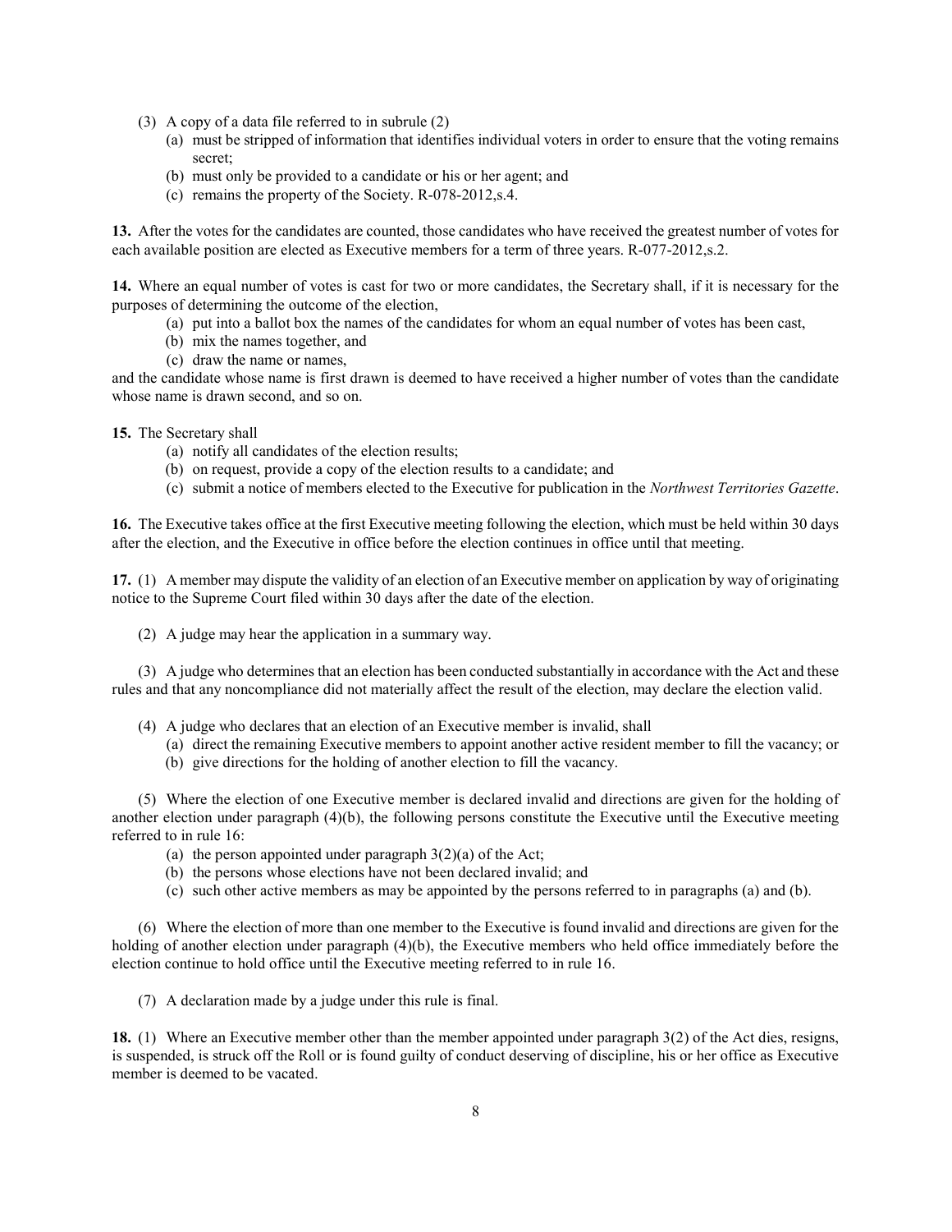(3) A copy of a data file referred to in subrule (2)

(a) must be stripped of information that identifies individual voters in order to ensure that the voting remains secret;

(b) must only be provided to a candidate or his or her agent; and

(c) remains the property of the Society. R-078-2012,s.4.

**13.** After the votes for the candidates are counted, those candidates who have received the greatest number of votes for each available position are elected as Executive members for a term of three years. R-077-2012,s.2.

**14.** Where an equal number of votes is cast for two or more candidates, the Secretary shall, if it is necessary for the purposes of determining the outcome of the election,

(a) put into a ballot box the names of the candidates for whom an equal number of votes has been cast,

(b) mix the names together, and

(c) draw the name or names,

and the candidate whose name is first drawn is deemed to have received a higher number of votes than the candidate whose name is drawn second, and so on.

**15.** The Secretary shall

(a) notify all candidates of the election results;

(b) on request, provide a copy of the election results to a candidate; and

(c) submit a notice of members elected to the Executive for publication in the *Northwest Territories Gazette*.

**16.** The Executive takes office at the first Executive meeting following the election, which must be held within 30 days after the election, and the Executive in office before the election continues in office until that meeting.

**17.** (1) A member may dispute the validity of an election of an Executive member on application by way of originating notice to the Supreme Court filed within 30 days after the date of the election.

(2) A judge may hear the application in a summary way.

(3) A judge who determines that an election has been conducted substantially in accordance with the Act and these rules and that any noncompliance did not materially affect the result of the election, may declare the election valid.

(4) A judge who declares that an election of an Executive member is invalid, shall

(a) direct the remaining Executive members to appoint another active resident member to fill the vacancy; or

(b) give directions for the holding of another election to fill the vacancy.

(5) Where the election of one Executive member is declared invalid and directions are given for the holding of another election under paragraph (4)(b), the following persons constitute the Executive until the Executive meeting referred to in rule 16:

(a) the person appointed under paragraph 3(2)(a) of the Act;

(b) the persons whose elections have not been declared invalid; and

(c) such other active members as may be appointed by the persons referred to in paragraphs (a) and (b).

(6) Where the election of more than one member to the Executive is found invalid and directions are given for the holding of another election under paragraph (4)(b), the Executive members who held office immediately before the election continue to hold office until the Executive meeting referred to in rule 16.

(7) A declaration made by a judge under this rule is final.

**18.** (1) Where an Executive member other than the member appointed under paragraph 3(2) of the Act dies, resigns, is suspended, is struck off the Roll or is found guilty of conduct deserving of discipline, his or her office as Executive member is deemed to be vacated.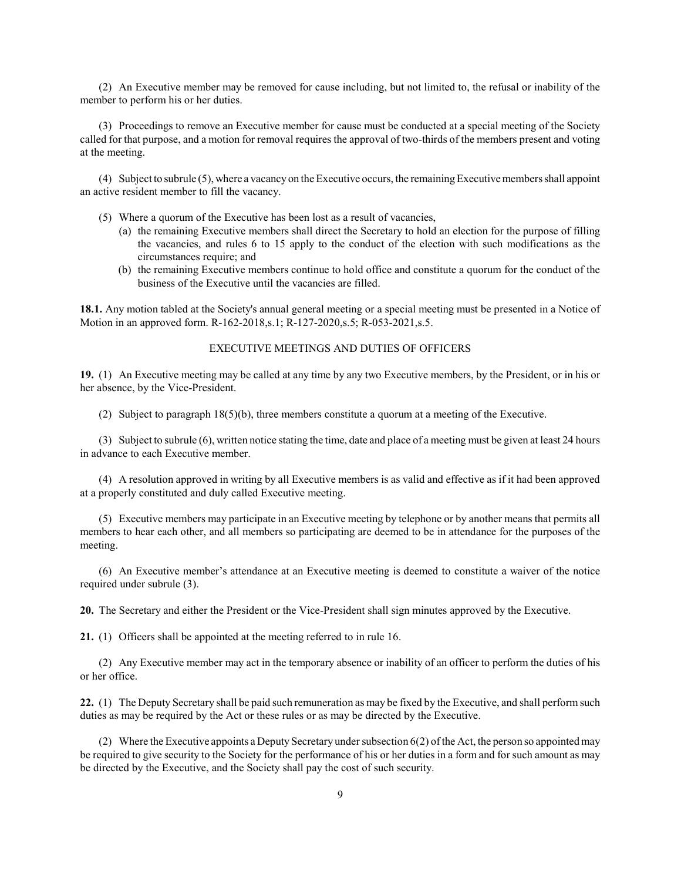(2) An Executive member may be removed for cause including, but not limited to, the refusal or inability of the member to perform his or her duties.

(3) Proceedings to remove an Executive member for cause must be conducted at a special meeting of the Society called for that purpose, and a motion for removal requires the approval of two-thirds of the members present and voting at the meeting.

(4) Subject to subrule (5), where a vacancy on the Executive occurs, the remaining Executive members shall appoint an active resident member to fill the vacancy.

(5) Where a quorum of the Executive has been lost as a result of vacancies,

- (a) the remaining Executive members shall direct the Secretary to hold an election for the purpose of filling the vacancies, and rules 6 to 15 apply to the conduct of the election with such modifications as the circumstances require; and
- (b) the remaining Executive members continue to hold office and constitute a quorum for the conduct of the business of the Executive until the vacancies are filled.

**18.1.** Any motion tabled at the Society's annual general meeting or a special meeting must be presented in a Notice of Motion in an approved form. R-162-2018,s.1; R-127-2020,s.5; R-053-2021,s.5.

## EXECUTIVE MEETINGS AND DUTIES OF OFFICERS

**19.** (1) An Executive meeting may be called at any time by any two Executive members, by the President, or in his or her absence, by the Vice-President.

(2) Subject to paragraph 18(5)(b), three members constitute a quorum at a meeting of the Executive.

(3) Subject to subrule (6), written notice stating the time, date and place of a meeting must be given at least 24 hours in advance to each Executive member.

(4) A resolution approved in writing by all Executive members is as valid and effective as if it had been approved at a properly constituted and duly called Executive meeting.

(5) Executive members may participate in an Executive meeting by telephone or by another means that permits all members to hear each other, and all members so participating are deemed to be in attendance for the purposes of the meeting.

(6) An Executive member's attendance at an Executive meeting is deemed to constitute a waiver of the notice required under subrule (3).

**20.** The Secretary and either the President or the Vice-President shall sign minutes approved by the Executive.

**21.** (1) Officers shall be appointed at the meeting referred to in rule 16.

(2) Any Executive member may act in the temporary absence or inability of an officer to perform the duties of his or her office.

**22.** (1) The Deputy Secretary shall be paid such remuneration as may be fixed by the Executive, and shall perform such duties as may be required by the Act or these rules or as may be directed by the Executive.

(2) Where the Executive appoints a Deputy Secretary under subsection 6(2) of the Act, the person so appointed may be required to give security to the Society for the performance of his or her duties in a form and for such amount as may be directed by the Executive, and the Society shall pay the cost of such security.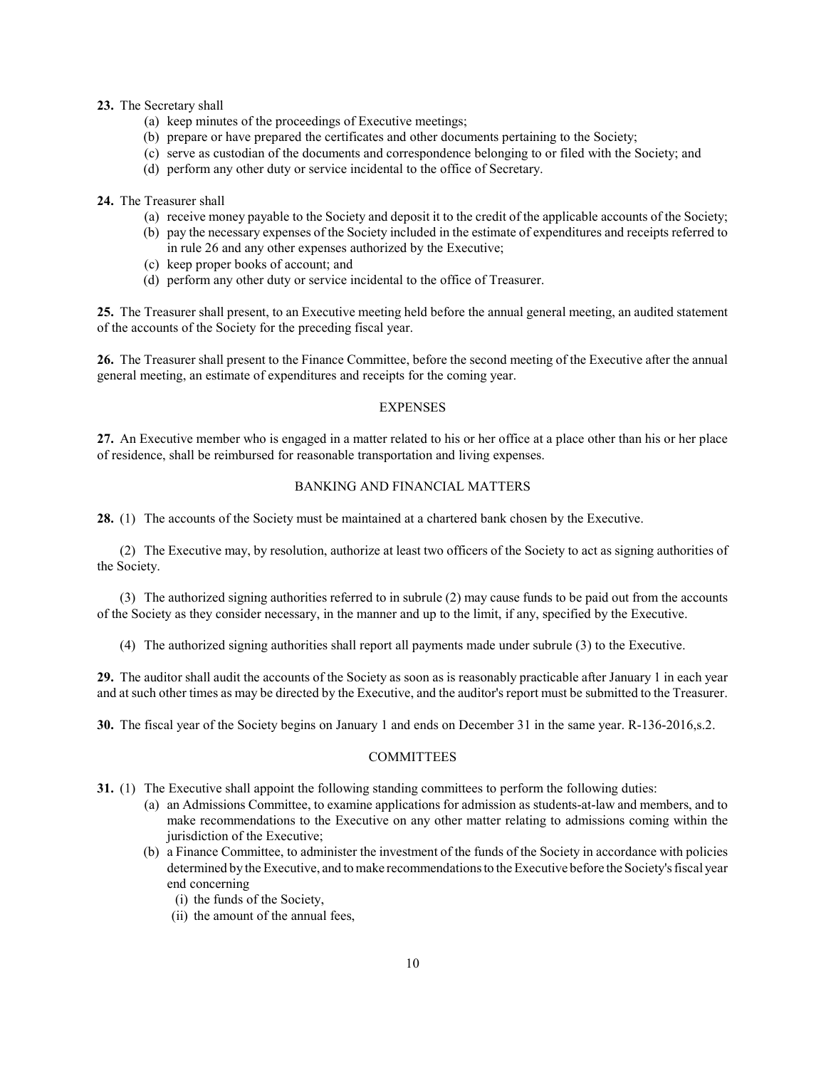**23.** The Secretary shall

(a) keep minutes of the proceedings of Executive meetings;

(b) prepare or have prepared the certificates and other documents pertaining to the Society;

(c) serve as custodian of the documents and correspondence belonging to or filed with the Society; and

(d) perform any other duty or service incidental to the office of Secretary.

**24.** The Treasurer shall

(a) receive money payable to the Society and deposit it to the credit of the applicable accounts of the Society;

(b) pay the necessary expenses of the Society included in the estimate of expenditures and receipts referred to in rule 26 and any other expenses authorized by the Executive;

(c) keep proper books of account; and

(d) perform any other duty or service incidental to the office of Treasurer.

**25.** The Treasurer shall present, to an Executive meeting held before the annual general meeting, an audited statement of the accounts of the Society for the preceding fiscal year.

**26.** The Treasurer shall present to the Finance Committee, before the second meeting of the Executive after the annual general meeting, an estimate of expenditures and receipts for the coming year.

## EXPENSES

**27.** An Executive member who is engaged in a matter related to his or her office at a place other than his or her place of residence, shall be reimbursed for reasonable transportation and living expenses.

## BANKING AND FINANCIAL MATTERS

**28.** (1) The accounts of the Society must be maintained at a chartered bank chosen by the Executive.

(2) The Executive may, by resolution, authorize at least two officers of the Society to act as signing authorities of the Society.

(3) The authorized signing authorities referred to in subrule (2) may cause funds to be paid out from the accounts of the Society as they consider necessary, in the manner and up to the limit, if any, specified by the Executive.

(4) The authorized signing authorities shall report all payments made under subrule (3) to the Executive.

**29.** The auditor shall audit the accounts of the Society as soon as is reasonably practicable after January 1 in each year and at such other times as may be directed by the Executive, and the auditor's report must be submitted to the Treasurer.

**30.** The fiscal year of the Society begins on January 1 and ends on December 31 in the same year. R-136-2016,s.2.

## COMMITTEES

**31.** (1) The Executive shall appoint the following standing committees to perform the following duties:

(a) an Admissions Committee, to examine applications for admission as students-at-law and members, and to make recommendations to the Executive on any other matter relating to admissions coming within the jurisdiction of the Executive;

(b) a Finance Committee, to administer the investment of the funds of the Society in accordance with policies determined by the Executive, and to make recommendations to the Executive before the Society's fiscal year end concerning

(i) the funds of the Society,

(ii) the amount of the annual fees,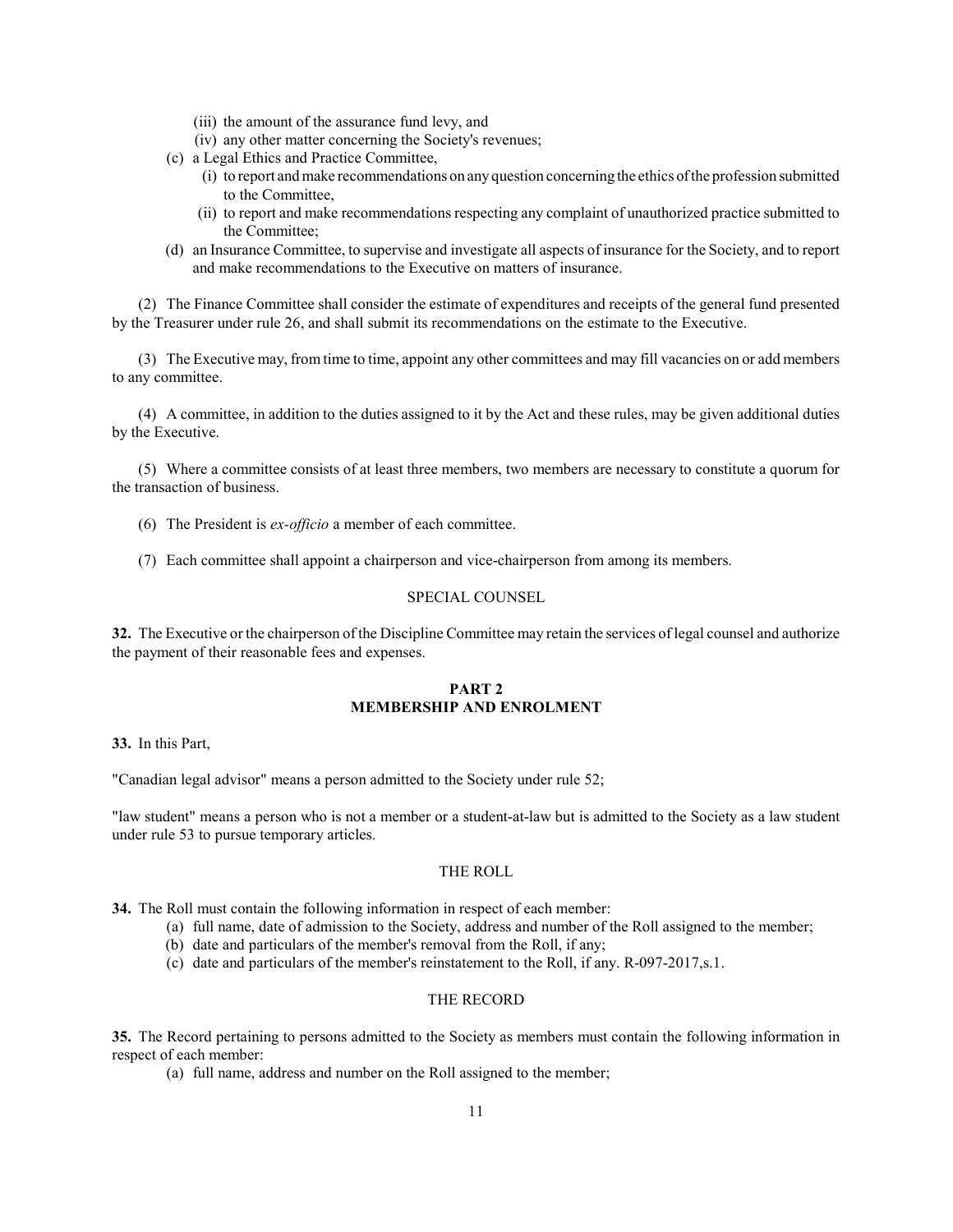(iii) the amount of the assurance fund levy, and
(iv) any other matter concerning the Society's revenues;

(c) a Legal Ethics and Practice Committee,
   (i) to report and make recommendations on any question concerning the ethics of the profession submitted to the Committee,
   (ii) to report and make recommendations respecting any complaint of unauthorized practice submitted to the Committee;

(d) an Insurance Committee, to supervise and investigate all aspects of insurance for the Society, and to report and make recommendations to the Executive on matters of insurance.

(2) The Finance Committee shall consider the estimate of expenditures and receipts of the general fund presented by the Treasurer under rule 26, and shall submit its recommendations on the estimate to the Executive.

(3) The Executive may, from time to time, appoint any other committees and may fill vacancies on or add members to any committee.

(4) A committee, in addition to the duties assigned to it by the Act and these rules, may be given additional duties by the Executive.

(5) Where a committee consists of at least three members, two members are necessary to constitute a quorum for the transaction of business.

(6) The President is *ex-officio* a member of each committee.

(7) Each committee shall appoint a chairperson and vice-chairperson from among its members.

### SPECIAL COUNSEL

**32.** The Executive or the chairperson of the Discipline Committee may retain the services of legal counsel and authorize the payment of their reasonable fees and expenses.

## PART 2
## MEMBERSHIP AND ENROLMENT

**33.** In this Part,

"Canadian legal advisor" means a person admitted to the Society under rule 52;

"law student" means a person who is not a member or a student-at-law but is admitted to the Society as a law student under rule 53 to pursue temporary articles.

### THE ROLL

**34.** The Roll must contain the following information in respect of each member:

(a) full name, date of admission to the Society, address and number of the Roll assigned to the member;
(b) date and particulars of the member's removal from the Roll, if any;
(c) date and particulars of the member's reinstatement to the Roll, if any. R-097-2017,s.1.

### THE RECORD

**35.** The Record pertaining to persons admitted to the Society as members must contain the following information in respect of each member:

(a) full name, address and number on the Roll assigned to the member;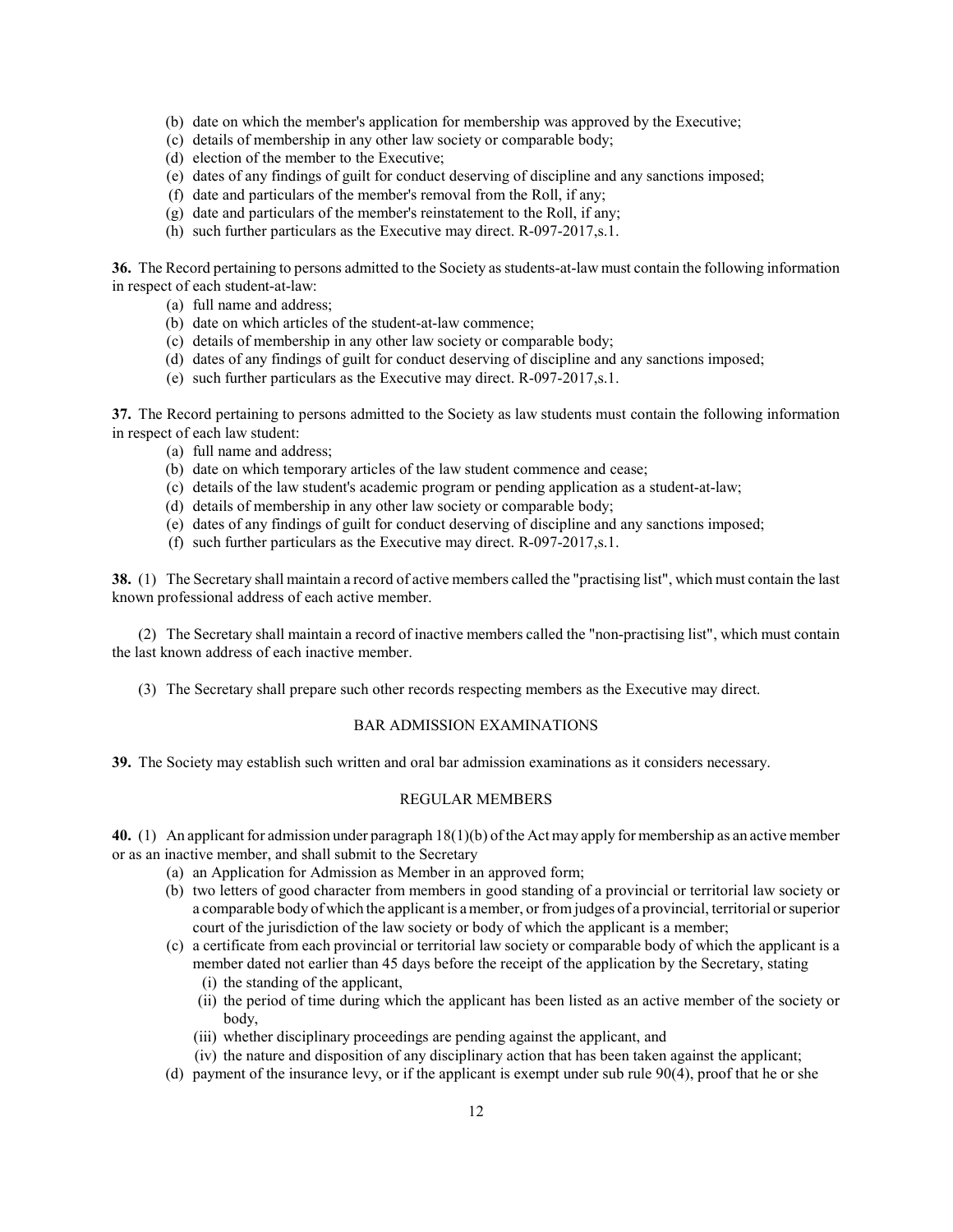(b) date on which the member's application for membership was approved by the Executive;
(c) details of membership in any other law society or comparable body;
(d) election of the member to the Executive;
(e) dates of any findings of guilt for conduct deserving of discipline and any sanctions imposed;
(f) date and particulars of the member's removal from the Roll, if any;
(g) date and particulars of the member's reinstatement to the Roll, if any;
(h) such further particulars as the Executive may direct. R-097-2017,s.1.

**36.** The Record pertaining to persons admitted to the Society as students-at-law must contain the following information in respect of each student-at-law:

(a) full name and address;
(b) date on which articles of the student-at-law commence;
(c) details of membership in any other law society or comparable body;
(d) dates of any findings of guilt for conduct deserving of discipline and any sanctions imposed;
(e) such further particulars as the Executive may direct. R-097-2017,s.1.

**37.** The Record pertaining to persons admitted to the Society as law students must contain the following information in respect of each law student:

(a) full name and address;
(b) date on which temporary articles of the law student commence and cease;
(c) details of the law student's academic program or pending application as a student-at-law;
(d) details of membership in any other law society or comparable body;
(e) dates of any findings of guilt for conduct deserving of discipline and any sanctions imposed;
(f) such further particulars as the Executive may direct. R-097-2017,s.1.

**38.** (1) The Secretary shall maintain a record of active members called the "practising list", which must contain the last known professional address of each active member.

(2) The Secretary shall maintain a record of inactive members called the "non-practising list", which must contain the last known address of each inactive member.

(3) The Secretary shall prepare such other records respecting members as the Executive may direct.

BAR ADMISSION EXAMINATIONS

**39.** The Society may establish such written and oral bar admission examinations as it considers necessary.

REGULAR MEMBERS

**40.** (1) An applicant for admission under paragraph 18(1)(b) of the Act may apply for membership as an active member or as an inactive member, and shall submit to the Secretary

(a) an Application for Admission as Member in an approved form;
(b) two letters of good character from members in good standing of a provincial or territorial law society or a comparable body of which the applicant is a member, or from judges of a provincial, territorial or superior court of the jurisdiction of the law society or body of which the applicant is a member;
(c) a certificate from each provincial or territorial law society or comparable body of which the applicant is a member dated not earlier than 45 days before the receipt of the application by the Secretary, stating
  (i) the standing of the applicant,
  (ii) the period of time during which the applicant has been listed as an active member of the society or body,
  (iii) whether disciplinary proceedings are pending against the applicant, and
  (iv) the nature and disposition of any disciplinary action that has been taken against the applicant;
(d) payment of the insurance levy, or if the applicant is exempt under sub rule 90(4), proof that he or she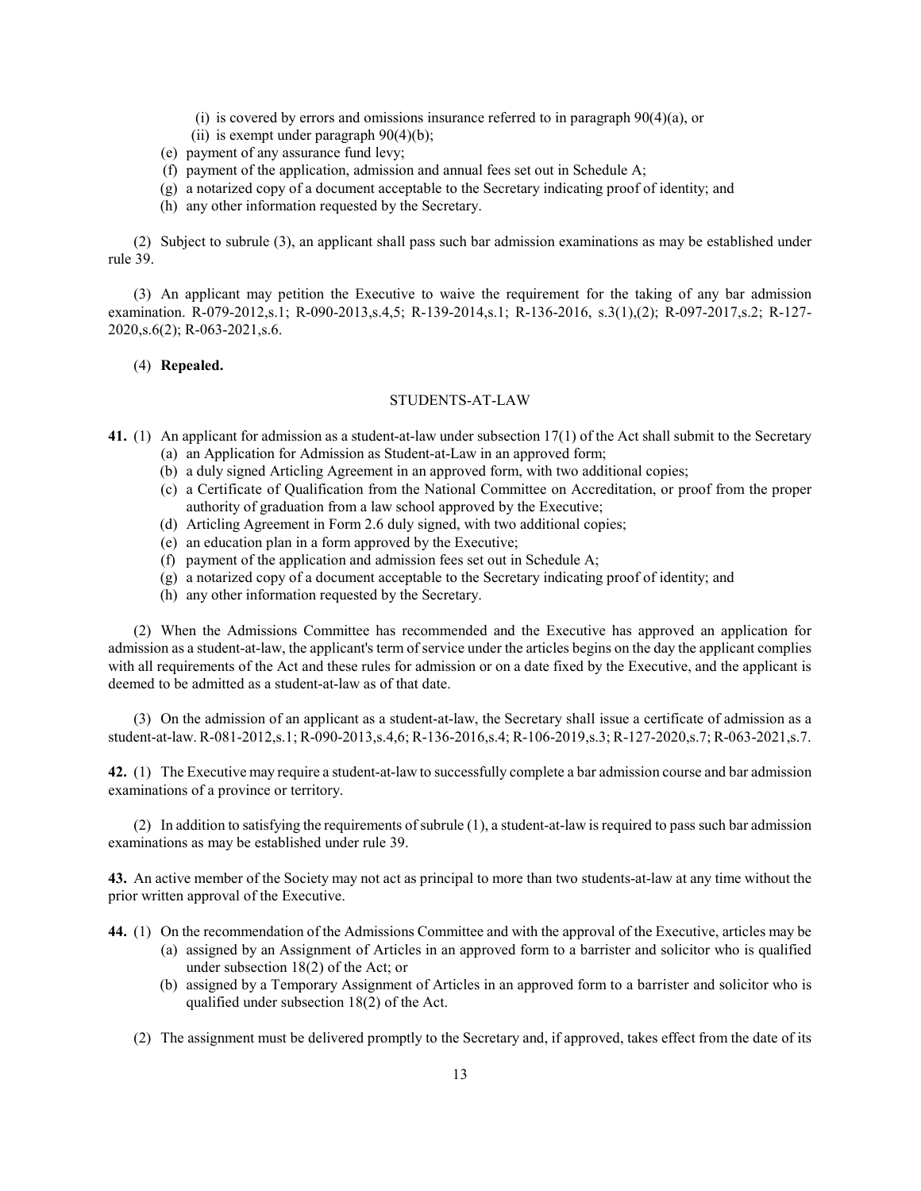(i) is covered by errors and omissions insurance referred to in paragraph 90(4)(a), or

(ii) is exempt under paragraph 90(4)(b);

(e) payment of any assurance fund levy;

(f) payment of the application, admission and annual fees set out in Schedule A;

(g) a notarized copy of a document acceptable to the Secretary indicating proof of identity; and

(h) any other information requested by the Secretary.

(2) Subject to subrule (3), an applicant shall pass such bar admission examinations as may be established under rule 39.

(3) An applicant may petition the Executive to waive the requirement for the taking of any bar admission examination. R-079-2012,s.1; R-090-2013,s.4,5; R-139-2014,s.1; R-136-2016, s.3(1),(2); R-097-2017,s.2; R-127-2020,s.6(2); R-063-2021,s.6.

(4) **Repealed.**

## STUDENTS-AT-LAW

**41.** (1) An applicant for admission as a student-at-law under subsection 17(1) of the Act shall submit to the Secretary

(a) an Application for Admission as Student-at-Law in an approved form;

(b) a duly signed Articling Agreement in an approved form, with two additional copies;

(c) a Certificate of Qualification from the National Committee on Accreditation, or proof from the proper authority of graduation from a law school approved by the Executive;

(d) Articling Agreement in Form 2.6 duly signed, with two additional copies;

(e) an education plan in a form approved by the Executive;

(f) payment of the application and admission fees set out in Schedule A;

(g) a notarized copy of a document acceptable to the Secretary indicating proof of identity; and

(h) any other information requested by the Secretary.

(2) When the Admissions Committee has recommended and the Executive has approved an application for admission as a student-at-law, the applicant's term of service under the articles begins on the day the applicant complies with all requirements of the Act and these rules for admission or on a date fixed by the Executive, and the applicant is deemed to be admitted as a student-at-law as of that date.

(3) On the admission of an applicant as a student-at-law, the Secretary shall issue a certificate of admission as a student-at-law. R-081-2012,s.1; R-090-2013,s.4,6; R-136-2016,s.4; R-106-2019,s.3; R-127-2020,s.7; R-063-2021,s.7.

**42.** (1) The Executive may require a student-at-law to successfully complete a bar admission course and bar admission examinations of a province or territory.

(2) In addition to satisfying the requirements of subrule (1), a student-at-law is required to pass such bar admission examinations as may be established under rule 39.

**43.** An active member of the Society may not act as principal to more than two students-at-law at any time without the prior written approval of the Executive.

**44.** (1) On the recommendation of the Admissions Committee and with the approval of the Executive, articles may be

(a) assigned by an Assignment of Articles in an approved form to a barrister and solicitor who is qualified under subsection 18(2) of the Act; or

(b) assigned by a Temporary Assignment of Articles in an approved form to a barrister and solicitor who is qualified under subsection 18(2) of the Act.

(2) The assignment must be delivered promptly to the Secretary and, if approved, takes effect from the date of its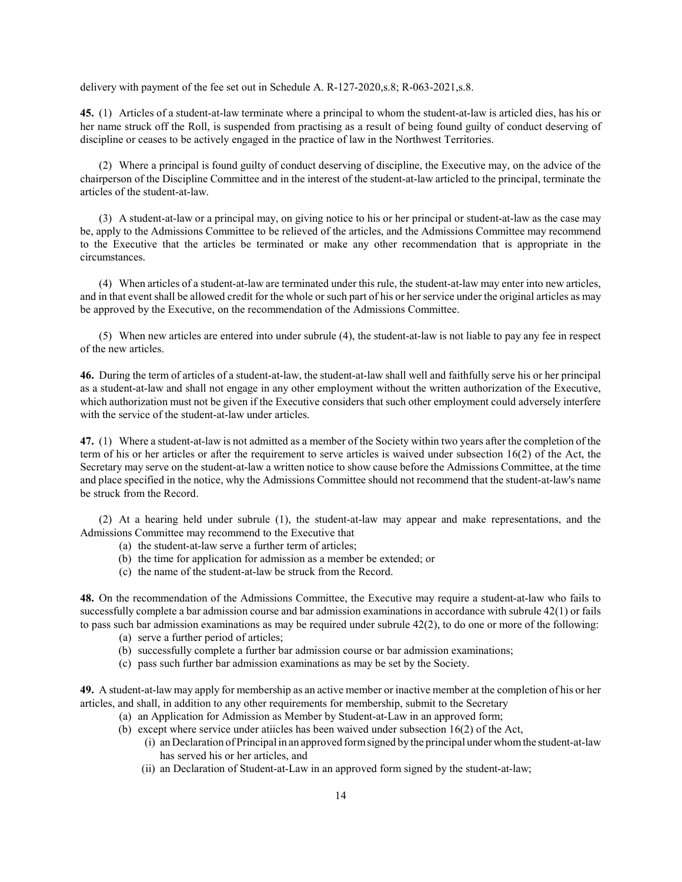delivery with payment of the fee set out in Schedule A. R-127-2020,s.8; R-063-2021,s.8.

**45.** (1) Articles of a student-at-law terminate where a principal to whom the student-at-law is articled dies, has his or her name struck off the Roll, is suspended from practising as a result of being found guilty of conduct deserving of discipline or ceases to be actively engaged in the practice of law in the Northwest Territories.

(2) Where a principal is found guilty of conduct deserving of discipline, the Executive may, on the advice of the chairperson of the Discipline Committee and in the interest of the student-at-law articled to the principal, terminate the articles of the student-at-law.

(3) A student-at-law or a principal may, on giving notice to his or her principal or student-at-law as the case may be, apply to the Admissions Committee to be relieved of the articles, and the Admissions Committee may recommend to the Executive that the articles be terminated or make any other recommendation that is appropriate in the circumstances.

(4) When articles of a student-at-law are terminated under this rule, the student-at-law may enter into new articles, and in that event shall be allowed credit for the whole or such part of his or her service under the original articles as may be approved by the Executive, on the recommendation of the Admissions Committee.

(5) When new articles are entered into under subrule (4), the student-at-law is not liable to pay any fee in respect of the new articles.

**46.** During the term of articles of a student-at-law, the student-at-law shall well and faithfully serve his or her principal as a student-at-law and shall not engage in any other employment without the written authorization of the Executive, which authorization must not be given if the Executive considers that such other employment could adversely interfere with the service of the student-at-law under articles.

**47.** (1) Where a student-at-law is not admitted as a member of the Society within two years after the completion of the term of his or her articles or after the requirement to serve articles is waived under subsection 16(2) of the Act, the Secretary may serve on the student-at-law a written notice to show cause before the Admissions Committee, at the time and place specified in the notice, why the Admissions Committee should not recommend that the student-at-law's name be struck from the Record.

(2) At a hearing held under subrule (1), the student-at-law may appear and make representations, and the Admissions Committee may recommend to the Executive that

- (a) the student-at-law serve a further term of articles;
- (b) the time for application for admission as a member be extended; or
- (c) the name of the student-at-law be struck from the Record.

**48.** On the recommendation of the Admissions Committee, the Executive may require a student-at-law who fails to successfully complete a bar admission course and bar admission examinations in accordance with subrule 42(1) or fails to pass such bar admission examinations as may be required under subrule 42(2), to do one or more of the following:

- (a) serve a further period of articles;
- (b) successfully complete a further bar admission course or bar admission examinations;
- (c) pass such further bar admission examinations as may be set by the Society.

**49.** A student-at-law may apply for membership as an active member or inactive member at the completion of his or her articles, and shall, in addition to any other requirements for membership, submit to the Secretary

- (a) an Application for Admission as Member by Student-at-Law in an approved form;
- (b) except where service under atiicles has been waived under subsection 16(2) of the Act,
  - (i) an Declaration of Principal in an approved form signed by the principal under whom the student-at-law has served his or her articles, and
  - (ii) an Declaration of Student-at-Law in an approved form signed by the student-at-law;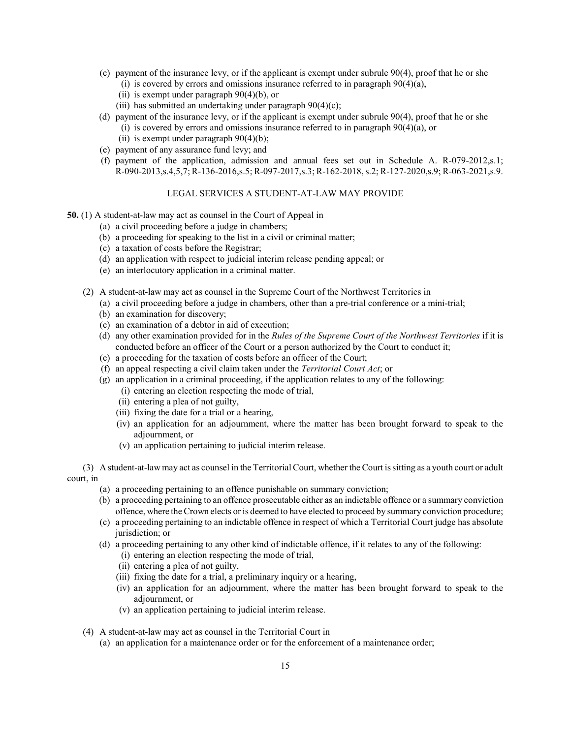(c) payment of the insurance levy, or if the applicant is exempt under subrule 90(4), proof that he or she
   (i) is covered by errors and omissions insurance referred to in paragraph 90(4)(a),
   (ii) is exempt under paragraph 90(4)(b), or
   (iii) has submitted an undertaking under paragraph 90(4)(c);

(d) payment of the insurance levy, or if the applicant is exempt under subrule 90(4), proof that he or she
   (i) is covered by errors and omissions insurance referred to in paragraph 90(4)(a), or
   (ii) is exempt under paragraph 90(4)(b);

(e) payment of any assurance fund levy; and

(f) payment of the application, admission and annual fees set out in Schedule A. R-079-2012,s.1; R-090-2013,s.4,5,7; R-136-2016,s.5; R-097-2017,s.3; R-162-2018, s.2; R-127-2020,s.9; R-063-2021,s.9.

## LEGAL SERVICES A STUDENT-AT-LAW MAY PROVIDE

**50.** (1) A student-at-law may act as counsel in the Court of Appeal in

(a) a civil proceeding before a judge in chambers;
(b) a proceeding for speaking to the list in a civil or criminal matter;
(c) a taxation of costs before the Registrar;
(d) an application with respect to judicial interim release pending appeal; or
(e) an interlocutory application in a criminal matter.

(2) A student-at-law may act as counsel in the Supreme Court of the Northwest Territories in

(a) a civil proceeding before a judge in chambers, other than a pre-trial conference or a mini-trial;
(b) an examination for discovery;
(c) an examination of a debtor in aid of execution;
(d) any other examination provided for in the *Rules of the Supreme Court of the Northwest Territories* if it is conducted before an officer of the Court or a person authorized by the Court to conduct it;
(e) a proceeding for the taxation of costs before an officer of the Court;
(f) an appeal respecting a civil claim taken under the *Territorial Court Act*; or
(g) an application in a criminal proceeding, if the application relates to any of the following:
   (i) entering an election respecting the mode of trial,
   (ii) entering a plea of not guilty,
   (iii) fixing the date for a trial or a hearing,
   (iv) an application for an adjournment, where the matter has been brought forward to speak to the adjournment, or
   (v) an application pertaining to judicial interim release.

(3) A student-at-law may act as counsel in the Territorial Court, whether the Court is sitting as a youth court or adult court, in

(a) a proceeding pertaining to an offence punishable on summary conviction;
(b) a proceeding pertaining to an offence prosecutable either as an indictable offence or a summary conviction offence, where the Crown elects or is deemed to have elected to proceed by summary conviction procedure;
(c) a proceeding pertaining to an indictable offence in respect of which a Territorial Court judge has absolute jurisdiction; or
(d) a proceeding pertaining to any other kind of indictable offence, if it relates to any of the following:
   (i) entering an election respecting the mode of trial,
   (ii) entering a plea of not guilty,
   (iii) fixing the date for a trial, a preliminary inquiry or a hearing,
   (iv) an application for an adjournment, where the matter has been brought forward to speak to the adjournment, or
   (v) an application pertaining to judicial interim release.

(4) A student-at-law may act as counsel in the Territorial Court in

(a) an application for a maintenance order or for the enforcement of a maintenance order;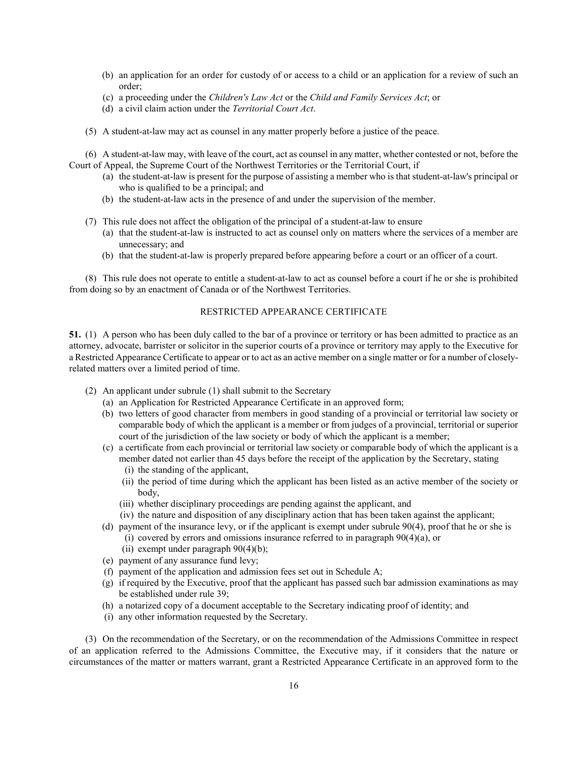(b) an application for an order for custody of or access to a child or an application for a review of such an order;

(c) a proceeding under the *Children's Law Act* or the *Child and Family Services Act*; or

(d) a civil claim action under the *Territorial Court Act*.

(5) A student-at-law may act as counsel in any matter properly before a justice of the peace.

(6) A student-at-law may, with leave of the court, act as counsel in any matter, whether contested or not, before the Court of Appeal, the Supreme Court of the Northwest Territories or the Territorial Court, if

(a) the student-at-law is present for the purpose of assisting a member who is that student-at-law's principal or who is qualified to be a principal; and

(b) the student-at-law acts in the presence of and under the supervision of the member.

(7) This rule does not affect the obligation of the principal of a student-at-law to ensure

(a) that the student-at-law is instructed to act as counsel only on matters where the services of a member are unnecessary; and

(b) that the student-at-law is properly prepared before appearing before a court or an officer of a court.

(8) This rule does not operate to entitle a student-at-law to act as counsel before a court if he or she is prohibited from doing so by an enactment of Canada or of the Northwest Territories.

## RESTRICTED APPEARANCE CERTIFICATE

**51.** (1) A person who has been duly called to the bar of a province or territory or has been admitted to practice as an attorney, advocate, barrister or solicitor in the superior courts of a province or territory may apply to the Executive for a Restricted Appearance Certificate to appear or to act as an active member on a single matter or for a number of closely-related matters over a limited period of time.

(2) An applicant under subrule (1) shall submit to the Secretary

(a) an Application for Restricted Appearance Certificate in an approved form;

(b) two letters of good character from members in good standing of a provincial or territorial law society or comparable body of which the applicant is a member or from judges of a provincial, territorial or superior court of the jurisdiction of the law society or body of which the applicant is a member;

(c) a certificate from each provincial or territorial law society or comparable body of which the applicant is a member dated not earlier than 45 days before the receipt of the application by the Secretary, stating

(i) the standing of the applicant,

(ii) the period of time during which the applicant has been listed as an active member of the society or body,

(iii) whether disciplinary proceedings are pending against the applicant, and

(iv) the nature and disposition of any disciplinary action that has been taken against the applicant;

(d) payment of the insurance levy, or if the applicant is exempt under subrule 90(4), proof that he or she is

(i) covered by errors and omissions insurance referred to in paragraph 90(4)(a), or

(ii) exempt under paragraph 90(4)(b);

(e) payment of any assurance fund levy;

(f) payment of the application and admission fees set out in Schedule A;

(g) if required by the Executive, proof that the applicant has passed such bar admission examinations as may be established under rule 39;

(h) a notarized copy of a document acceptable to the Secretary indicating proof of identity; and

(i) any other information requested by the Secretary.

(3) On the recommendation of the Secretary, or on the recommendation of the Admissions Committee in respect of an application referred to the Admissions Committee, the Executive may, if it considers that the nature or circumstances of the matter or matters warrant, grant a Restricted Appearance Certificate in an approved form to the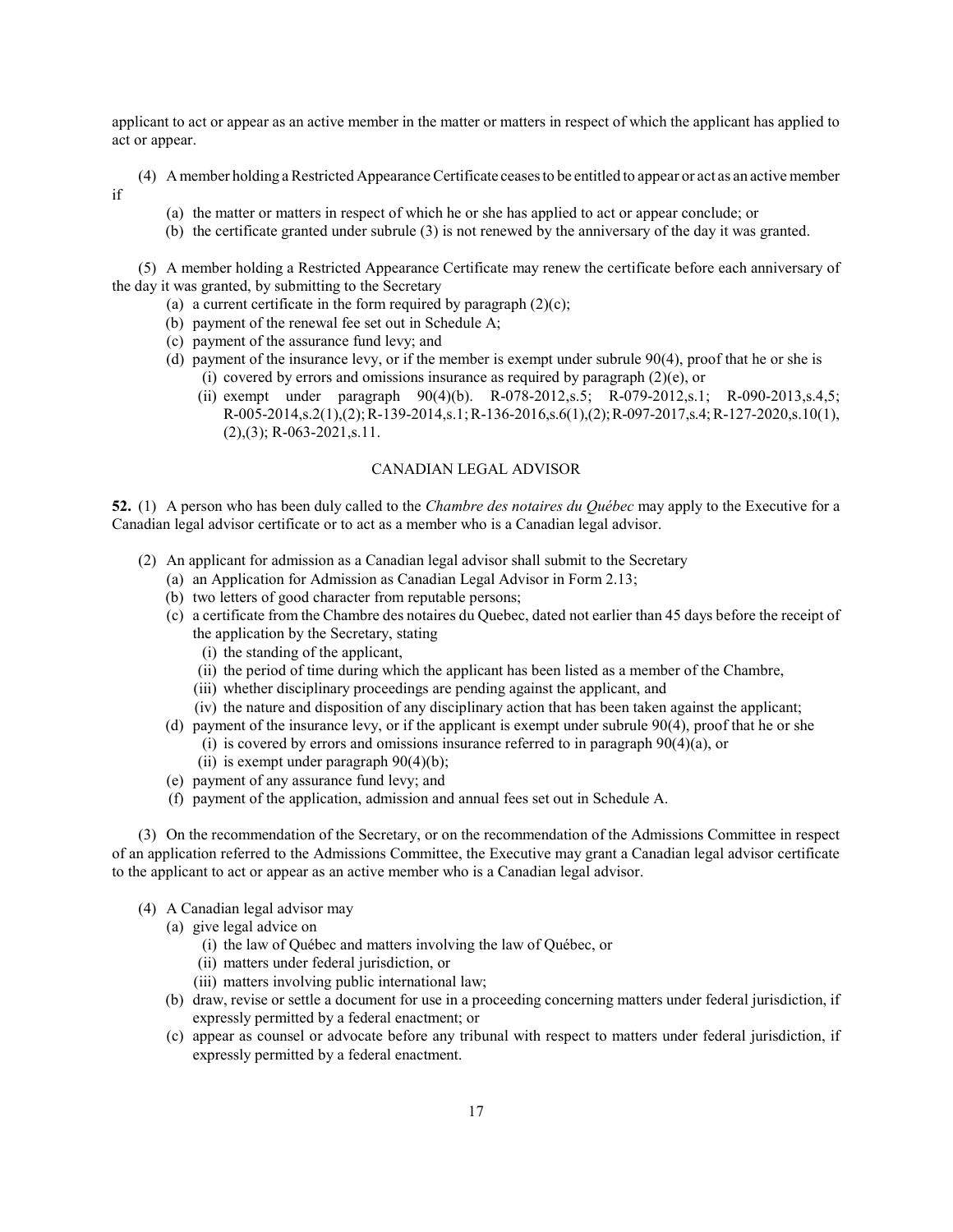applicant to act or appear as an active member in the matter or matters in respect of which the applicant has applied to act or appear.

(4) A member holding a Restricted Appearance Certificate ceases to be entitled to appear or act as an active member if

(a) the matter or matters in respect of which he or she has applied to act or appear conclude; or

(b) the certificate granted under subrule (3) is not renewed by the anniversary of the day it was granted.

(5) A member holding a Restricted Appearance Certificate may renew the certificate before each anniversary of the day it was granted, by submitting to the Secretary

(a) a current certificate in the form required by paragraph (2)(c);

(b) payment of the renewal fee set out in Schedule A;

(c) payment of the assurance fund levy; and

(d) payment of the insurance levy, or if the member is exempt under subrule 90(4), proof that he or she is

(i) covered by errors and omissions insurance as required by paragraph (2)(e), or

(ii) exempt under paragraph 90(4)(b). R-078-2012,s.5; R-079-2012,s.1; R-090-2013,s.4,5; R-005-2014,s.2(1),(2); R-139-2014,s.1; R-136-2016,s.6(1),(2); R-097-2017,s.4; R-127-2020,s.10(1),(2),(3); R-063-2021,s.11.

## CANADIAN LEGAL ADVISOR

**52.** (1) A person who has been duly called to the *Chambre des notaires du Québec* may apply to the Executive for a Canadian legal advisor certificate or to act as a member who is a Canadian legal advisor.

(2) An applicant for admission as a Canadian legal advisor shall submit to the Secretary

(a) an Application for Admission as Canadian Legal Advisor in Form 2.13;

(b) two letters of good character from reputable persons;

(c) a certificate from the Chambre des notaires du Quebec, dated not earlier than 45 days before the receipt of the application by the Secretary, stating

(i) the standing of the applicant,

(ii) the period of time during which the applicant has been listed as a member of the Chambre,

(iii) whether disciplinary proceedings are pending against the applicant, and

(iv) the nature and disposition of any disciplinary action that has been taken against the applicant;

(d) payment of the insurance levy, or if the applicant is exempt under subrule 90(4), proof that he or she

(i) is covered by errors and omissions insurance referred to in paragraph 90(4)(a), or

(ii) is exempt under paragraph 90(4)(b);

(e) payment of any assurance fund levy; and

(f) payment of the application, admission and annual fees set out in Schedule A.

(3) On the recommendation of the Secretary, or on the recommendation of the Admissions Committee in respect of an application referred to the Admissions Committee, the Executive may grant a Canadian legal advisor certificate to the applicant to act or appear as an active member who is a Canadian legal advisor.

(4) A Canadian legal advisor may

(a) give legal advice on

(i) the law of Québec and matters involving the law of Québec, or

(ii) matters under federal jurisdiction, or

(iii) matters involving public international law;

(b) draw, revise or settle a document for use in a proceeding concerning matters under federal jurisdiction, if expressly permitted by a federal enactment; or

(c) appear as counsel or advocate before any tribunal with respect to matters under federal jurisdiction, if expressly permitted by a federal enactment.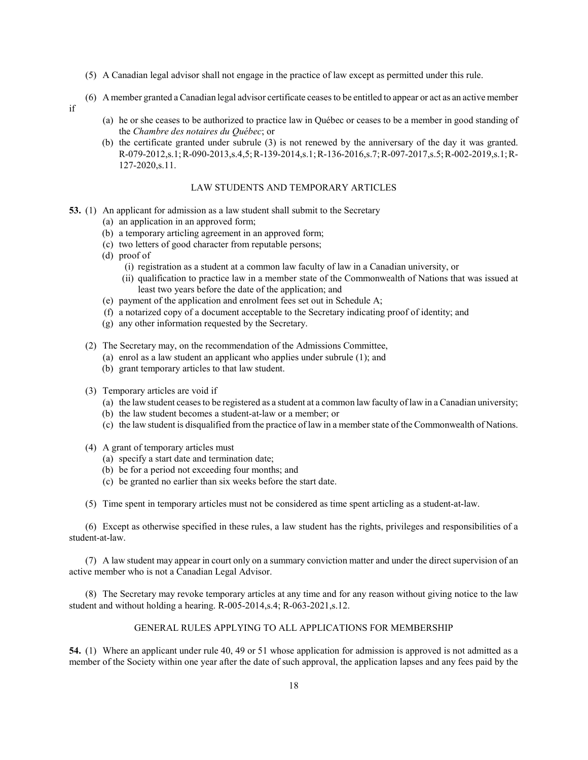(5) A Canadian legal advisor shall not engage in the practice of law except as permitted under this rule.

(6) A member granted a Canadian legal advisor certificate ceases to be entitled to appear or act as an active member if

- (a) he or she ceases to be authorized to practice law in Québec or ceases to be a member in good standing of the *Chambre des notaires du Québec*; or
- (b) the certificate granted under subrule (3) is not renewed by the anniversary of the day it was granted. R-079-2012,s.1; R-090-2013,s.4,5; R-139-2014,s.1; R-136-2016,s.7; R-097-2017,s.5; R-002-2019,s.1; R-127-2020,s.11.

## LAW STUDENTS AND TEMPORARY ARTICLES

**53.** (1) An applicant for admission as a law student shall submit to the Secretary

- (a) an application in an approved form;
- (b) a temporary articling agreement in an approved form;
- (c) two letters of good character from reputable persons;
- (d) proof of
  - (i) registration as a student at a common law faculty of law in a Canadian university, or
  - (ii) qualification to practice law in a member state of the Commonwealth of Nations that was issued at least two years before the date of the application; and
- (e) payment of the application and enrolment fees set out in Schedule A;
- (f) a notarized copy of a document acceptable to the Secretary indicating proof of identity; and
- (g) any other information requested by the Secretary.

(2) The Secretary may, on the recommendation of the Admissions Committee,

- (a) enrol as a law student an applicant who applies under subrule (1); and
- (b) grant temporary articles to that law student.

(3) Temporary articles are void if

- (a) the law student ceases to be registered as a student at a common law faculty of law in a Canadian university;
- (b) the law student becomes a student-at-law or a member; or
- (c) the law student is disqualified from the practice of law in a member state of the Commonwealth of Nations.

(4) A grant of temporary articles must

- (a) specify a start date and termination date;
- (b) be for a period not exceeding four months; and
- (c) be granted no earlier than six weeks before the start date.

(5) Time spent in temporary articles must not be considered as time spent articling as a student-at-law.

(6) Except as otherwise specified in these rules, a law student has the rights, privileges and responsibilities of a student-at-law.

(7) A law student may appear in court only on a summary conviction matter and under the direct supervision of an active member who is not a Canadian Legal Advisor.

(8) The Secretary may revoke temporary articles at any time and for any reason without giving notice to the law student and without holding a hearing. R-005-2014,s.4; R-063-2021,s.12.

## GENERAL RULES APPLYING TO ALL APPLICATIONS FOR MEMBERSHIP

**54.** (1) Where an applicant under rule 40, 49 or 51 whose application for admission is approved is not admitted as a member of the Society within one year after the date of such approval, the application lapses and any fees paid by the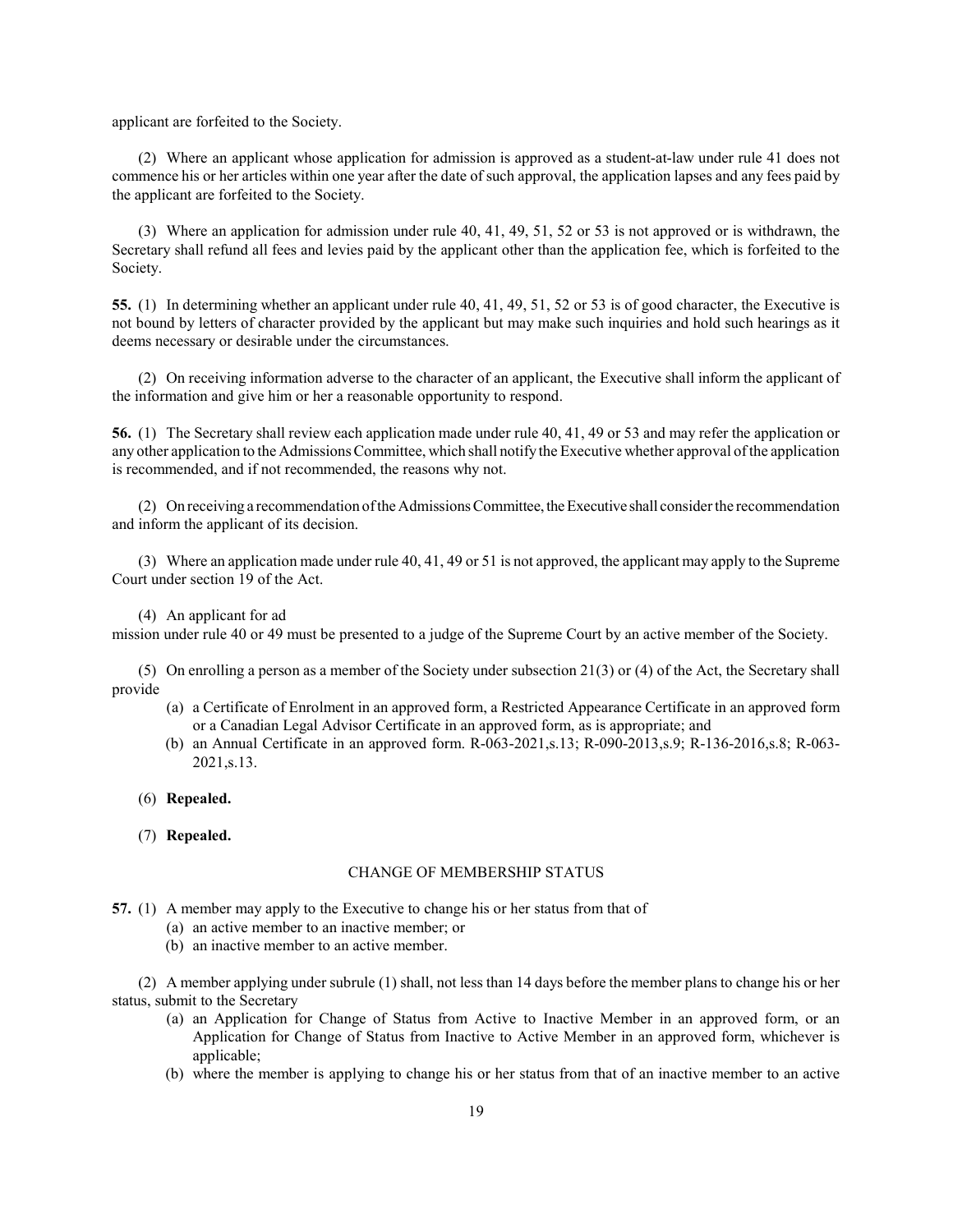applicant are forfeited to the Society.

(2) Where an applicant whose application for admission is approved as a student-at-law under rule 41 does not commence his or her articles within one year after the date of such approval, the application lapses and any fees paid by the applicant are forfeited to the Society.

(3) Where an application for admission under rule 40, 41, 49, 51, 52 or 53 is not approved or is withdrawn, the Secretary shall refund all fees and levies paid by the applicant other than the application fee, which is forfeited to the Society.

**55.** (1) In determining whether an applicant under rule 40, 41, 49, 51, 52 or 53 is of good character, the Executive is not bound by letters of character provided by the applicant but may make such inquiries and hold such hearings as it deems necessary or desirable under the circumstances.

(2) On receiving information adverse to the character of an applicant, the Executive shall inform the applicant of the information and give him or her a reasonable opportunity to respond.

**56.** (1) The Secretary shall review each application made under rule 40, 41, 49 or 53 and may refer the application or any other application to the Admissions Committee, which shall notify the Executive whether approval of the application is recommended, and if not recommended, the reasons why not.

(2) On receiving a recommendation of the Admissions Committee, the Executive shall consider the recommendation and inform the applicant of its decision.

(3) Where an application made under rule 40, 41, 49 or 51 is not approved, the applicant may apply to the Supreme Court under section 19 of the Act.

(4) An applicant for ad
mission under rule 40 or 49 must be presented to a judge of the Supreme Court by an active member of the Society.

(5) On enrolling a person as a member of the Society under subsection 21(3) or (4) of the Act, the Secretary shall provide

- (a) a Certificate of Enrolment in an approved form, a Restricted Appearance Certificate in an approved form or a Canadian Legal Advisor Certificate in an approved form, as is appropriate; and
- (b) an Annual Certificate in an approved form. R-063-2021,s.13; R-090-2013,s.9; R-136-2016,s.8; R-063-2021,s.13.

(6) **Repealed.**

(7) **Repealed.**

## CHANGE OF MEMBERSHIP STATUS

**57.** (1) A member may apply to the Executive to change his or her status from that of

- (a) an active member to an inactive member; or
- (b) an inactive member to an active member.

(2) A member applying under subrule (1) shall, not less than 14 days before the member plans to change his or her status, submit to the Secretary

- (a) an Application for Change of Status from Active to Inactive Member in an approved form, or an Application for Change of Status from Inactive to Active Member in an approved form, whichever is applicable;
- (b) where the member is applying to change his or her status from that of an inactive member to an active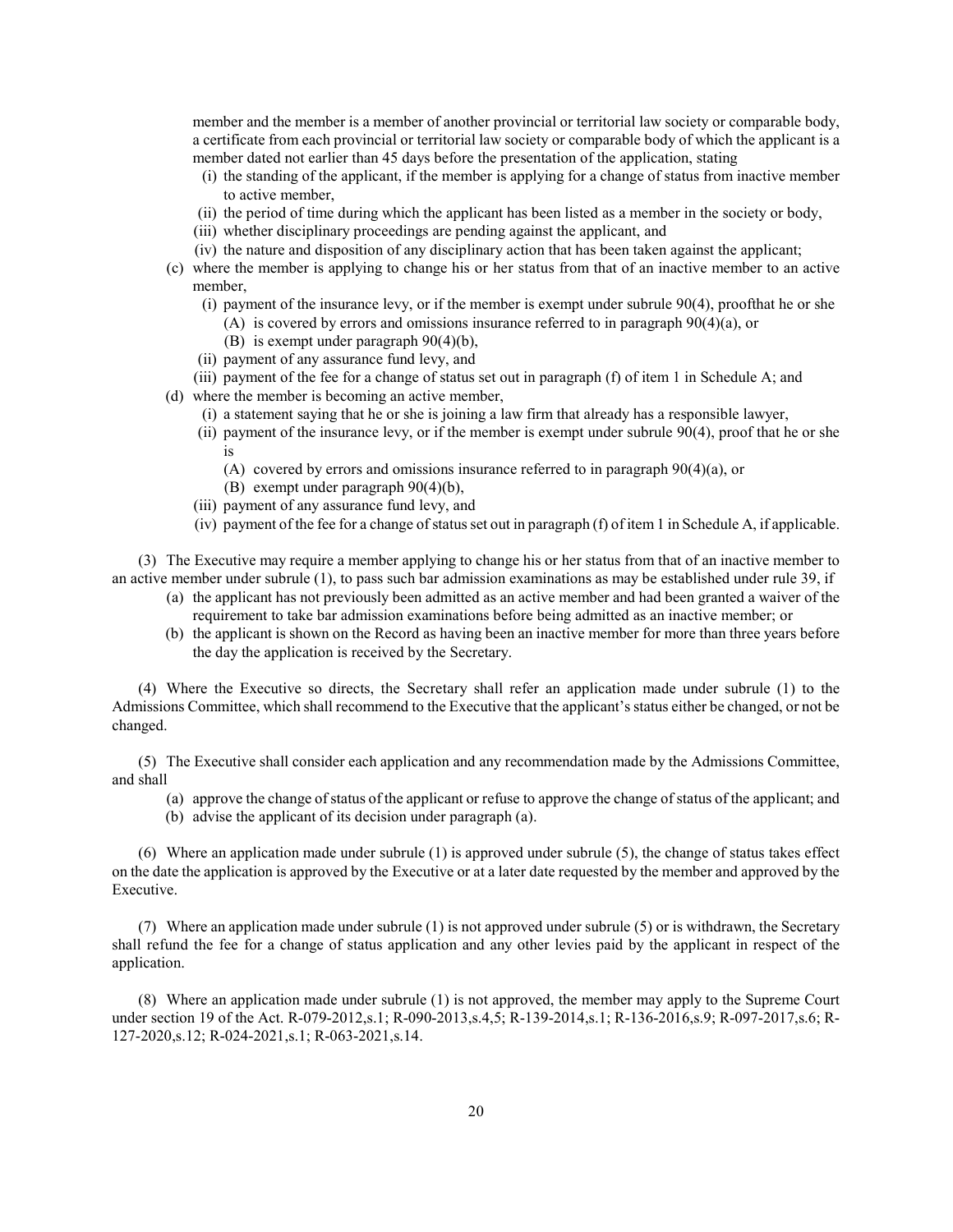member and the member is a member of another provincial or territorial law society or comparable body, a certificate from each provincial or territorial law society or comparable body of which the applicant is a member dated not earlier than 45 days before the presentation of the application, stating

   (i) the standing of the applicant, if the member is applying for a change of status from inactive member to active member,
   (ii) the period of time during which the applicant has been listed as a member in the society or body,
   (iii) whether disciplinary proceedings are pending against the applicant, and
   (iv) the nature and disposition of any disciplinary action that has been taken against the applicant;

(c) where the member is applying to change his or her status from that of an inactive member to an active member,
   (i) payment of the insurance levy, or if the member is exempt under subrule 90(4), proofthat he or she
      (A) is covered by errors and omissions insurance referred to in paragraph 90(4)(a), or
      (B) is exempt under paragraph 90(4)(b),
   (ii) payment of any assurance fund levy, and
   (iii) payment of the fee for a change of status set out in paragraph (f) of item 1 in Schedule A; and

(d) where the member is becoming an active member,
   (i) a statement saying that he or she is joining a law firm that already has a responsible lawyer,
   (ii) payment of the insurance levy, or if the member is exempt under subrule 90(4), proof that he or she is
      (A) covered by errors and omissions insurance referred to in paragraph 90(4)(a), or
      (B) exempt under paragraph 90(4)(b),
   (iii) payment of any assurance fund levy, and
   (iv) payment of the fee for a change of status set out in paragraph (f) of item 1 in Schedule A, if applicable.

(3) The Executive may require a member applying to change his or her status from that of an inactive member to an active member under subrule (1), to pass such bar admission examinations as may be established under rule 39, if

(a) the applicant has not previously been admitted as an active member and had been granted a waiver of the requirement to take bar admission examinations before being admitted as an inactive member; or
(b) the applicant is shown on the Record as having been an inactive member for more than three years before the day the application is received by the Secretary.

(4) Where the Executive so directs, the Secretary shall refer an application made under subrule (1) to the Admissions Committee, which shall recommend to the Executive that the applicant's status either be changed, or not be changed.

(5) The Executive shall consider each application and any recommendation made by the Admissions Committee, and shall

(a) approve the change of status of the applicant or refuse to approve the change of status of the applicant; and
(b) advise the applicant of its decision under paragraph (a).

(6) Where an application made under subrule (1) is approved under subrule (5), the change of status takes effect on the date the application is approved by the Executive or at a later date requested by the member and approved by the Executive.

(7) Where an application made under subrule (1) is not approved under subrule (5) or is withdrawn, the Secretary shall refund the fee for a change of status application and any other levies paid by the applicant in respect of the application.

(8) Where an application made under subrule (1) is not approved, the member may apply to the Supreme Court under section 19 of the Act. R-079-2012,s.1; R-090-2013,s.4,5; R-139-2014,s.1; R-136-2016,s.9; R-097-2017,s.6; R-127-2020,s.12; R-024-2021,s.1; R-063-2021,s.14.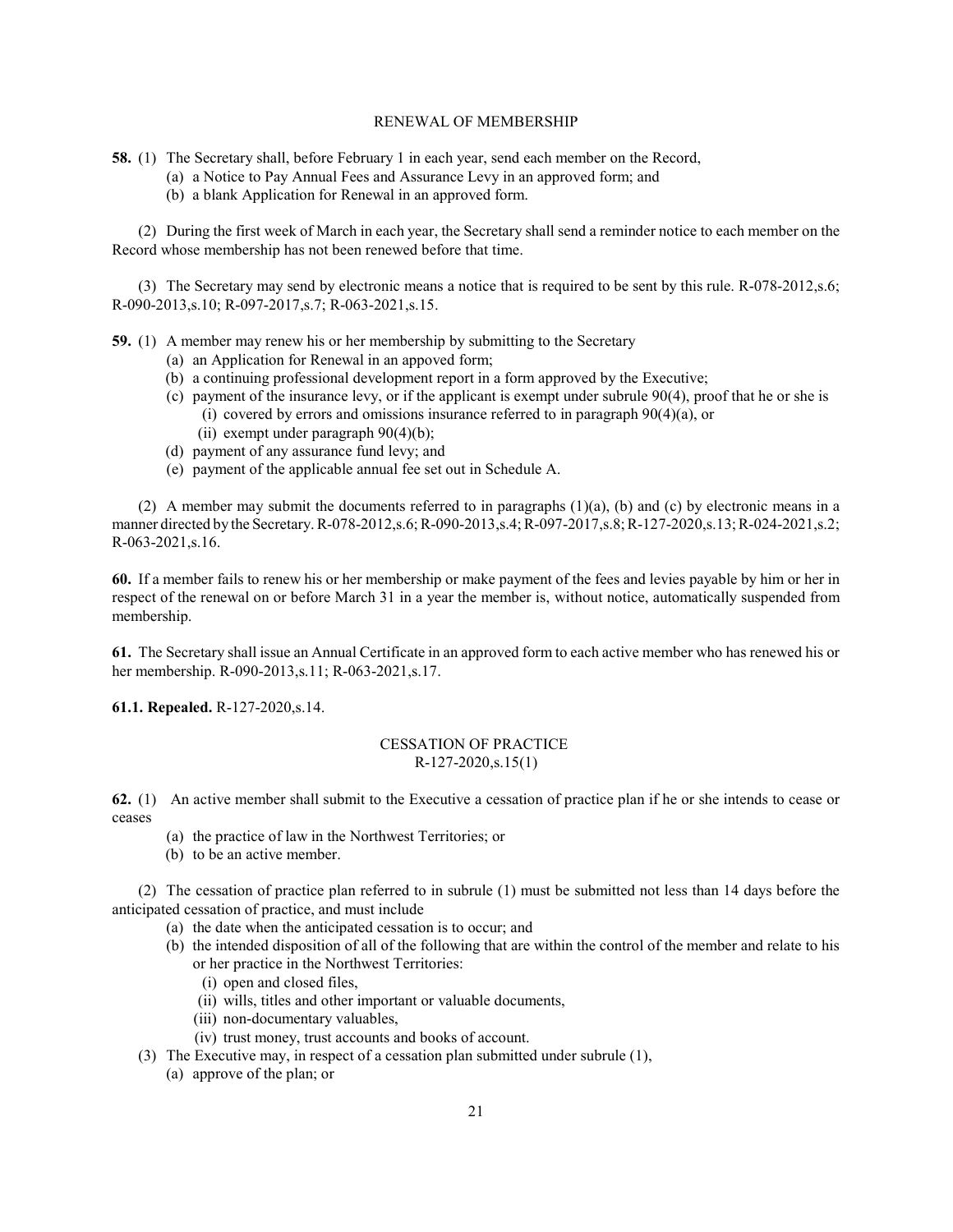## RENEWAL OF MEMBERSHIP

**58.** (1) The Secretary shall, before February 1 in each year, send each member on the Record,

(a) a Notice to Pay Annual Fees and Assurance Levy in an approved form; and

(b) a blank Application for Renewal in an approved form.

(2) During the first week of March in each year, the Secretary shall send a reminder notice to each member on the Record whose membership has not been renewed before that time.

(3) The Secretary may send by electronic means a notice that is required to be sent by this rule. R-078-2012,s.6; R-090-2013,s.10; R-097-2017,s.7; R-063-2021,s.15.

**59.** (1) A member may renew his or her membership by submitting to the Secretary

(a) an Application for Renewal in an appoved form;

(b) a continuing professional development report in a form approved by the Executive;

(c) payment of the insurance levy, or if the applicant is exempt under subrule 90(4), proof that he or she is

(i) covered by errors and omissions insurance referred to in paragraph 90(4)(a), or

(ii) exempt under paragraph 90(4)(b);

(d) payment of any assurance fund levy; and

(e) payment of the applicable annual fee set out in Schedule A.

(2) A member may submit the documents referred to in paragraphs (1)(a), (b) and (c) by electronic means in a manner directed by the Secretary. R-078-2012,s.6; R-090-2013,s.4; R-097-2017,s.8; R-127-2020,s.13; R-024-2021,s.2; R-063-2021,s.16.

**60.** If a member fails to renew his or her membership or make payment of the fees and levies payable by him or her in respect of the renewal on or before March 31 in a year the member is, without notice, automatically suspended from membership.

**61.** The Secretary shall issue an Annual Certificate in an approved form to each active member who has renewed his or her membership. R-090-2013,s.11; R-063-2021,s.17.

**61.1. Repealed.** R-127-2020,s.14.

## CESSATION OF PRACTICE
R-127-2020,s.15(1)

**62.** (1) An active member shall submit to the Executive a cessation of practice plan if he or she intends to cease or ceases

(a) the practice of law in the Northwest Territories; or

(b) to be an active member.

(2) The cessation of practice plan referred to in subrule (1) must be submitted not less than 14 days before the anticipated cessation of practice, and must include

(a) the date when the anticipated cessation is to occur; and

(b) the intended disposition of all of the following that are within the control of the member and relate to his or her practice in the Northwest Territories:

(i) open and closed files,

(ii) wills, titles and other important or valuable documents,

(iii) non-documentary valuables,

(iv) trust money, trust accounts and books of account.

(3) The Executive may, in respect of a cessation plan submitted under subrule (1),

(a) approve of the plan; or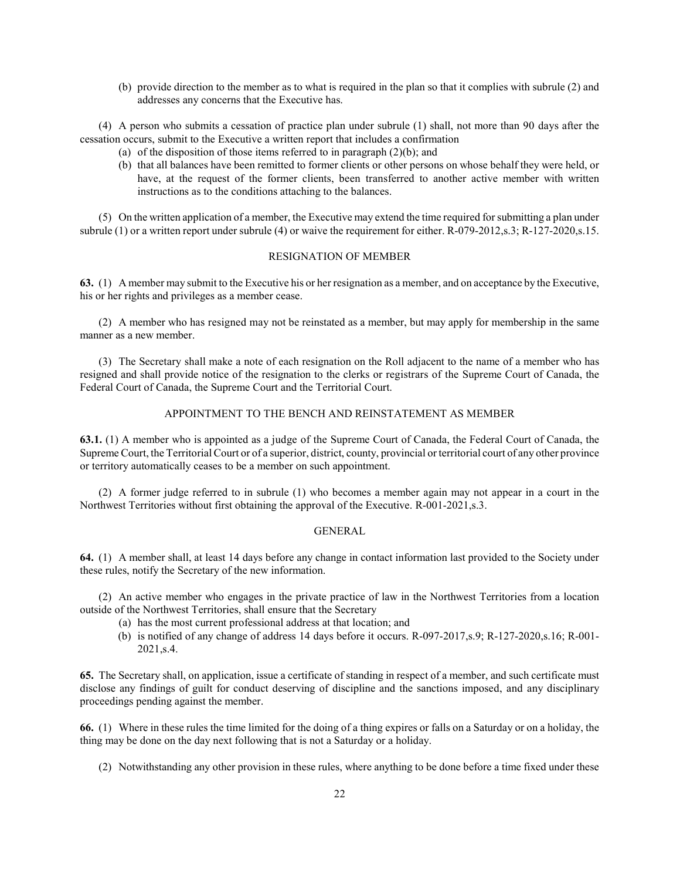(b) provide direction to the member as to what is required in the plan so that it complies with subrule (2) and addresses any concerns that the Executive has.

(4) A person who submits a cessation of practice plan under subrule (1) shall, not more than 90 days after the cessation occurs, submit to the Executive a written report that includes a confirmation

(a) of the disposition of those items referred to in paragraph (2)(b); and

(b) that all balances have been remitted to former clients or other persons on whose behalf they were held, or have, at the request of the former clients, been transferred to another active member with written instructions as to the conditions attaching to the balances.

(5) On the written application of a member, the Executive may extend the time required for submitting a plan under subrule (1) or a written report under subrule (4) or waive the requirement for either. R-079-2012,s.3; R-127-2020,s.15.

## RESIGNATION OF MEMBER

**63.** (1) A member may submit to the Executive his or her resignation as a member, and on acceptance by the Executive, his or her rights and privileges as a member cease.

(2) A member who has resigned may not be reinstated as a member, but may apply for membership in the same manner as a new member.

(3) The Secretary shall make a note of each resignation on the Roll adjacent to the name of a member who has resigned and shall provide notice of the resignation to the clerks or registrars of the Supreme Court of Canada, the Federal Court of Canada, the Supreme Court and the Territorial Court.

## APPOINTMENT TO THE BENCH AND REINSTATEMENT AS MEMBER

**63.1.** (1) A member who is appointed as a judge of the Supreme Court of Canada, the Federal Court of Canada, the Supreme Court, the Territorial Court or of a superior, district, county, provincial or territorial court of any other province or territory automatically ceases to be a member on such appointment.

(2) A former judge referred to in subrule (1) who becomes a member again may not appear in a court in the Northwest Territories without first obtaining the approval of the Executive. R-001-2021,s.3.

## GENERAL

**64.** (1) A member shall, at least 14 days before any change in contact information last provided to the Society under these rules, notify the Secretary of the new information.

(2) An active member who engages in the private practice of law in the Northwest Territories from a location outside of the Northwest Territories, shall ensure that the Secretary

(a) has the most current professional address at that location; and

(b) is notified of any change of address 14 days before it occurs. R-097-2017,s.9; R-127-2020,s.16; R-001-2021,s.4.

**65.** The Secretary shall, on application, issue a certificate of standing in respect of a member, and such certificate must disclose any findings of guilt for conduct deserving of discipline and the sanctions imposed, and any disciplinary proceedings pending against the member.

**66.** (1) Where in these rules the time limited for the doing of a thing expires or falls on a Saturday or on a holiday, the thing may be done on the day next following that is not a Saturday or a holiday.

(2) Notwithstanding any other provision in these rules, where anything to be done before a time fixed under these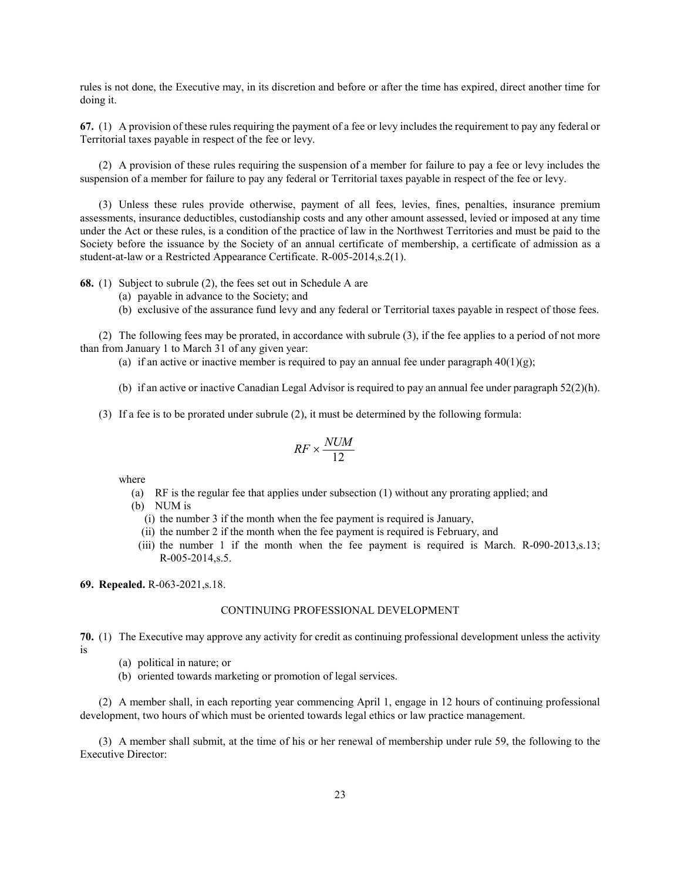rules is not done, the Executive may, in its discretion and before or after the time has expired, direct another time for doing it.

**67.** (1) A provision of these rules requiring the payment of a fee or levy includes the requirement to pay any federal or Territorial taxes payable in respect of the fee or levy.

(2) A provision of these rules requiring the suspension of a member for failure to pay a fee or levy includes the suspension of a member for failure to pay any federal or Territorial taxes payable in respect of the fee or levy.

(3) Unless these rules provide otherwise, payment of all fees, levies, fines, penalties, insurance premium assessments, insurance deductibles, custodianship costs and any other amount assessed, levied or imposed at any time under the Act or these rules, is a condition of the practice of law in the Northwest Territories and must be paid to the Society before the issuance by the Society of an annual certificate of membership, a certificate of admission as a student-at-law or a Restricted Appearance Certificate. R-005-2014,s.2(1).

**68.** (1) Subject to subrule (2), the fees set out in Schedule A are

(a) payable in advance to the Society; and

(b) exclusive of the assurance fund levy and any federal or Territorial taxes payable in respect of those fees.

(2) The following fees may be prorated, in accordance with subrule (3), if the fee applies to a period of not more than from January 1 to March 31 of any given year:

(a) if an active or inactive member is required to pay an annual fee under paragraph 40(1)(g);

(b) if an active or inactive Canadian Legal Advisor is required to pay an annual fee under paragraph 52(2)(h).

(3) If a fee is to be prorated under subrule (2), it must be determined by the following formula:

$$RF \times \frac{NUM}{12}$$

where

(a) RF is the regular fee that applies under subsection (1) without any prorating applied; and

(b) NUM is

(i) the number 3 if the month when the fee payment is required is January,

(ii) the number 2 if the month when the fee payment is required is February, and

(iii) the number 1 if the month when the fee payment is required is March. R-090-2013,s.13; R-005-2014,s.5.

**69. Repealed.** R-063-2021,s.18.

## CONTINUING PROFESSIONAL DEVELOPMENT

**70.** (1) The Executive may approve any activity for credit as continuing professional development unless the activity is

(a) political in nature; or

(b) oriented towards marketing or promotion of legal services.

(2) A member shall, in each reporting year commencing April 1, engage in 12 hours of continuing professional development, two hours of which must be oriented towards legal ethics or law practice management.

(3) A member shall submit, at the time of his or her renewal of membership under rule 59, the following to the Executive Director: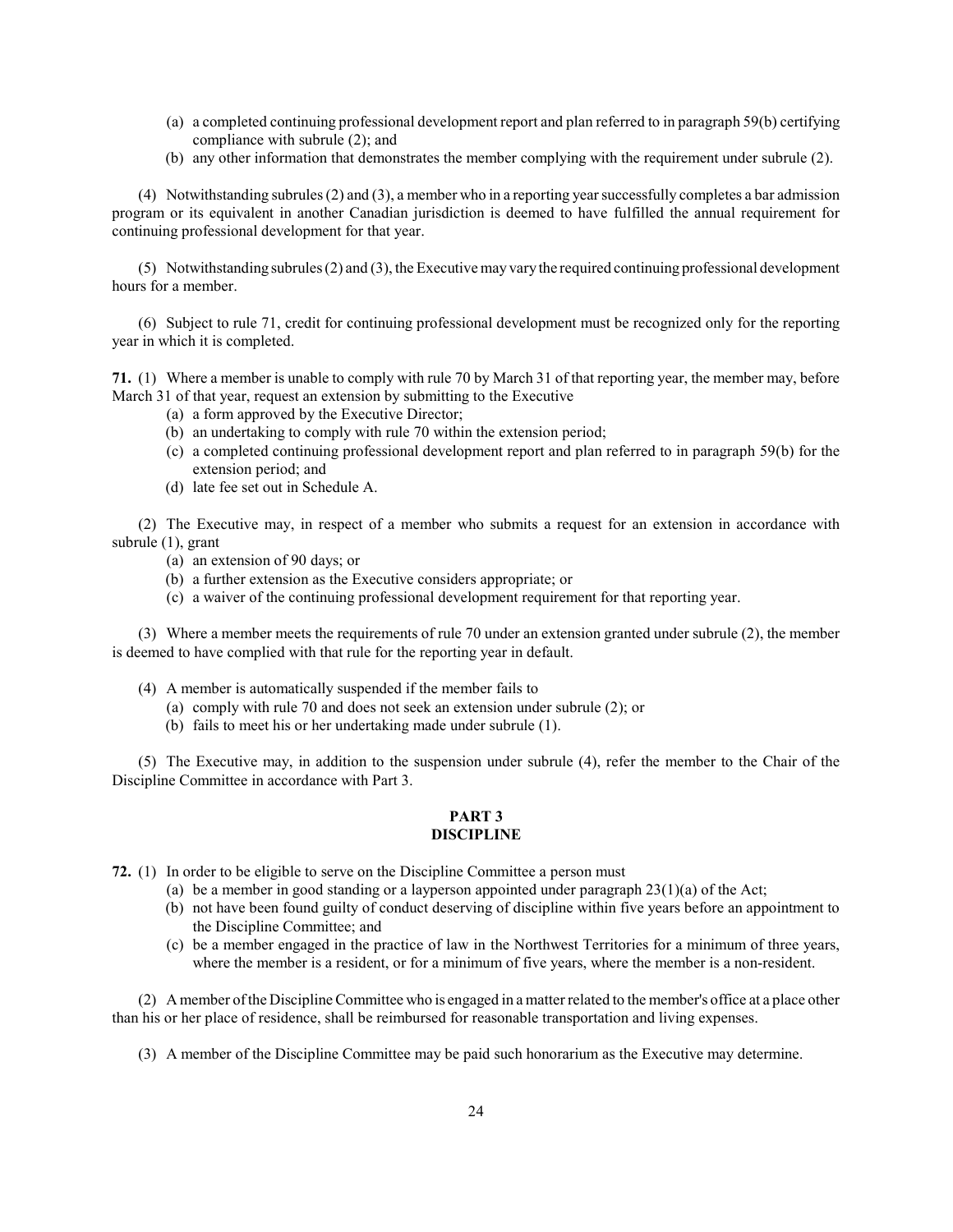(a) a completed continuing professional development report and plan referred to in paragraph 59(b) certifying compliance with subrule (2); and

(b) any other information that demonstrates the member complying with the requirement under subrule (2).

(4) Notwithstanding subrules (2) and (3), a member who in a reporting year successfully completes a bar admission program or its equivalent in another Canadian jurisdiction is deemed to have fulfilled the annual requirement for continuing professional development for that year.

(5) Notwithstanding subrules (2) and (3), the Executive may vary the required continuing professional development hours for a member.

(6) Subject to rule 71, credit for continuing professional development must be recognized only for the reporting year in which it is completed.

**71.** (1) Where a member is unable to comply with rule 70 by March 31 of that reporting year, the member may, before March 31 of that year, request an extension by submitting to the Executive

(a) a form approved by the Executive Director;

(b) an undertaking to comply with rule 70 within the extension period;

(c) a completed continuing professional development report and plan referred to in paragraph 59(b) for the extension period; and

(d) late fee set out in Schedule A.

(2) The Executive may, in respect of a member who submits a request for an extension in accordance with subrule (1), grant

(a) an extension of 90 days; or

(b) a further extension as the Executive considers appropriate; or

(c) a waiver of the continuing professional development requirement for that reporting year.

(3) Where a member meets the requirements of rule 70 under an extension granted under subrule (2), the member is deemed to have complied with that rule for the reporting year in default.

(4) A member is automatically suspended if the member fails to

(a) comply with rule 70 and does not seek an extension under subrule (2); or

(b) fails to meet his or her undertaking made under subrule (1).

(5) The Executive may, in addition to the suspension under subrule (4), refer the member to the Chair of the Discipline Committee in accordance with Part 3.

## PART 3
## DISCIPLINE

**72.** (1) In order to be eligible to serve on the Discipline Committee a person must

(a) be a member in good standing or a layperson appointed under paragraph 23(1)(a) of the Act;

(b) not have been found guilty of conduct deserving of discipline within five years before an appointment to the Discipline Committee; and

(c) be a member engaged in the practice of law in the Northwest Territories for a minimum of three years, where the member is a resident, or for a minimum of five years, where the member is a non-resident.

(2) A member of the Discipline Committee who is engaged in a matter related to the member's office at a place other than his or her place of residence, shall be reimbursed for reasonable transportation and living expenses.

(3) A member of the Discipline Committee may be paid such honorarium as the Executive may determine.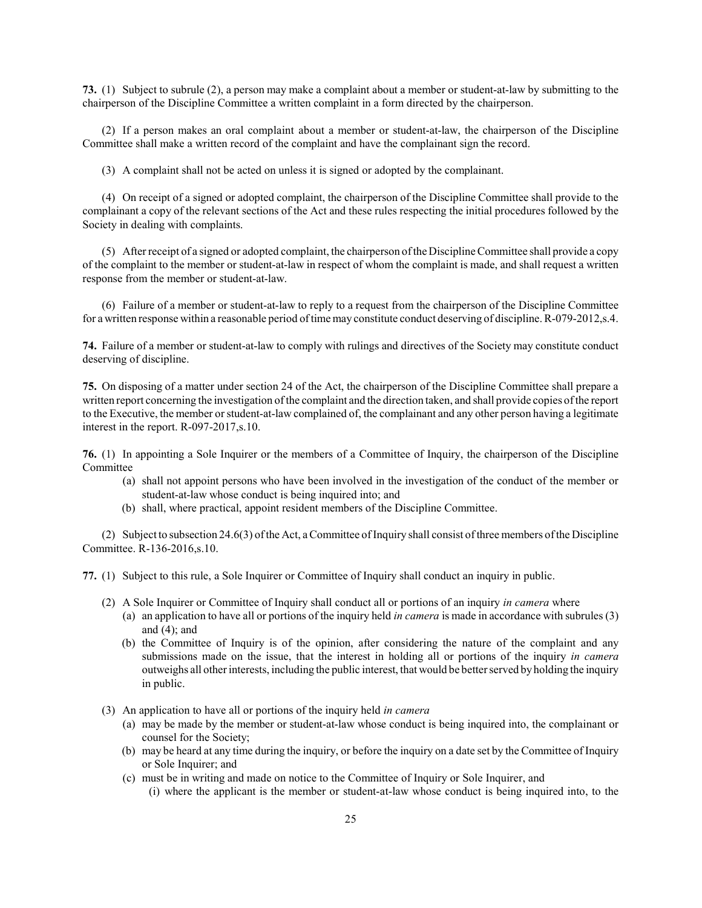**73.** (1) Subject to subrule (2), a person may make a complaint about a member or student-at-law by submitting to the chairperson of the Discipline Committee a written complaint in a form directed by the chairperson.

(2) If a person makes an oral complaint about a member or student-at-law, the chairperson of the Discipline Committee shall make a written record of the complaint and have the complainant sign the record.

(3) A complaint shall not be acted on unless it is signed or adopted by the complainant.

(4) On receipt of a signed or adopted complaint, the chairperson of the Discipline Committee shall provide to the complainant a copy of the relevant sections of the Act and these rules respecting the initial procedures followed by the Society in dealing with complaints.

(5) After receipt of a signed or adopted complaint, the chairperson of the Discipline Committee shall provide a copy of the complaint to the member or student-at-law in respect of whom the complaint is made, and shall request a written response from the member or student-at-law.

(6) Failure of a member or student-at-law to reply to a request from the chairperson of the Discipline Committee for a written response within a reasonable period of time may constitute conduct deserving of discipline. R-079-2012,s.4.

**74.** Failure of a member or student-at-law to comply with rulings and directives of the Society may constitute conduct deserving of discipline.

**75.** On disposing of a matter under section 24 of the Act, the chairperson of the Discipline Committee shall prepare a written report concerning the investigation of the complaint and the direction taken, and shall provide copies of the report to the Executive, the member or student-at-law complained of, the complainant and any other person having a legitimate interest in the report. R-097-2017,s.10.

**76.** (1) In appointing a Sole Inquirer or the members of a Committee of Inquiry, the chairperson of the Discipline Committee

- (a) shall not appoint persons who have been involved in the investigation of the conduct of the member or student-at-law whose conduct is being inquired into; and
- (b) shall, where practical, appoint resident members of the Discipline Committee.

(2) Subject to subsection 24.6(3) of the Act, a Committee of Inquiry shall consist of three members of the Discipline Committee. R-136-2016,s.10.

**77.** (1) Subject to this rule, a Sole Inquirer or Committee of Inquiry shall conduct an inquiry in public.

(2) A Sole Inquirer or Committee of Inquiry shall conduct all or portions of an inquiry *in camera* where

- (a) an application to have all or portions of the inquiry held *in camera* is made in accordance with subrules (3) and (4); and
- (b) the Committee of Inquiry is of the opinion, after considering the nature of the complaint and any submissions made on the issue, that the interest in holding all or portions of the inquiry *in camera* outweighs all other interests, including the public interest, that would be better served by holding the inquiry in public.

(3) An application to have all or portions of the inquiry held *in camera*

- (a) may be made by the member or student-at-law whose conduct is being inquired into, the complainant or counsel for the Society;
- (b) may be heard at any time during the inquiry, or before the inquiry on a date set by the Committee of Inquiry or Sole Inquirer; and
- (c) must be in writing and made on notice to the Committee of Inquiry or Sole Inquirer, and
  - (i) where the applicant is the member or student-at-law whose conduct is being inquired into, to the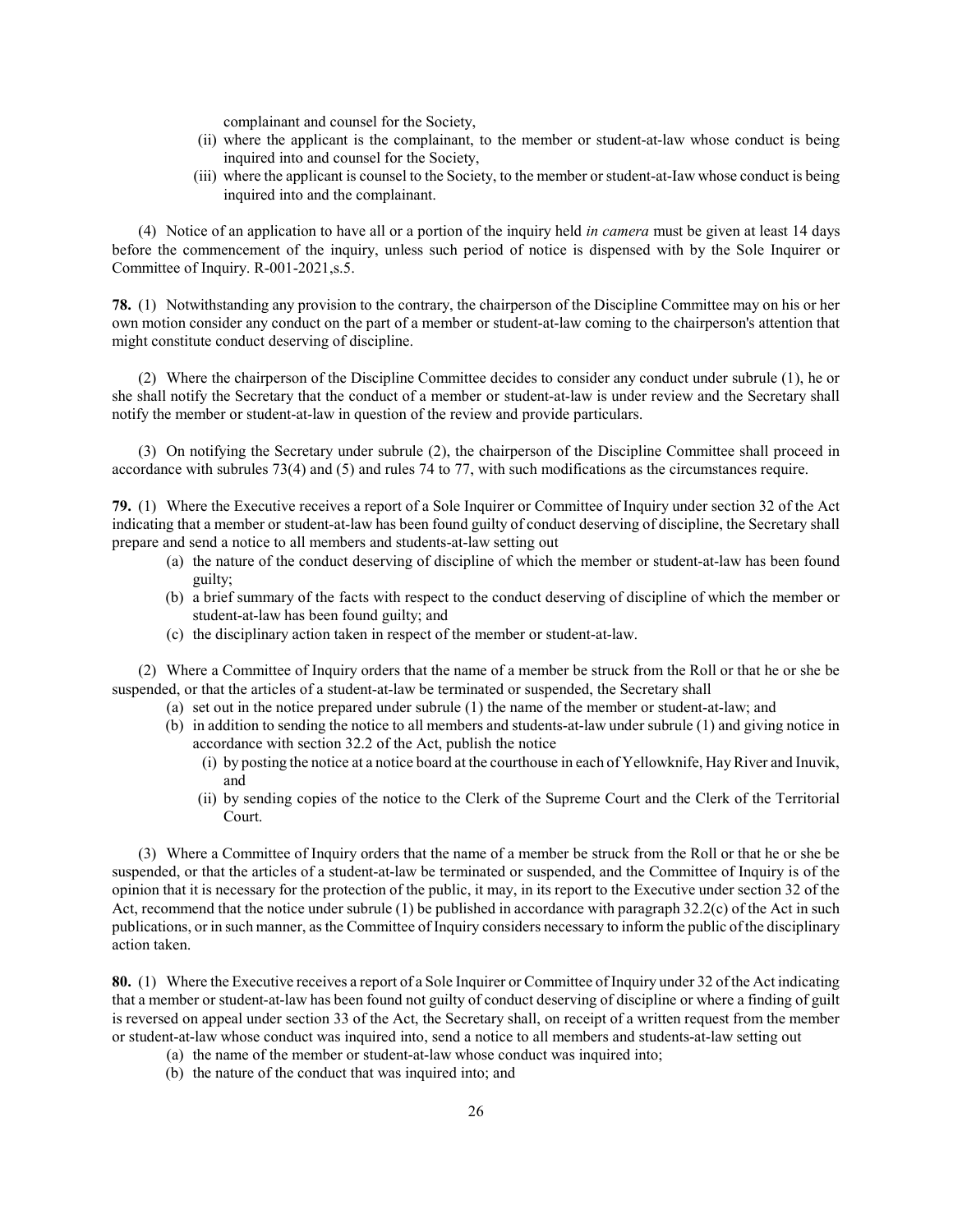complainant and counsel for the Society,

(ii) where the applicant is the complainant, to the member or student-at-law whose conduct is being inquired into and counsel for the Society,

(iii) where the applicant is counsel to the Society, to the member or student-at-Iaw whose conduct is being inquired into and the complainant.

(4) Notice of an application to have all or a portion of the inquiry held *in camera* must be given at least 14 days before the commencement of the inquiry, unless such period of notice is dispensed with by the Sole Inquirer or Committee of Inquiry. R-001-2021,s.5.

**78.** (1) Notwithstanding any provision to the contrary, the chairperson of the Discipline Committee may on his or her own motion consider any conduct on the part of a member or student-at-law coming to the chairperson's attention that might constitute conduct deserving of discipline.

(2) Where the chairperson of the Discipline Committee decides to consider any conduct under subrule (1), he or she shall notify the Secretary that the conduct of a member or student-at-law is under review and the Secretary shall notify the member or student-at-law in question of the review and provide particulars.

(3) On notifying the Secretary under subrule (2), the chairperson of the Discipline Committee shall proceed in accordance with subrules 73(4) and (5) and rules 74 to 77, with such modifications as the circumstances require.

**79.** (1) Where the Executive receives a report of a Sole Inquirer or Committee of Inquiry under section 32 of the Act indicating that a member or student-at-law has been found guilty of conduct deserving of discipline, the Secretary shall prepare and send a notice to all members and students-at-law setting out

(a) the nature of the conduct deserving of discipline of which the member or student-at-law has been found guilty;

(b) a brief summary of the facts with respect to the conduct deserving of discipline of which the member or student-at-law has been found guilty; and

(c) the disciplinary action taken in respect of the member or student-at-law.

(2) Where a Committee of Inquiry orders that the name of a member be struck from the Roll or that he or she be suspended, or that the articles of a student-at-law be terminated or suspended, the Secretary shall

(a) set out in the notice prepared under subrule (1) the name of the member or student-at-law; and

(b) in addition to sending the notice to all members and students-at-law under subrule (1) and giving notice in accordance with section 32.2 of the Act, publish the notice

(i) by posting the notice at a notice board at the courthouse in each of Yellowknife, Hay River and Inuvik, and

(ii) by sending copies of the notice to the Clerk of the Supreme Court and the Clerk of the Territorial Court.

(3) Where a Committee of Inquiry orders that the name of a member be struck from the Roll or that he or she be suspended, or that the articles of a student-at-law be terminated or suspended, and the Committee of Inquiry is of the opinion that it is necessary for the protection of the public, it may, in its report to the Executive under section 32 of the Act, recommend that the notice under subrule (1) be published in accordance with paragraph 32.2(c) of the Act in such publications, or in such manner, as the Committee of Inquiry considers necessary to inform the public of the disciplinary action taken.

**80.** (1) Where the Executive receives a report of a Sole Inquirer or Committee of Inquiry under 32 of the Act indicating that a member or student-at-law has been found not guilty of conduct deserving of discipline or where a finding of guilt is reversed on appeal under section 33 of the Act, the Secretary shall, on receipt of a written request from the member or student-at-law whose conduct was inquired into, send a notice to all members and students-at-law setting out

(a) the name of the member or student-at-law whose conduct was inquired into;

(b) the nature of the conduct that was inquired into; and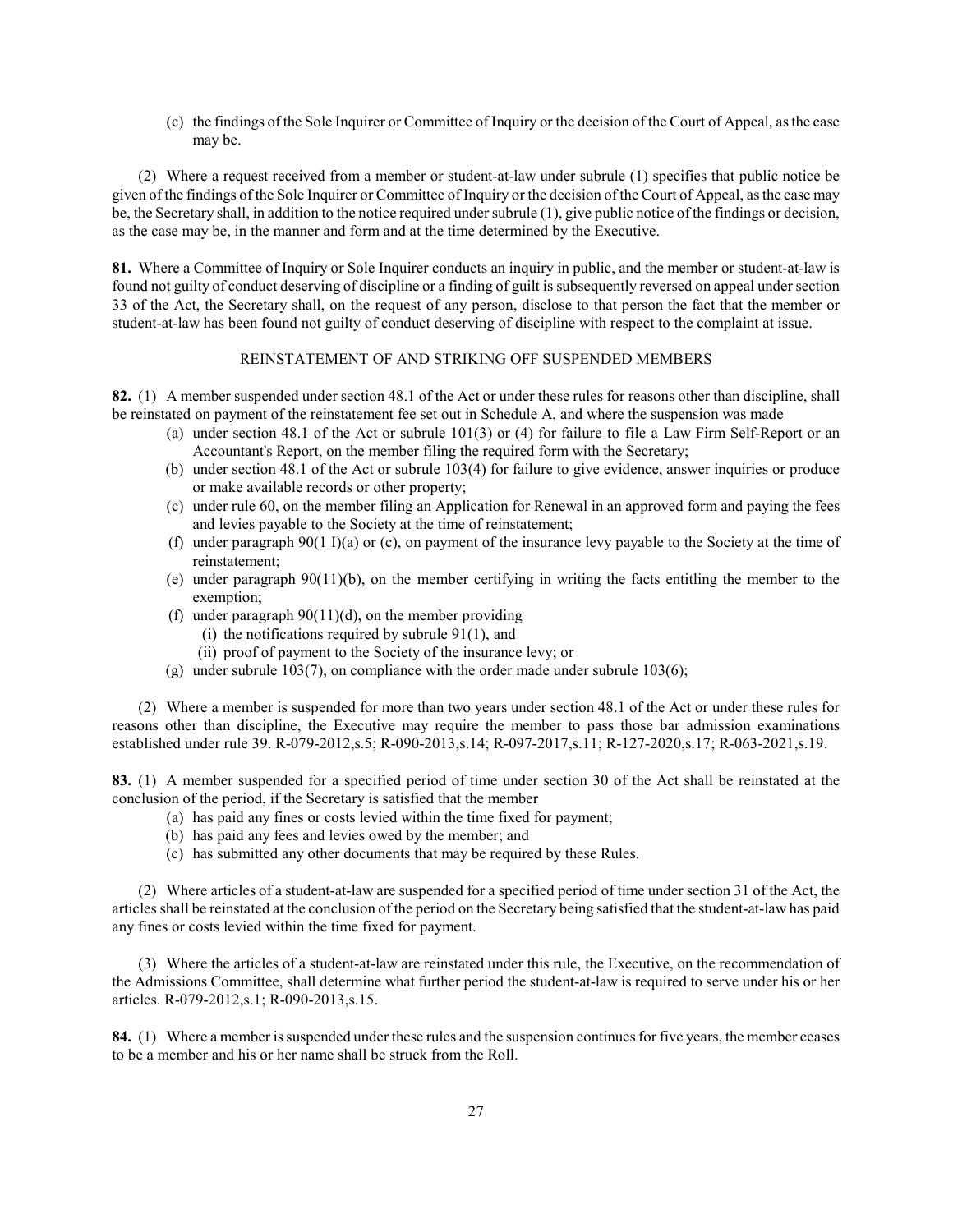(c) the findings of the Sole Inquirer or Committee of Inquiry or the decision of the Court of Appeal, as the case may be.

(2) Where a request received from a member or student-at-law under subrule (1) specifies that public notice be given of the findings of the Sole Inquirer or Committee of Inquiry or the decision of the Court of Appeal, as the case may be, the Secretary shall, in addition to the notice required under subrule (1), give public notice of the findings or decision, as the case may be, in the manner and form and at the time determined by the Executive.

**81.** Where a Committee of Inquiry or Sole Inquirer conducts an inquiry in public, and the member or student-at-law is found not guilty of conduct deserving of discipline or a finding of guilt is subsequently reversed on appeal under section 33 of the Act, the Secretary shall, on the request of any person, disclose to that person the fact that the member or student-at-law has been found not guilty of conduct deserving of discipline with respect to the complaint at issue.

## REINSTATEMENT OF AND STRIKING OFF SUSPENDED MEMBERS

**82.** (1) A member suspended under section 48.1 of the Act or under these rules for reasons other than discipline, shall be reinstated on payment of the reinstatement fee set out in Schedule A, and where the suspension was made

- (a) under section 48.1 of the Act or subrule 101(3) or (4) for failure to file a Law Firm Self-Report or an Accountant's Report, on the member filing the required form with the Secretary;
- (b) under section 48.1 of the Act or subrule 103(4) for failure to give evidence, answer inquiries or produce or make available records or other property;
- (c) under rule 60, on the member filing an Application for Renewal in an approved form and paying the fees and levies payable to the Society at the time of reinstatement;
- (f) under paragraph 90(1 I)(a) or (c), on payment of the insurance levy payable to the Society at the time of reinstatement;
- (e) under paragraph 90(11)(b), on the member certifying in writing the facts entitling the member to the exemption;
- (f) under paragraph 90(11)(d), on the member providing
  - (i) the notifications required by subrule 91(1), and
  - (ii) proof of payment to the Society of the insurance levy; or
- (g) under subrule 103(7), on compliance with the order made under subrule 103(6);

(2) Where a member is suspended for more than two years under section 48.1 of the Act or under these rules for reasons other than discipline, the Executive may require the member to pass those bar admission examinations established under rule 39. R-079-2012,s.5; R-090-2013,s.14; R-097-2017,s.11; R-127-2020,s.17; R-063-2021,s.19.

**83.** (1) A member suspended for a specified period of time under section 30 of the Act shall be reinstated at the conclusion of the period, if the Secretary is satisfied that the member

- (a) has paid any fines or costs levied within the time fixed for payment;
- (b) has paid any fees and levies owed by the member; and
- (c) has submitted any other documents that may be required by these Rules.

(2) Where articles of a student-at-law are suspended for a specified period of time under section 31 of the Act, the articles shall be reinstated at the conclusion of the period on the Secretary being satisfied that the student-at-law has paid any fines or costs levied within the time fixed for payment.

(3) Where the articles of a student-at-law are reinstated under this rule, the Executive, on the recommendation of the Admissions Committee, shall determine what further period the student-at-law is required to serve under his or her articles. R-079-2012,s.1; R-090-2013,s.15.

**84.** (1) Where a member is suspended under these rules and the suspension continues for five years, the member ceases to be a member and his or her name shall be struck from the Roll.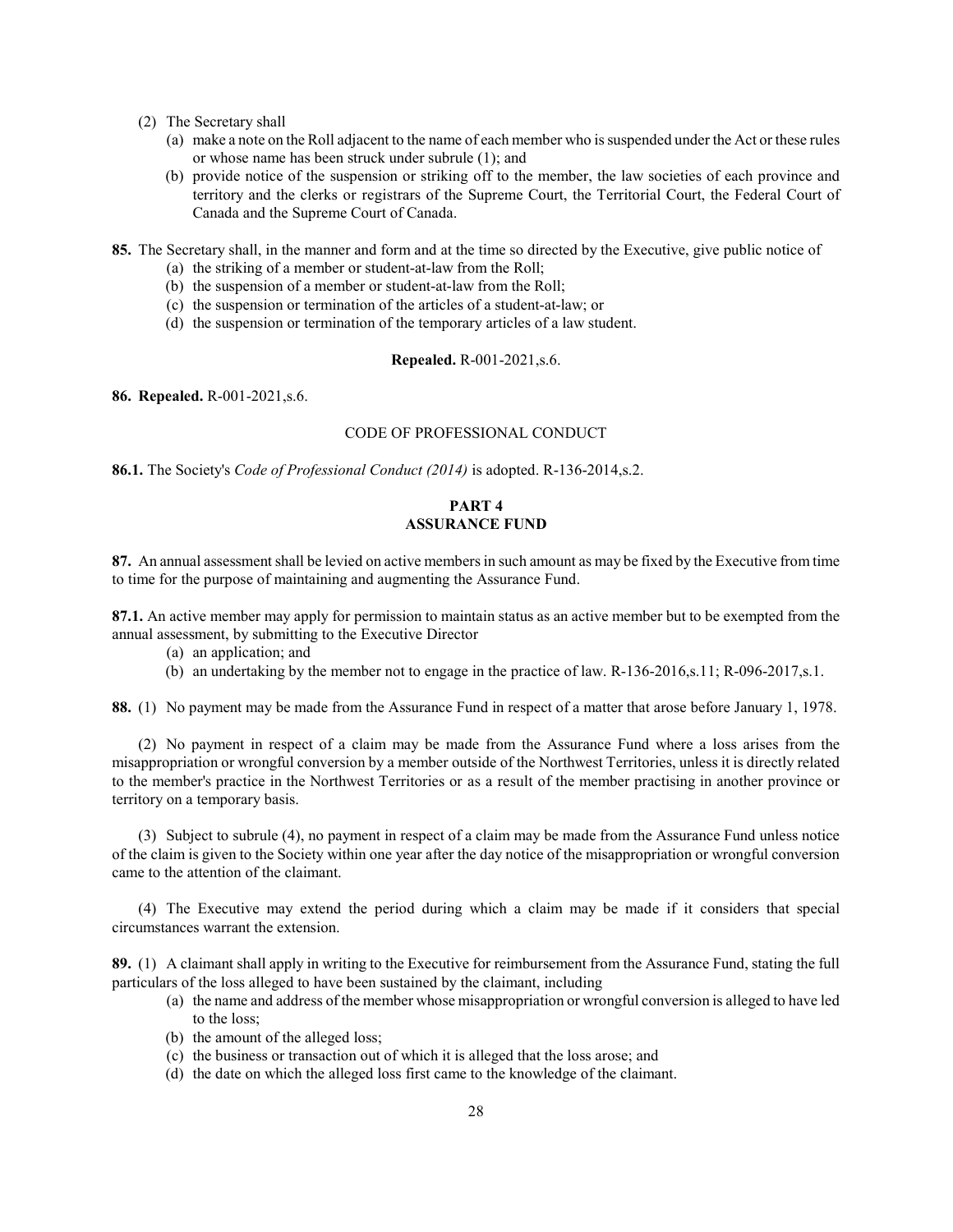(2) The Secretary shall

(a) make a note on the Roll adjacent to the name of each member who is suspended under the Act or these rules or whose name has been struck under subrule (1); and

(b) provide notice of the suspension or striking off to the member, the law societies of each province and territory and the clerks or registrars of the Supreme Court, the Territorial Court, the Federal Court of Canada and the Supreme Court of Canada.

**85.** The Secretary shall, in the manner and form and at the time so directed by the Executive, give public notice of

(a) the striking of a member or student-at-law from the Roll;

(b) the suspension of a member or student-at-law from the Roll;

(c) the suspension or termination of the articles of a student-at-law; or

(d) the suspension or termination of the temporary articles of a law student.

**Repealed.** R-001-2021,s.6.

**86. Repealed.** R-001-2021,s.6.

CODE OF PROFESSIONAL CONDUCT

**86.1.** The Society's *Code of Professional Conduct (2014)* is adopted. R-136-2014,s.2.

## PART 4
## ASSURANCE FUND

**87.** An annual assessment shall be levied on active members in such amount as may be fixed by the Executive from time to time for the purpose of maintaining and augmenting the Assurance Fund.

**87.1.** An active member may apply for permission to maintain status as an active member but to be exempted from the annual assessment, by submitting to the Executive Director

(a) an application; and

(b) an undertaking by the member not to engage in the practice of law. R-136-2016,s.11; R-096-2017,s.1.

**88.** (1) No payment may be made from the Assurance Fund in respect of a matter that arose before January 1, 1978.

(2) No payment in respect of a claim may be made from the Assurance Fund where a loss arises from the misappropriation or wrongful conversion by a member outside of the Northwest Territories, unless it is directly related to the member's practice in the Northwest Territories or as a result of the member practising in another province or territory on a temporary basis.

(3) Subject to subrule (4), no payment in respect of a claim may be made from the Assurance Fund unless notice of the claim is given to the Society within one year after the day notice of the misappropriation or wrongful conversion came to the attention of the claimant.

(4) The Executive may extend the period during which a claim may be made if it considers that special circumstances warrant the extension.

**89.** (1) A claimant shall apply in writing to the Executive for reimbursement from the Assurance Fund, stating the full particulars of the loss alleged to have been sustained by the claimant, including

(a) the name and address of the member whose misappropriation or wrongful conversion is alleged to have led to the loss;

(b) the amount of the alleged loss;

(c) the business or transaction out of which it is alleged that the loss arose; and

(d) the date on which the alleged loss first came to the knowledge of the claimant.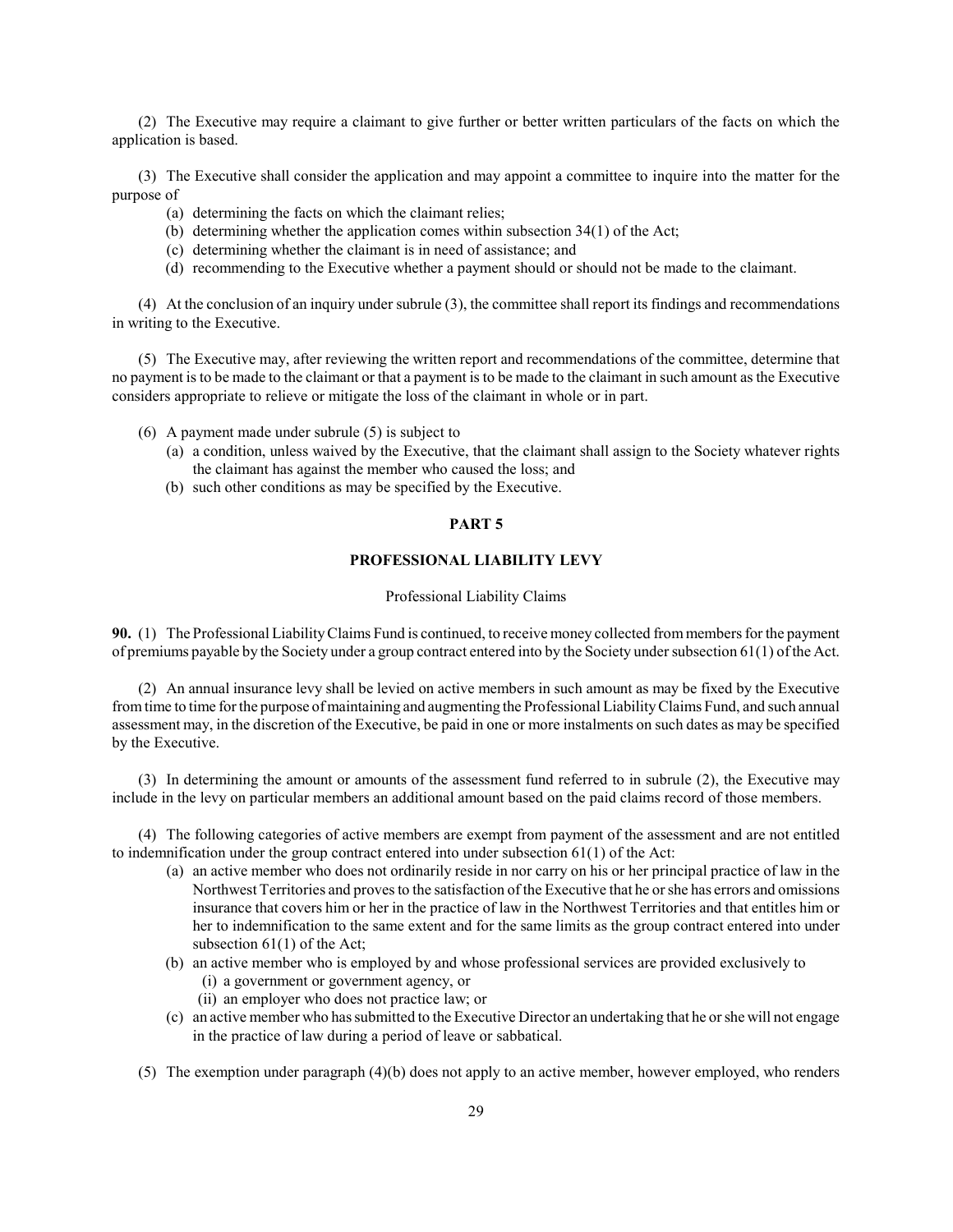(2) The Executive may require a claimant to give further or better written particulars of the facts on which the application is based.

(3) The Executive shall consider the application and may appoint a committee to inquire into the matter for the purpose of

- (a) determining the facts on which the claimant relies;
- (b) determining whether the application comes within subsection 34(1) of the Act;
- (c) determining whether the claimant is in need of assistance; and
- (d) recommending to the Executive whether a payment should or should not be made to the claimant.

(4) At the conclusion of an inquiry under subrule (3), the committee shall report its findings and recommendations in writing to the Executive.

(5) The Executive may, after reviewing the written report and recommendations of the committee, determine that no payment is to be made to the claimant or that a payment is to be made to the claimant in such amount as the Executive considers appropriate to relieve or mitigate the loss of the claimant in whole or in part.

(6) A payment made under subrule (5) is subject to

- (a) a condition, unless waived by the Executive, that the claimant shall assign to the Society whatever rights the claimant has against the member who caused the loss; and
- (b) such other conditions as may be specified by the Executive.

## PART 5

## PROFESSIONAL LIABILITY LEVY

Professional Liability Claims

**90.** (1) The Professional Liability Claims Fund is continued, to receive money collected from members for the payment of premiums payable by the Society under a group contract entered into by the Society under subsection 61(1) of the Act.

(2) An annual insurance levy shall be levied on active members in such amount as may be fixed by the Executive from time to time for the purpose of maintaining and augmenting the Professional Liability Claims Fund, and such annual assessment may, in the discretion of the Executive, be paid in one or more instalments on such dates as may be specified by the Executive.

(3) In determining the amount or amounts of the assessment fund referred to in subrule (2), the Executive may include in the levy on particular members an additional amount based on the paid claims record of those members.

(4) The following categories of active members are exempt from payment of the assessment and are not entitled to indemnification under the group contract entered into under subsection 61(1) of the Act:

- (a) an active member who does not ordinarily reside in nor carry on his or her principal practice of law in the Northwest Territories and proves to the satisfaction of the Executive that he or she has errors and omissions insurance that covers him or her in the practice of law in the Northwest Territories and that entitles him or her to indemnification to the same extent and for the same limits as the group contract entered into under subsection 61(1) of the Act;
- (b) an active member who is employed by and whose professional services are provided exclusively to
  - (i) a government or government agency, or
  - (ii) an employer who does not practice law; or
- (c) an active member who has submitted to the Executive Director an undertaking that he or she will not engage in the practice of law during a period of leave or sabbatical.

(5) The exemption under paragraph (4)(b) does not apply to an active member, however employed, who renders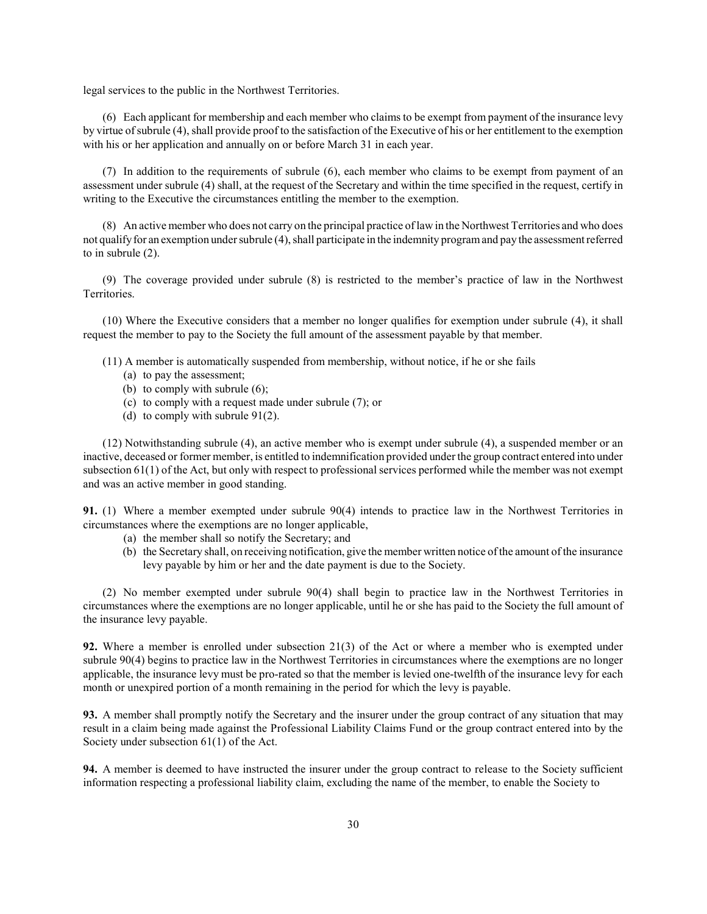legal services to the public in the Northwest Territories.

(6) Each applicant for membership and each member who claims to be exempt from payment of the insurance levy by virtue of subrule (4), shall provide proof to the satisfaction of the Executive of his or her entitlement to the exemption with his or her application and annually on or before March 31 in each year.

(7) In addition to the requirements of subrule (6), each member who claims to be exempt from payment of an assessment under subrule (4) shall, at the request of the Secretary and within the time specified in the request, certify in writing to the Executive the circumstances entitling the member to the exemption.

(8) An active member who does not carry on the principal practice of law in the Northwest Territories and who does not qualify for an exemption under subrule (4), shall participate in the indemnity program and pay the assessment referred to in subrule (2).

(9) The coverage provided under subrule (8) is restricted to the member's practice of law in the Northwest Territories.

(10) Where the Executive considers that a member no longer qualifies for exemption under subrule (4), it shall request the member to pay to the Society the full amount of the assessment payable by that member.

(11) A member is automatically suspended from membership, without notice, if he or she fails

- (a) to pay the assessment;
- (b) to comply with subrule (6);
- (c) to comply with a request made under subrule (7); or
- (d) to comply with subrule 91(2).

(12) Notwithstanding subrule (4), an active member who is exempt under subrule (4), a suspended member or an inactive, deceased or former member, is entitled to indemnification provided under the group contract entered into under subsection 61(1) of the Act, but only with respect to professional services performed while the member was not exempt and was an active member in good standing.

**91.** (1) Where a member exempted under subrule 90(4) intends to practice law in the Northwest Territories in circumstances where the exemptions are no longer applicable,

- (a) the member shall so notify the Secretary; and
- (b) the Secretary shall, on receiving notification, give the member written notice of the amount of the insurance levy payable by him or her and the date payment is due to the Society.

(2) No member exempted under subrule 90(4) shall begin to practice law in the Northwest Territories in circumstances where the exemptions are no longer applicable, until he or she has paid to the Society the full amount of the insurance levy payable.

**92.** Where a member is enrolled under subsection 21(3) of the Act or where a member who is exempted under subrule 90(4) begins to practice law in the Northwest Territories in circumstances where the exemptions are no longer applicable, the insurance levy must be pro-rated so that the member is levied one-twelfth of the insurance levy for each month or unexpired portion of a month remaining in the period for which the levy is payable.

**93.** A member shall promptly notify the Secretary and the insurer under the group contract of any situation that may result in a claim being made against the Professional Liability Claims Fund or the group contract entered into by the Society under subsection 61(1) of the Act.

**94.** A member is deemed to have instructed the insurer under the group contract to release to the Society sufficient information respecting a professional liability claim, excluding the name of the member, to enable the Society to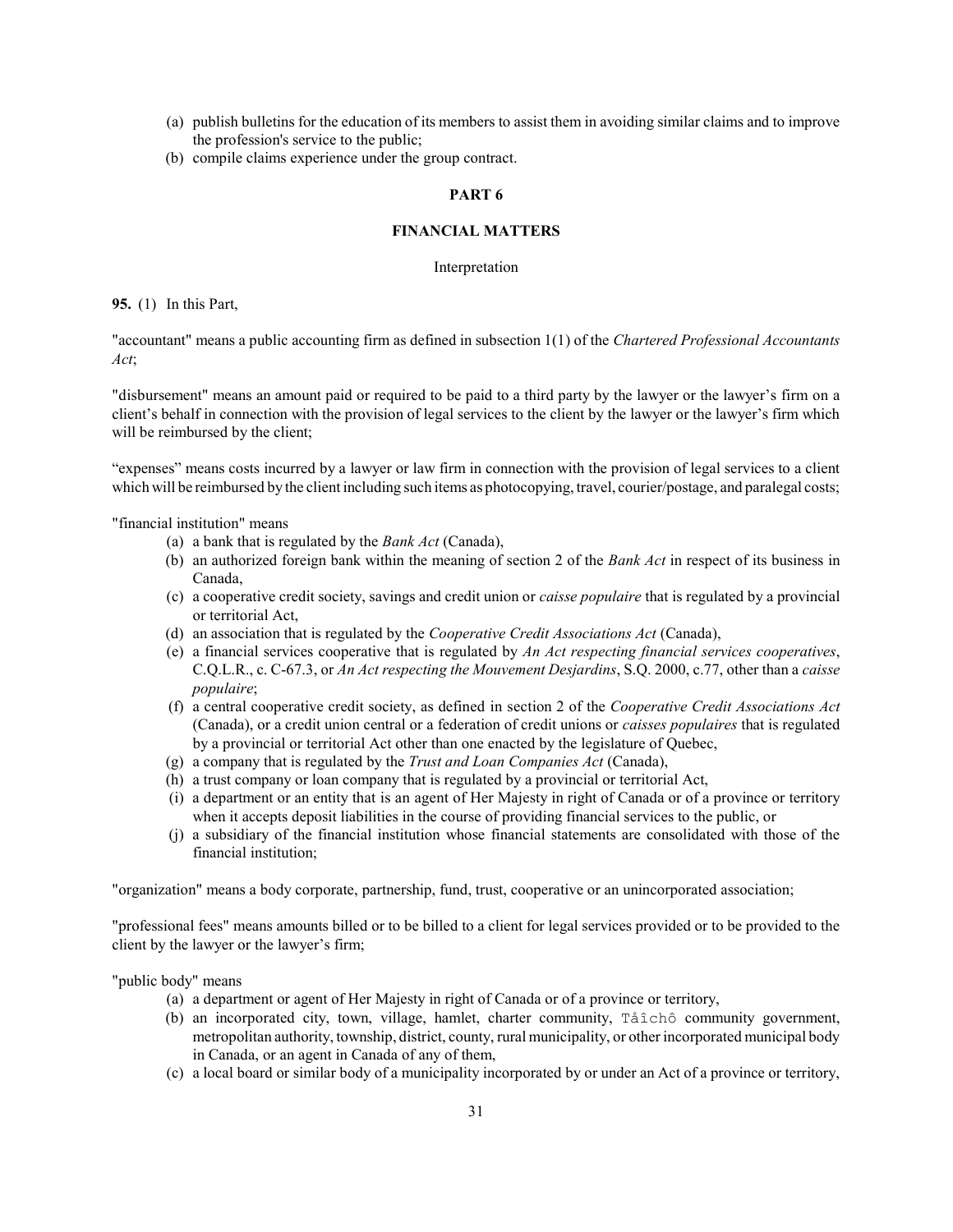(a) publish bulletins for the education of its members to assist them in avoiding similar claims and to improve the profession's service to the public;

(b) compile claims experience under the group contract.

## PART 6

## FINANCIAL MATTERS

Interpretation

**95.** (1) In this Part,

"accountant" means a public accounting firm as defined in subsection 1(1) of the *Chartered Professional Accountants Act*;

"disbursement" means an amount paid or required to be paid to a third party by the lawyer or the lawyer's firm on a client's behalf in connection with the provision of legal services to the client by the lawyer or the lawyer's firm which will be reimbursed by the client;

"expenses" means costs incurred by a lawyer or law firm in connection with the provision of legal services to a client which will be reimbursed by the client including such items as photocopying, travel, courier/postage, and paralegal costs;

"financial institution" means

(a) a bank that is regulated by the *Bank Act* (Canada),

(b) an authorized foreign bank within the meaning of section 2 of the *Bank Act* in respect of its business in Canada,

(c) a cooperative credit society, savings and credit union or *caisse populaire* that is regulated by a provincial or territorial Act,

(d) an association that is regulated by the *Cooperative Credit Associations Act* (Canada),

(e) a financial services cooperative that is regulated by *An Act respecting financial services cooperatives*, C.Q.L.R., c. C-67.3, or *An Act respecting the Mouvement Desjardins*, S.Q. 2000, c.77, other than a *caisse populaire*;

(f) a central cooperative credit society, as defined in section 2 of the *Cooperative Credit Associations Act* (Canada), or a credit union central or a federation of credit unions or *caisses populaires* that is regulated by a provincial or territorial Act other than one enacted by the legislature of Quebec,

(g) a company that is regulated by the *Trust and Loan Companies Act* (Canada),

(h) a trust company or loan company that is regulated by a provincial or territorial Act,

(i) a department or an entity that is an agent of Her Majesty in right of Canada or of a province or territory when it accepts deposit liabilities in the course of providing financial services to the public, or

(j) a subsidiary of the financial institution whose financial statements are consolidated with those of the financial institution;

"organization" means a body corporate, partnership, fund, trust, cooperative or an unincorporated association;

"professional fees" means amounts billed or to be billed to a client for legal services provided or to be provided to the client by the lawyer or the lawyer's firm;

"public body" means

(a) a department or agent of Her Majesty in right of Canada or of a province or territory,

(b) an incorporated city, town, village, hamlet, charter community, Tåîchô community government, metropolitan authority, township, district, county, rural municipality, or other incorporated municipal body in Canada, or an agent in Canada of any of them,

(c) a local board or similar body of a municipality incorporated by or under an Act of a province or territory,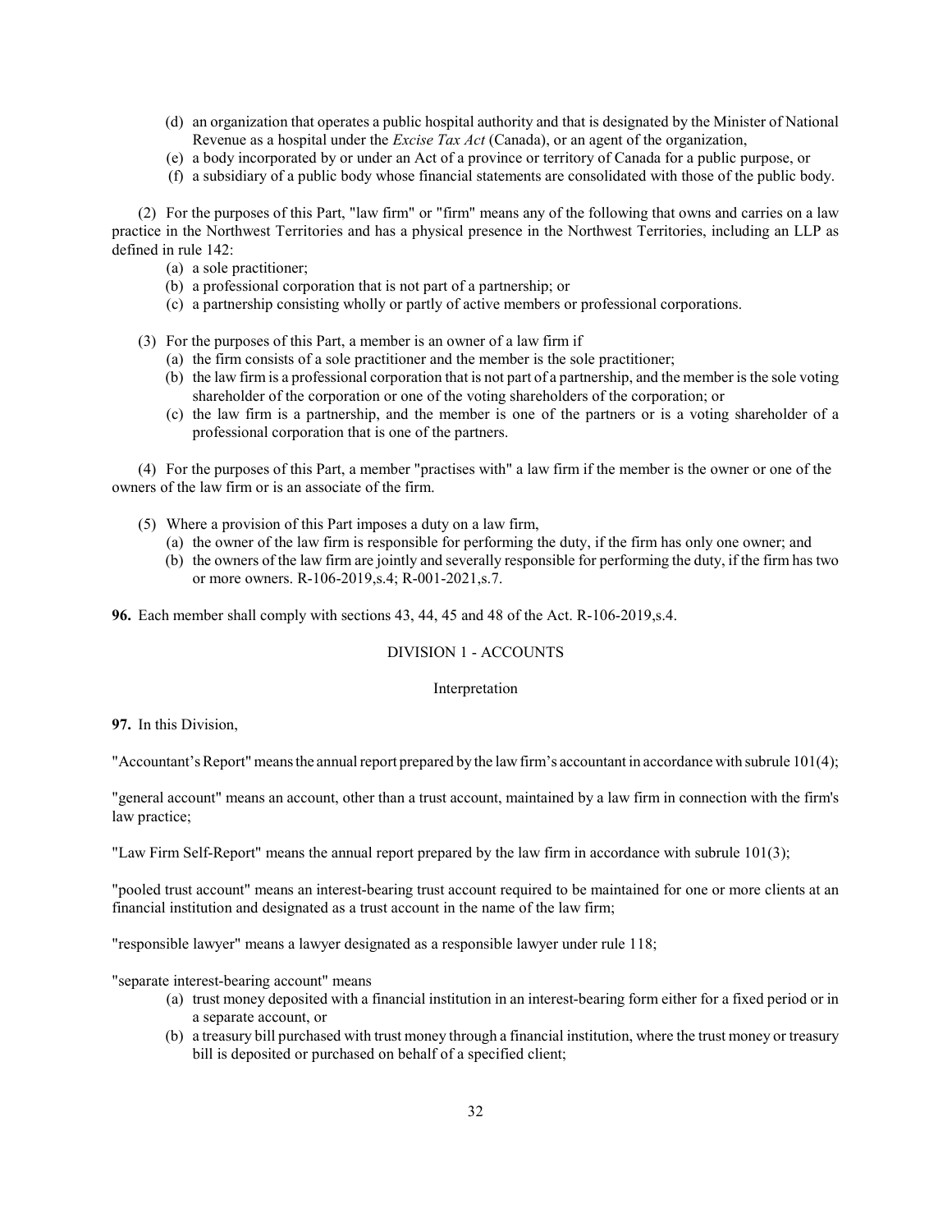(d) an organization that operates a public hospital authority and that is designated by the Minister of National Revenue as a hospital under the *Excise Tax Act* (Canada), or an agent of the organization,

(e) a body incorporated by or under an Act of a province or territory of Canada for a public purpose, or

(f) a subsidiary of a public body whose financial statements are consolidated with those of the public body.

(2) For the purposes of this Part, "law firm" or "firm" means any of the following that owns and carries on a law practice in the Northwest Territories and has a physical presence in the Northwest Territories, including an LLP as defined in rule 142:

(a) a sole practitioner;

(b) a professional corporation that is not part of a partnership; or

(c) a partnership consisting wholly or partly of active members or professional corporations.

(3) For the purposes of this Part, a member is an owner of a law firm if

(a) the firm consists of a sole practitioner and the member is the sole practitioner;

(b) the law firm is a professional corporation that is not part of a partnership, and the member is the sole voting shareholder of the corporation or one of the voting shareholders of the corporation; or

(c) the law firm is a partnership, and the member is one of the partners or is a voting shareholder of a professional corporation that is one of the partners.

(4) For the purposes of this Part, a member "practises with" a law firm if the member is the owner or one of the owners of the law firm or is an associate of the firm.

(5) Where a provision of this Part imposes a duty on a law firm,

(a) the owner of the law firm is responsible for performing the duty, if the firm has only one owner; and

(b) the owners of the law firm are jointly and severally responsible for performing the duty, if the firm has two or more owners. R-106-2019,s.4; R-001-2021,s.7.

**96.** Each member shall comply with sections 43, 44, 45 and 48 of the Act. R-106-2019,s.4.

## DIVISION 1 - ACCOUNTS

### Interpretation

**97.** In this Division,

"Accountant's Report" means the annual report prepared by the law firm's accountant in accordance with subrule 101(4);

"general account" means an account, other than a trust account, maintained by a law firm in connection with the firm's law practice;

"Law Firm Self-Report" means the annual report prepared by the law firm in accordance with subrule 101(3);

"pooled trust account" means an interest-bearing trust account required to be maintained for one or more clients at an financial institution and designated as a trust account in the name of the law firm;

"responsible lawyer" means a lawyer designated as a responsible lawyer under rule 118;

"separate interest-bearing account" means

(a) trust money deposited with a financial institution in an interest-bearing form either for a fixed period or in a separate account, or

(b) a treasury bill purchased with trust money through a financial institution, where the trust money or treasury bill is deposited or purchased on behalf of a specified client;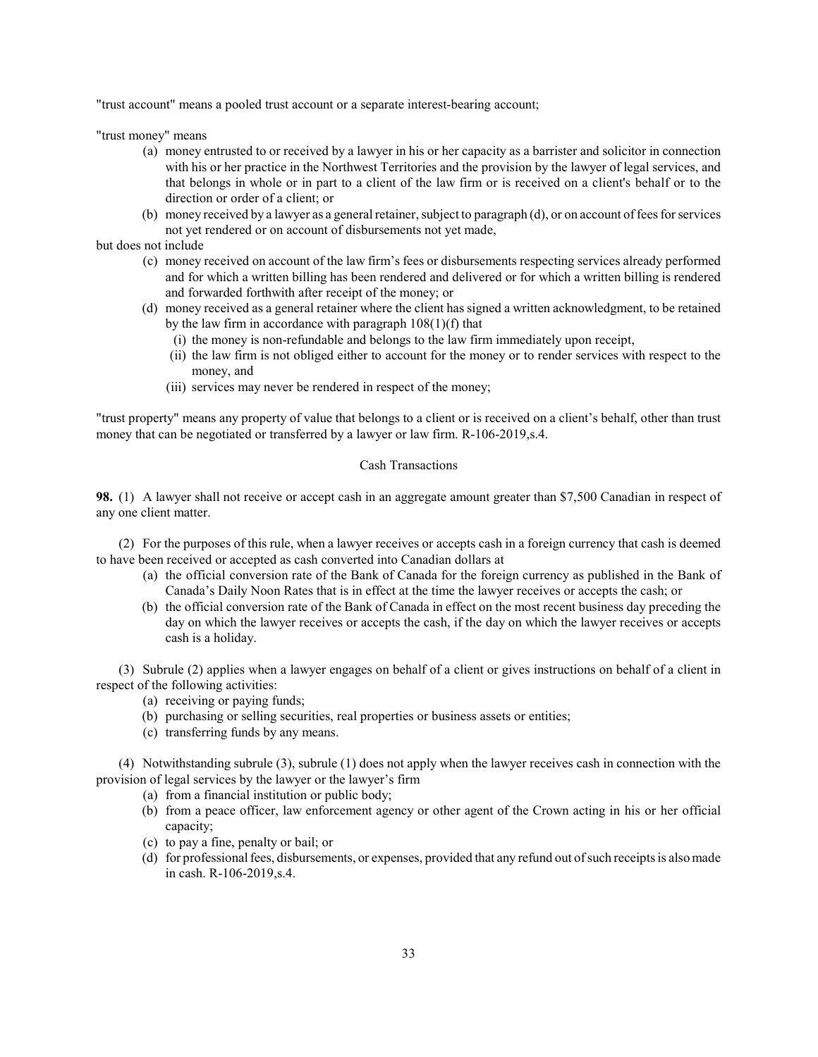"trust account" means a pooled trust account or a separate interest-bearing account;

"trust money" means

- (a) money entrusted to or received by a lawyer in his or her capacity as a barrister and solicitor in connection with his or her practice in the Northwest Territories and the provision by the lawyer of legal services, and that belongs in whole or in part to a client of the law firm or is received on a client's behalf or to the direction or order of a client; or
- (b) money received by a lawyer as a general retainer, subject to paragraph (d), or on account of fees for services not yet rendered or on account of disbursements not yet made,

but does not include

- (c) money received on account of the law firm's fees or disbursements respecting services already performed and for which a written billing has been rendered and delivered or for which a written billing is rendered and forwarded forthwith after receipt of the money; or
- (d) money received as a general retainer where the client has signed a written acknowledgment, to be retained by the law firm in accordance with paragraph 108(1)(f) that
  - (i) the money is non-refundable and belongs to the law firm immediately upon receipt,
  - (ii) the law firm is not obliged either to account for the money or to render services with respect to the money, and
  - (iii) services may never be rendered in respect of the money;

"trust property" means any property of value that belongs to a client or is received on a client's behalf, other than trust money that can be negotiated or transferred by a lawyer or law firm. R-106-2019,s.4.

## Cash Transactions

**98.** (1) A lawyer shall not receive or accept cash in an aggregate amount greater than $7,500 Canadian in respect of any one client matter.

(2) For the purposes of this rule, when a lawyer receives or accepts cash in a foreign currency that cash is deemed to have been received or accepted as cash converted into Canadian dollars at

- (a) the official conversion rate of the Bank of Canada for the foreign currency as published in the Bank of Canada's Daily Noon Rates that is in effect at the time the lawyer receives or accepts the cash; or
- (b) the official conversion rate of the Bank of Canada in effect on the most recent business day preceding the day on which the lawyer receives or accepts the cash, if the day on which the lawyer receives or accepts cash is a holiday.

(3) Subrule (2) applies when a lawyer engages on behalf of a client or gives instructions on behalf of a client in respect of the following activities:

- (a) receiving or paying funds;
- (b) purchasing or selling securities, real properties or business assets or entities;
- (c) transferring funds by any means.

(4) Notwithstanding subrule (3), subrule (1) does not apply when the lawyer receives cash in connection with the provision of legal services by the lawyer or the lawyer's firm

- (a) from a financial institution or public body;
- (b) from a peace officer, law enforcement agency or other agent of the Crown acting in his or her official capacity;
- (c) to pay a fine, penalty or bail; or
- (d) for professional fees, disbursements, or expenses, provided that any refund out of such receipts is also made in cash. R-106-2019,s.4.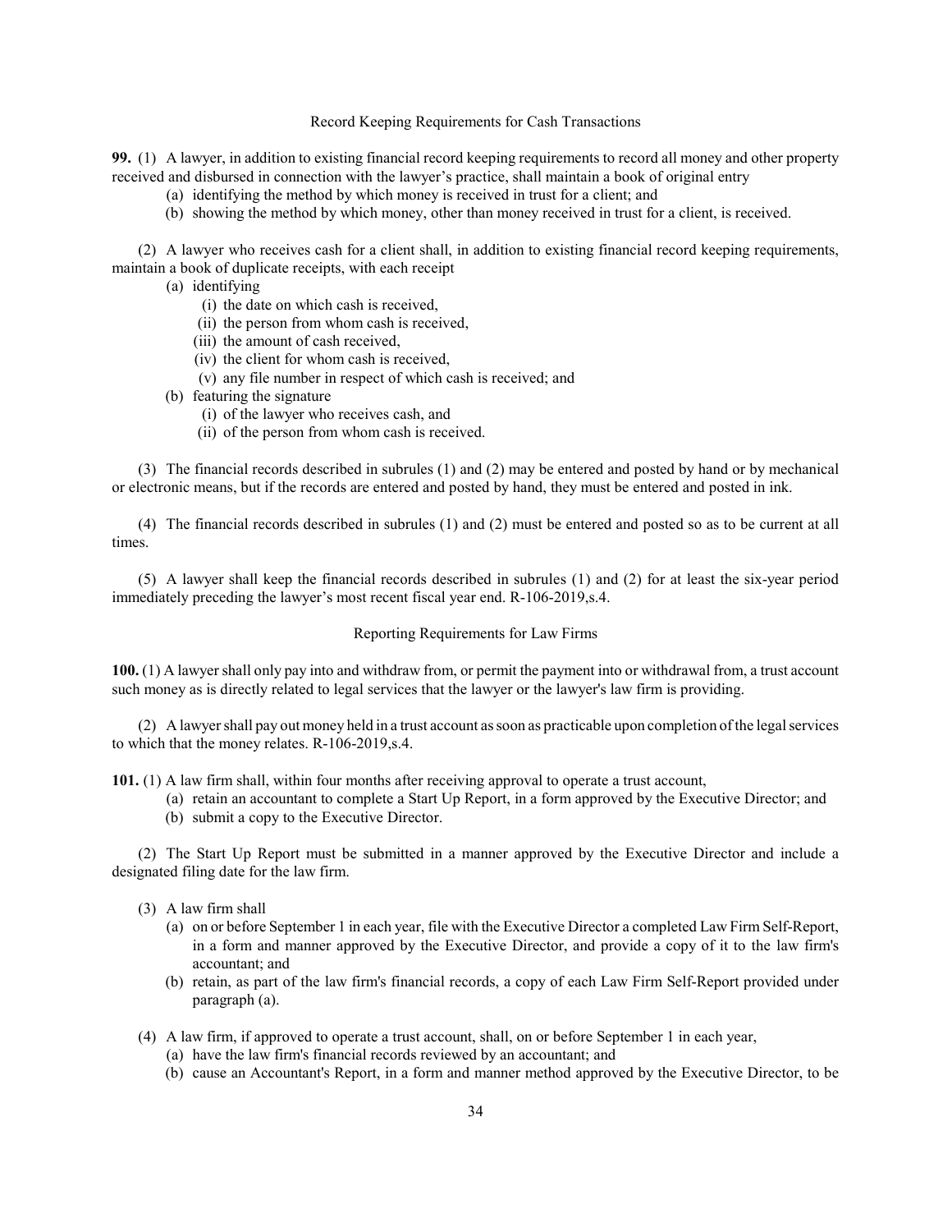### Record Keeping Requirements for Cash Transactions

**99.** (1) A lawyer, in addition to existing financial record keeping requirements to record all money and other property received and disbursed in connection with the lawyer's practice, shall maintain a book of original entry

- (a) identifying the method by which money is received in trust for a client; and
- (b) showing the method by which money, other than money received in trust for a client, is received.

(2) A lawyer who receives cash for a client shall, in addition to existing financial record keeping requirements, maintain a book of duplicate receipts, with each receipt

- (a) identifying
  - (i) the date on which cash is received,
  - (ii) the person from whom cash is received,
  - (iii) the amount of cash received,
  - (iv) the client for whom cash is received,
  - (v) any file number in respect of which cash is received; and
- (b) featuring the signature
  - (i) of the lawyer who receives cash, and
  - (ii) of the person from whom cash is received.

(3) The financial records described in subrules (1) and (2) may be entered and posted by hand or by mechanical or electronic means, but if the records are entered and posted by hand, they must be entered and posted in ink.

(4) The financial records described in subrules (1) and (2) must be entered and posted so as to be current at all times.

(5) A lawyer shall keep the financial records described in subrules (1) and (2) for at least the six-year period immediately preceding the lawyer's most recent fiscal year end. R-106-2019,s.4.

### Reporting Requirements for Law Firms

**100.** (1) A lawyer shall only pay into and withdraw from, or permit the payment into or withdrawal from, a trust account such money as is directly related to legal services that the lawyer or the lawyer's law firm is providing.

(2) A lawyer shall pay out money held in a trust account as soon as practicable upon completion of the legal services to which that the money relates. R-106-2019,s.4.

**101.** (1) A law firm shall, within four months after receiving approval to operate a trust account,

- (a) retain an accountant to complete a Start Up Report, in a form approved by the Executive Director; and
- (b) submit a copy to the Executive Director.

(2) The Start Up Report must be submitted in a manner approved by the Executive Director and include a designated filing date for the law firm.

(3) A law firm shall

- (a) on or before September 1 in each year, file with the Executive Director a completed Law Firm Self-Report, in a form and manner approved by the Executive Director, and provide a copy of it to the law firm's accountant; and
- (b) retain, as part of the law firm's financial records, a copy of each Law Firm Self-Report provided under paragraph (a).

(4) A law firm, if approved to operate a trust account, shall, on or before September 1 in each year,

- (a) have the law firm's financial records reviewed by an accountant; and
- (b) cause an Accountant's Report, in a form and manner method approved by the Executive Director, to be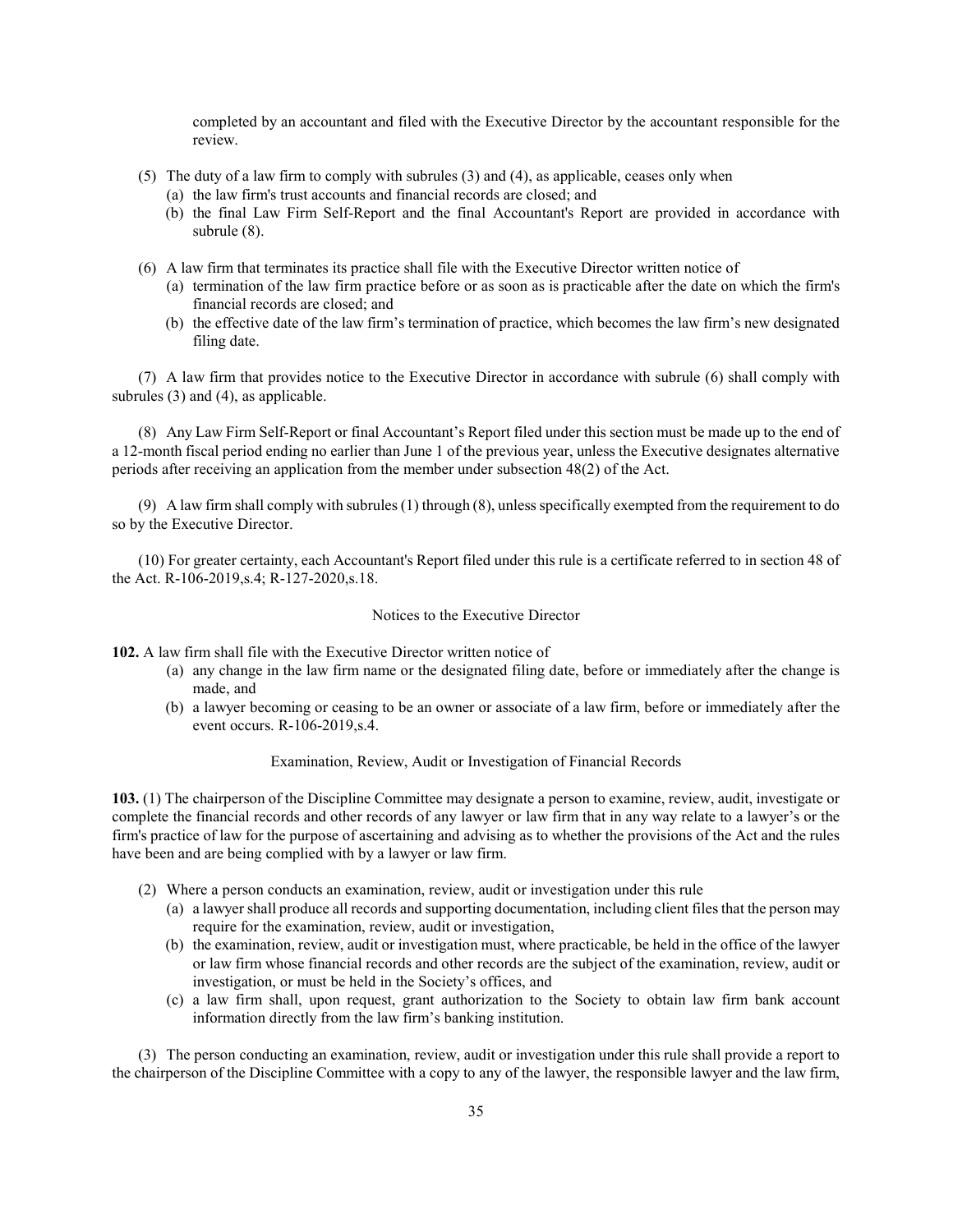completed by an accountant and filed with the Executive Director by the accountant responsible for the review.

(5) The duty of a law firm to comply with subrules (3) and (4), as applicable, ceases only when
  (a) the law firm's trust accounts and financial records are closed; and
  (b) the final Law Firm Self-Report and the final Accountant's Report are provided in accordance with subrule (8).

(6) A law firm that terminates its practice shall file with the Executive Director written notice of
  (a) termination of the law firm practice before or as soon as is practicable after the date on which the firm's financial records are closed; and
  (b) the effective date of the law firm's termination of practice, which becomes the law firm's new designated filing date.

(7) A law firm that provides notice to the Executive Director in accordance with subrule (6) shall comply with subrules (3) and (4), as applicable.

(8) Any Law Firm Self-Report or final Accountant's Report filed under this section must be made up to the end of a 12-month fiscal period ending no earlier than June 1 of the previous year, unless the Executive designates alternative periods after receiving an application from the member under subsection 48(2) of the Act.

(9) A law firm shall comply with subrules (1) through (8), unless specifically exempted from the requirement to do so by the Executive Director.

(10) For greater certainty, each Accountant's Report filed under this rule is a certificate referred to in section 48 of the Act. R-106-2019,s.4; R-127-2020,s.18.

### Notices to the Executive Director

**102.** A law firm shall file with the Executive Director written notice of
  (a) any change in the law firm name or the designated filing date, before or immediately after the change is made, and
  (b) a lawyer becoming or ceasing to be an owner or associate of a law firm, before or immediately after the event occurs. R-106-2019,s.4.

### Examination, Review, Audit or Investigation of Financial Records

**103.** (1) The chairperson of the Discipline Committee may designate a person to examine, review, audit, investigate or complete the financial records and other records of any lawyer or law firm that in any way relate to a lawyer's or the firm's practice of law for the purpose of ascertaining and advising as to whether the provisions of the Act and the rules have been and are being complied with by a lawyer or law firm.

(2) Where a person conducts an examination, review, audit or investigation under this rule
  (a) a lawyer shall produce all records and supporting documentation, including client files that the person may require for the examination, review, audit or investigation,
  (b) the examination, review, audit or investigation must, where practicable, be held in the office of the lawyer or law firm whose financial records and other records are the subject of the examination, review, audit or investigation, or must be held in the Society's offices, and
  (c) a law firm shall, upon request, grant authorization to the Society to obtain law firm bank account information directly from the law firm's banking institution.

(3) The person conducting an examination, review, audit or investigation under this rule shall provide a report to the chairperson of the Discipline Committee with a copy to any of the lawyer, the responsible lawyer and the law firm,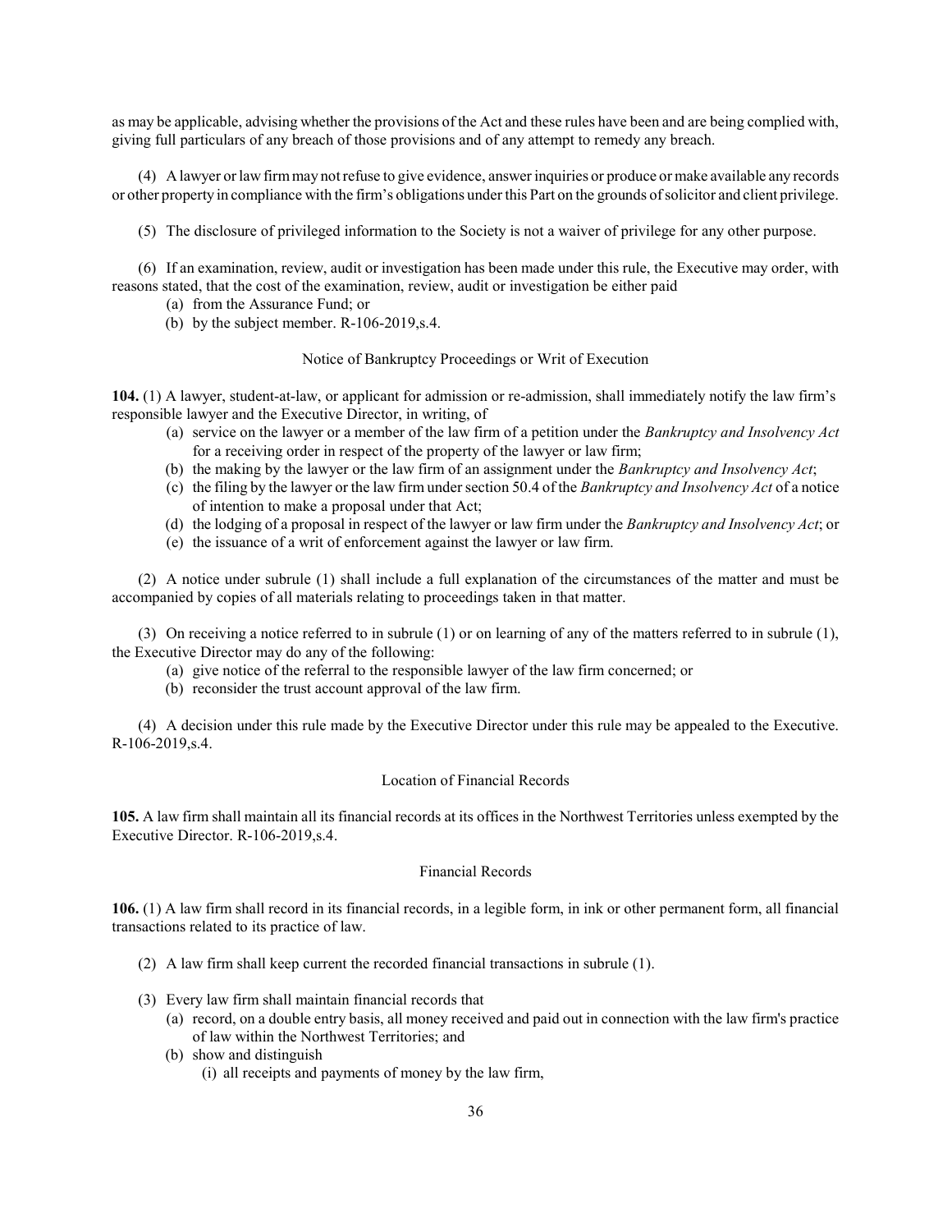as may be applicable, advising whether the provisions of the Act and these rules have been and are being complied with, giving full particulars of any breach of those provisions and of any attempt to remedy any breach.

(4) A lawyer or law firm may not refuse to give evidence, answer inquiries or produce or make available any records or other property in compliance with the firm's obligations under this Part on the grounds of solicitor and client privilege.

(5) The disclosure of privileged information to the Society is not a waiver of privilege for any other purpose.

(6) If an examination, review, audit or investigation has been made under this rule, the Executive may order, with reasons stated, that the cost of the examination, review, audit or investigation be either paid

(a) from the Assurance Fund; or

(b) by the subject member. R-106-2019,s.4.

### Notice of Bankruptcy Proceedings or Writ of Execution

**104.** (1) A lawyer, student-at-law, or applicant for admission or re-admission, shall immediately notify the law firm's responsible lawyer and the Executive Director, in writing, of

(a) service on the lawyer or a member of the law firm of a petition under the *Bankruptcy and Insolvency Act* for a receiving order in respect of the property of the lawyer or law firm;

(b) the making by the lawyer or the law firm of an assignment under the *Bankruptcy and Insolvency Act*;

(c) the filing by the lawyer or the law firm under section 50.4 of the *Bankruptcy and Insolvency Act* of a notice of intention to make a proposal under that Act;

(d) the lodging of a proposal in respect of the lawyer or law firm under the *Bankruptcy and Insolvency Act*; or

(e) the issuance of a writ of enforcement against the lawyer or law firm.

(2) A notice under subrule (1) shall include a full explanation of the circumstances of the matter and must be accompanied by copies of all materials relating to proceedings taken in that matter.

(3) On receiving a notice referred to in subrule (1) or on learning of any of the matters referred to in subrule (1), the Executive Director may do any of the following:

(a) give notice of the referral to the responsible lawyer of the law firm concerned; or

(b) reconsider the trust account approval of the law firm.

(4) A decision under this rule made by the Executive Director under this rule may be appealed to the Executive. R-106-2019,s.4.

### Location of Financial Records

**105.** A law firm shall maintain all its financial records at its offices in the Northwest Territories unless exempted by the Executive Director. R-106-2019,s.4.

### Financial Records

**106.** (1) A law firm shall record in its financial records, in a legible form, in ink or other permanent form, all financial transactions related to its practice of law.

(2) A law firm shall keep current the recorded financial transactions in subrule (1).

(3) Every law firm shall maintain financial records that

(a) record, on a double entry basis, all money received and paid out in connection with the law firm's practice of law within the Northwest Territories; and

(b) show and distinguish

(i) all receipts and payments of money by the law firm,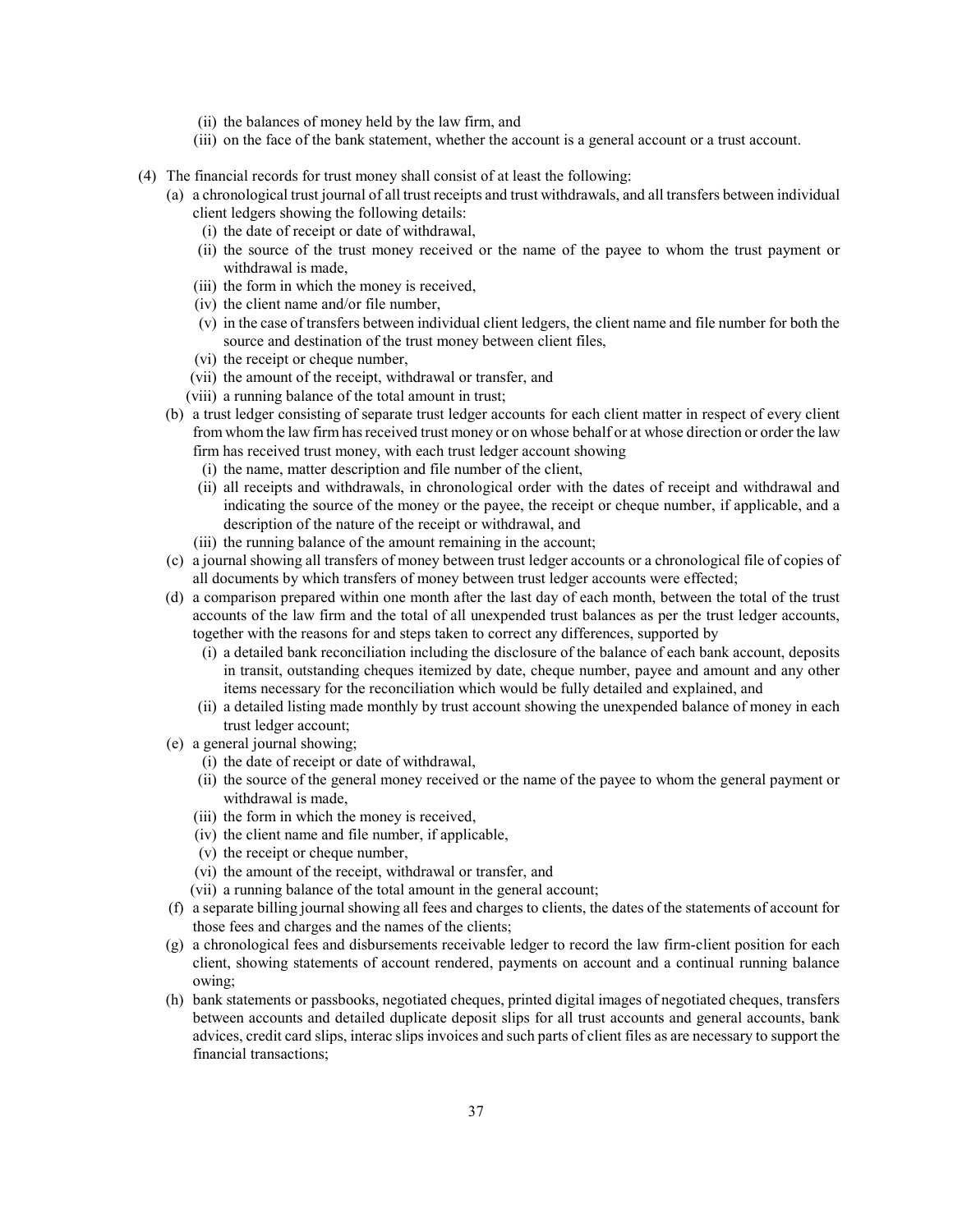(ii) the balances of money held by the law firm, and

(iii) on the face of the bank statement, whether the account is a general account or a trust account.

(4) The financial records for trust money shall consist of at least the following:

(a) a chronological trust journal of all trust receipts and trust withdrawals, and all transfers between individual client ledgers showing the following details:

(i) the date of receipt or date of withdrawal,

(ii) the source of the trust money received or the name of the payee to whom the trust payment or withdrawal is made,

(iii) the form in which the money is received,

(iv) the client name and/or file number,

(v) in the case of transfers between individual client ledgers, the client name and file number for both the source and destination of the trust money between client files,

(vi) the receipt or cheque number,

(vii) the amount of the receipt, withdrawal or transfer, and

(viii) a running balance of the total amount in trust;

(b) a trust ledger consisting of separate trust ledger accounts for each client matter in respect of every client from whom the law firm has received trust money or on whose behalf or at whose direction or order the law firm has received trust money, with each trust ledger account showing

(i) the name, matter description and file number of the client,

(ii) all receipts and withdrawals, in chronological order with the dates of receipt and withdrawal and indicating the source of the money or the payee, the receipt or cheque number, if applicable, and a description of the nature of the receipt or withdrawal, and

(iii) the running balance of the amount remaining in the account;

(c) a journal showing all transfers of money between trust ledger accounts or a chronological file of copies of all documents by which transfers of money between trust ledger accounts were effected;

(d) a comparison prepared within one month after the last day of each month, between the total of the trust accounts of the law firm and the total of all unexpended trust balances as per the trust ledger accounts, together with the reasons for and steps taken to correct any differences, supported by

(i) a detailed bank reconciliation including the disclosure of the balance of each bank account, deposits in transit, outstanding cheques itemized by date, cheque number, payee and amount and any other items necessary for the reconciliation which would be fully detailed and explained, and

(ii) a detailed listing made monthly by trust account showing the unexpended balance of money in each trust ledger account;

(e) a general journal showing;

(i) the date of receipt or date of withdrawal,

(ii) the source of the general money received or the name of the payee to whom the general payment or withdrawal is made,

(iii) the form in which the money is received,

(iv) the client name and file number, if applicable,

(v) the receipt or cheque number,

(vi) the amount of the receipt, withdrawal or transfer, and

(vii) a running balance of the total amount in the general account;

(f) a separate billing journal showing all fees and charges to clients, the dates of the statements of account for those fees and charges and the names of the clients;

(g) a chronological fees and disbursements receivable ledger to record the law firm-client position for each client, showing statements of account rendered, payments on account and a continual running balance owing;

(h) bank statements or passbooks, negotiated cheques, printed digital images of negotiated cheques, transfers between accounts and detailed duplicate deposit slips for all trust accounts and general accounts, bank advices, credit card slips, interac slips invoices and such parts of client files as are necessary to support the financial transactions;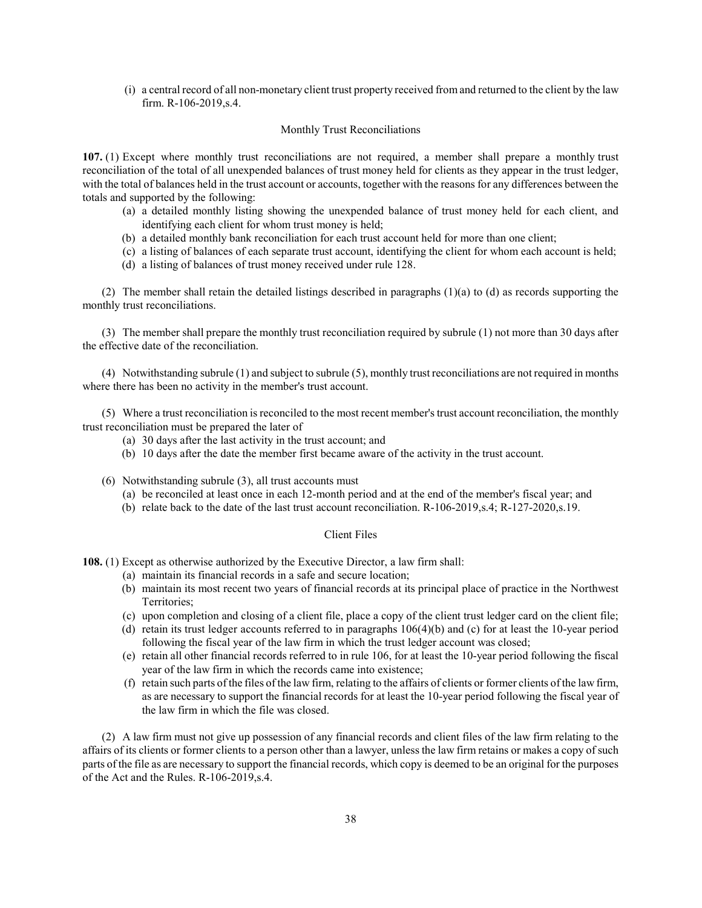(i) a central record of all non-monetary client trust property received from and returned to the client by the law firm. R-106-2019,s.4.

### Monthly Trust Reconciliations

**107.** (1) Except where monthly trust reconciliations are not required, a member shall prepare a monthly trust reconciliation of the total of all unexpended balances of trust money held for clients as they appear in the trust ledger, with the total of balances held in the trust account or accounts, together with the reasons for any differences between the totals and supported by the following:

- (a) a detailed monthly listing showing the unexpended balance of trust money held for each client, and identifying each client for whom trust money is held;
- (b) a detailed monthly bank reconciliation for each trust account held for more than one client;
- (c) a listing of balances of each separate trust account, identifying the client for whom each account is held;
- (d) a listing of balances of trust money received under rule 128.

(2) The member shall retain the detailed listings described in paragraphs (1)(a) to (d) as records supporting the monthly trust reconciliations.

(3) The member shall prepare the monthly trust reconciliation required by subrule (1) not more than 30 days after the effective date of the reconciliation.

(4) Notwithstanding subrule (1) and subject to subrule (5), monthly trust reconciliations are not required in months where there has been no activity in the member's trust account.

(5) Where a trust reconciliation is reconciled to the most recent member's trust account reconciliation, the monthly trust reconciliation must be prepared the later of

- (a) 30 days after the last activity in the trust account; and
- (b) 10 days after the date the member first became aware of the activity in the trust account.

(6) Notwithstanding subrule (3), all trust accounts must

- (a) be reconciled at least once in each 12-month period and at the end of the member's fiscal year; and
- (b) relate back to the date of the last trust account reconciliation. R-106-2019,s.4; R-127-2020,s.19.

### Client Files

**108.** (1) Except as otherwise authorized by the Executive Director, a law firm shall:

- (a) maintain its financial records in a safe and secure location;
- (b) maintain its most recent two years of financial records at its principal place of practice in the Northwest Territories;
- (c) upon completion and closing of a client file, place a copy of the client trust ledger card on the client file;
- (d) retain its trust ledger accounts referred to in paragraphs 106(4)(b) and (c) for at least the 10-year period following the fiscal year of the law firm in which the trust ledger account was closed;
- (e) retain all other financial records referred to in rule 106, for at least the 10-year period following the fiscal year of the law firm in which the records came into existence;
- (f) retain such parts of the files of the law firm, relating to the affairs of clients or former clients of the law firm, as are necessary to support the financial records for at least the 10-year period following the fiscal year of the law firm in which the file was closed.

(2) A law firm must not give up possession of any financial records and client files of the law firm relating to the affairs of its clients or former clients to a person other than a lawyer, unless the law firm retains or makes a copy of such parts of the file as are necessary to support the financial records, which copy is deemed to be an original for the purposes of the Act and the Rules. R-106-2019,s.4.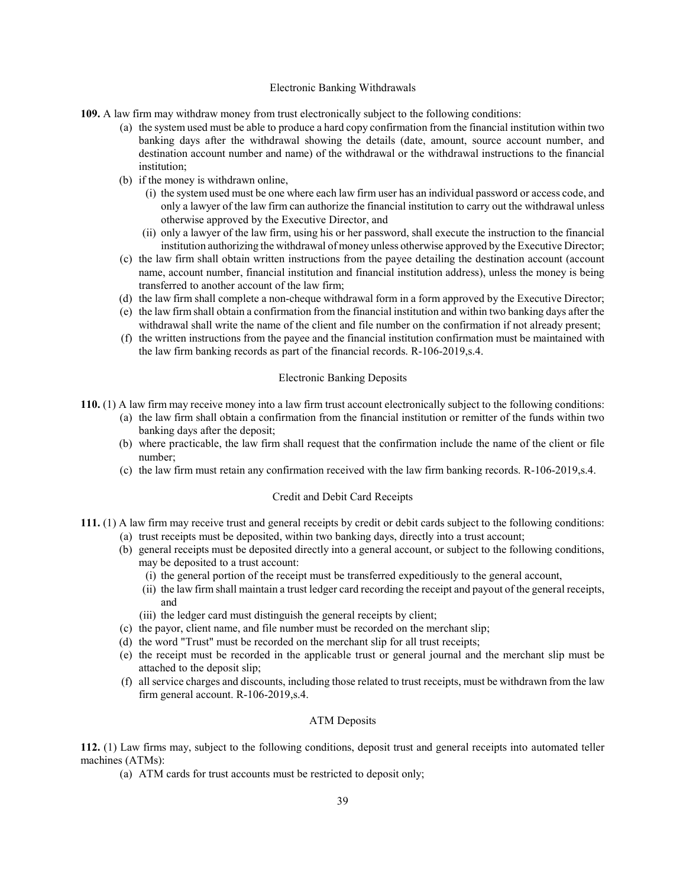### Electronic Banking Withdrawals

**109.** A law firm may withdraw money from trust electronically subject to the following conditions:

(a) the system used must be able to produce a hard copy confirmation from the financial institution within two banking days after the withdrawal showing the details (date, amount, source account number, and destination account number and name) of the withdrawal or the withdrawal instructions to the financial institution;

(b) if the money is withdrawn online,

  (i) the system used must be one where each law firm user has an individual password or access code, and only a lawyer of the law firm can authorize the financial institution to carry out the withdrawal unless otherwise approved by the Executive Director, and

  (ii) only a lawyer of the law firm, using his or her password, shall execute the instruction to the financial institution authorizing the withdrawal of money unless otherwise approved by the Executive Director;

(c) the law firm shall obtain written instructions from the payee detailing the destination account (account name, account number, financial institution and financial institution address), unless the money is being transferred to another account of the law firm;

(d) the law firm shall complete a non-cheque withdrawal form in a form approved by the Executive Director;

(e) the law firm shall obtain a confirmation from the financial institution and within two banking days after the withdrawal shall write the name of the client and file number on the confirmation if not already present;

(f) the written instructions from the payee and the financial institution confirmation must be maintained with the law firm banking records as part of the financial records. R-106-2019,s.4.

### Electronic Banking Deposits

**110.** (1) A law firm may receive money into a law firm trust account electronically subject to the following conditions:

(a) the law firm shall obtain a confirmation from the financial institution or remitter of the funds within two banking days after the deposit;

(b) where practicable, the law firm shall request that the confirmation include the name of the client or file number;

(c) the law firm must retain any confirmation received with the law firm banking records. R-106-2019,s.4.

### Credit and Debit Card Receipts

**111.** (1) A law firm may receive trust and general receipts by credit or debit cards subject to the following conditions:

(a) trust receipts must be deposited, within two banking days, directly into a trust account;

(b) general receipts must be deposited directly into a general account, or subject to the following conditions, may be deposited to a trust account:

  (i) the general portion of the receipt must be transferred expeditiously to the general account,

  (ii) the law firm shall maintain a trust ledger card recording the receipt and payout of the general receipts, and

  (iii) the ledger card must distinguish the general receipts by client;

(c) the payor, client name, and file number must be recorded on the merchant slip;

(d) the word "Trust" must be recorded on the merchant slip for all trust receipts;

(e) the receipt must be recorded in the applicable trust or general journal and the merchant slip must be attached to the deposit slip;

(f) all service charges and discounts, including those related to trust receipts, must be withdrawn from the law firm general account. R-106-2019,s.4.

### ATM Deposits

**112.** (1) Law firms may, subject to the following conditions, deposit trust and general receipts into automated teller machines (ATMs):

(a) ATM cards for trust accounts must be restricted to deposit only;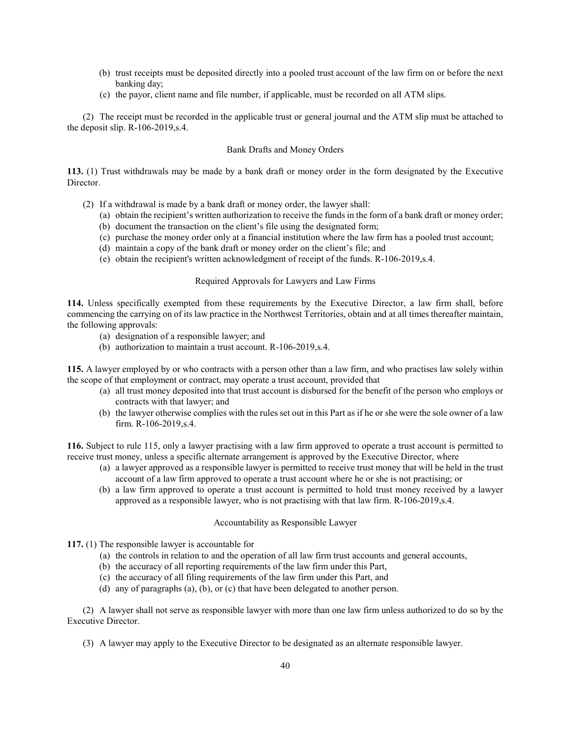(b) trust receipts must be deposited directly into a pooled trust account of the law firm on or before the next banking day;

(c) the payor, client name and file number, if applicable, must be recorded on all ATM slips.

(2) The receipt must be recorded in the applicable trust or general journal and the ATM slip must be attached to the deposit slip. R-106-2019,s.4.

### Bank Drafts and Money Orders

**113.** (1) Trust withdrawals may be made by a bank draft or money order in the form designated by the Executive Director.

(2) If a withdrawal is made by a bank draft or money order, the lawyer shall:

(a) obtain the recipient's written authorization to receive the funds in the form of a bank draft or money order;

(b) document the transaction on the client's file using the designated form;

(c) purchase the money order only at a financial institution where the law firm has a pooled trust account;

(d) maintain a copy of the bank draft or money order on the client's file; and

(e) obtain the recipient's written acknowledgment of receipt of the funds. R-106-2019,s.4.

### Required Approvals for Lawyers and Law Firms

**114.** Unless specifically exempted from these requirements by the Executive Director, a law firm shall, before commencing the carrying on of its law practice in the Northwest Territories, obtain and at all times thereafter maintain, the following approvals:

(a) designation of a responsible lawyer; and

(b) authorization to maintain a trust account. R-106-2019,s.4.

**115.** A lawyer employed by or who contracts with a person other than a law firm, and who practises law solely within the scope of that employment or contract, may operate a trust account, provided that

(a) all trust money deposited into that trust account is disbursed for the benefit of the person who employs or contracts with that lawyer; and

(b) the lawyer otherwise complies with the rules set out in this Part as if he or she were the sole owner of a law firm. R-106-2019,s.4.

**116.** Subject to rule 115, only a lawyer practising with a law firm approved to operate a trust account is permitted to receive trust money, unless a specific alternate arrangement is approved by the Executive Director, where

(a) a lawyer approved as a responsible lawyer is permitted to receive trust money that will be held in the trust account of a law firm approved to operate a trust account where he or she is not practising; or

(b) a law firm approved to operate a trust account is permitted to hold trust money received by a lawyer approved as a responsible lawyer, who is not practising with that law firm. R-106-2019,s.4.

### Accountability as Responsible Lawyer

**117.** (1) The responsible lawyer is accountable for

(a) the controls in relation to and the operation of all law firm trust accounts and general accounts,

(b) the accuracy of all reporting requirements of the law firm under this Part,

(c) the accuracy of all filing requirements of the law firm under this Part, and

(d) any of paragraphs (a), (b), or (c) that have been delegated to another person.

(2) A lawyer shall not serve as responsible lawyer with more than one law firm unless authorized to do so by the Executive Director.

(3) A lawyer may apply to the Executive Director to be designated as an alternate responsible lawyer.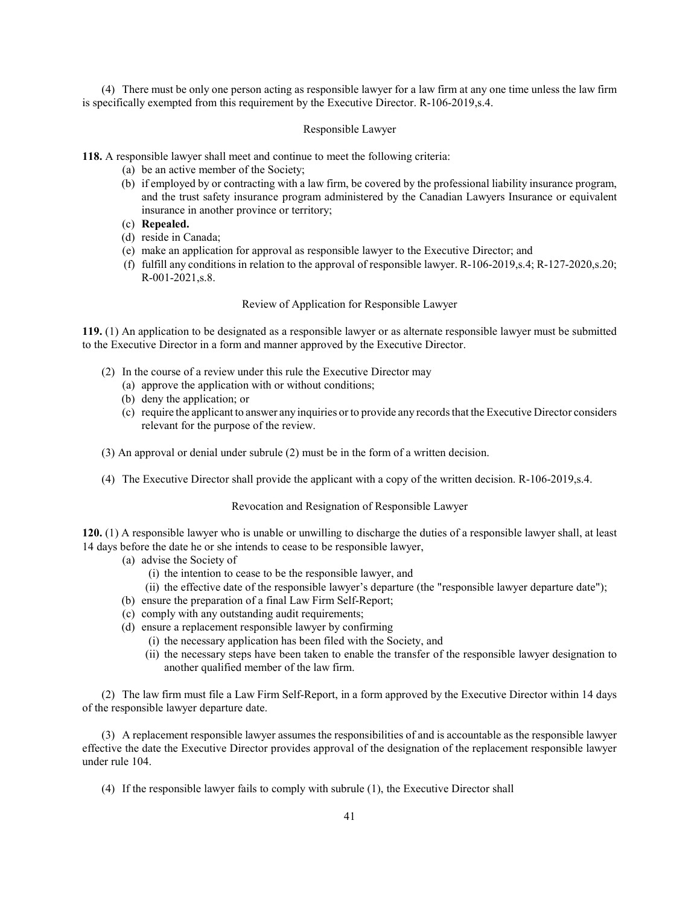(4) There must be only one person acting as responsible lawyer for a law firm at any one time unless the law firm is specifically exempted from this requirement by the Executive Director. R-106-2019,s.4.

### Responsible Lawyer

**118.** A responsible lawyer shall meet and continue to meet the following criteria:

- (a) be an active member of the Society;
- (b) if employed by or contracting with a law firm, be covered by the professional liability insurance program, and the trust safety insurance program administered by the Canadian Lawyers Insurance or equivalent insurance in another province or territory;
- (c) **Repealed.**
- (d) reside in Canada;
- (e) make an application for approval as responsible lawyer to the Executive Director; and
- (f) fulfill any conditions in relation to the approval of responsible lawyer. R-106-2019,s.4; R-127-2020,s.20; R-001-2021,s.8.

### Review of Application for Responsible Lawyer

**119.** (1) An application to be designated as a responsible lawyer or as alternate responsible lawyer must be submitted to the Executive Director in a form and manner approved by the Executive Director.

(2) In the course of a review under this rule the Executive Director may

- (a) approve the application with or without conditions;
- (b) deny the application; or
- (c) require the applicant to answer any inquiries or to provide any records that the Executive Director considers relevant for the purpose of the review.

(3) An approval or denial under subrule (2) must be in the form of a written decision.

(4) The Executive Director shall provide the applicant with a copy of the written decision. R-106-2019,s.4.

### Revocation and Resignation of Responsible Lawyer

**120.** (1) A responsible lawyer who is unable or unwilling to discharge the duties of a responsible lawyer shall, at least 14 days before the date he or she intends to cease to be responsible lawyer,

- (a) advise the Society of
  - (i) the intention to cease to be the responsible lawyer, and
  - (ii) the effective date of the responsible lawyer's departure (the "responsible lawyer departure date");
- (b) ensure the preparation of a final Law Firm Self-Report;
- (c) comply with any outstanding audit requirements;
- (d) ensure a replacement responsible lawyer by confirming
  - (i) the necessary application has been filed with the Society, and
  - (ii) the necessary steps have been taken to enable the transfer of the responsible lawyer designation to another qualified member of the law firm.

(2) The law firm must file a Law Firm Self-Report, in a form approved by the Executive Director within 14 days of the responsible lawyer departure date.

(3) A replacement responsible lawyer assumes the responsibilities of and is accountable as the responsible lawyer effective the date the Executive Director provides approval of the designation of the replacement responsible lawyer under rule 104.

(4) If the responsible lawyer fails to comply with subrule (1), the Executive Director shall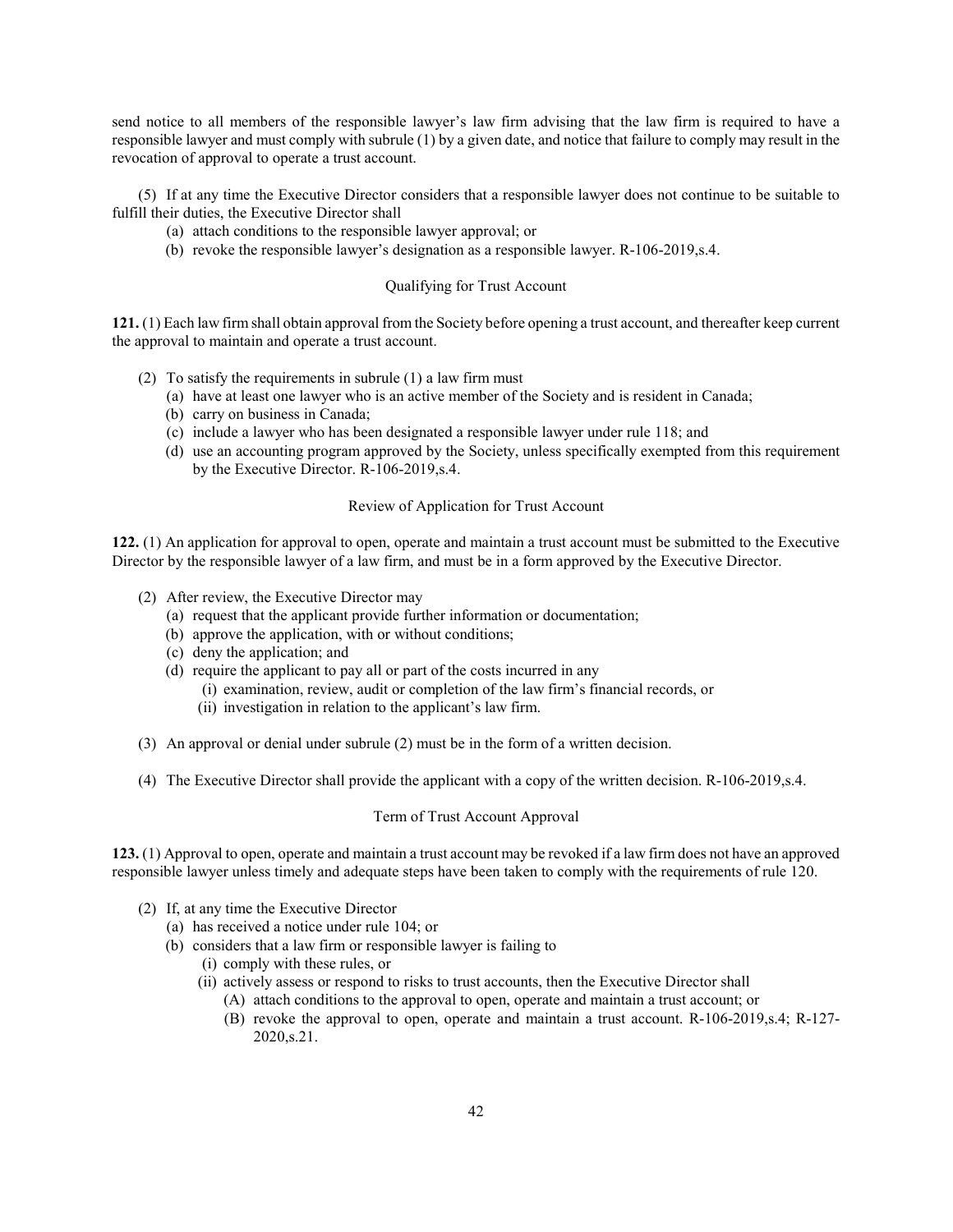send notice to all members of the responsible lawyer's law firm advising that the law firm is required to have a responsible lawyer and must comply with subrule (1) by a given date, and notice that failure to comply may result in the revocation of approval to operate a trust account.

(5) If at any time the Executive Director considers that a responsible lawyer does not continue to be suitable to fulfill their duties, the Executive Director shall

- (a) attach conditions to the responsible lawyer approval; or
- (b) revoke the responsible lawyer's designation as a responsible lawyer. R-106-2019,s.4.

### Qualifying for Trust Account

**121.** (1) Each law firm shall obtain approval from the Society before opening a trust account, and thereafter keep current the approval to maintain and operate a trust account.

(2) To satisfy the requirements in subrule (1) a law firm must

- (a) have at least one lawyer who is an active member of the Society and is resident in Canada;
- (b) carry on business in Canada;
- (c) include a lawyer who has been designated a responsible lawyer under rule 118; and
- (d) use an accounting program approved by the Society, unless specifically exempted from this requirement by the Executive Director. R-106-2019,s.4.

### Review of Application for Trust Account

**122.** (1) An application for approval to open, operate and maintain a trust account must be submitted to the Executive Director by the responsible lawyer of a law firm, and must be in a form approved by the Executive Director.

(2) After review, the Executive Director may

- (a) request that the applicant provide further information or documentation;
- (b) approve the application, with or without conditions;
- (c) deny the application; and
- (d) require the applicant to pay all or part of the costs incurred in any
  - (i) examination, review, audit or completion of the law firm's financial records, or
  - (ii) investigation in relation to the applicant's law firm.

(3) An approval or denial under subrule (2) must be in the form of a written decision.

(4) The Executive Director shall provide the applicant with a copy of the written decision. R-106-2019,s.4.

### Term of Trust Account Approval

**123.** (1) Approval to open, operate and maintain a trust account may be revoked if a law firm does not have an approved responsible lawyer unless timely and adequate steps have been taken to comply with the requirements of rule 120.

(2) If, at any time the Executive Director

- (a) has received a notice under rule 104; or
- (b) considers that a law firm or responsible lawyer is failing to
  - (i) comply with these rules, or
  - (ii) actively assess or respond to risks to trust accounts, then the Executive Director shall
    - (A) attach conditions to the approval to open, operate and maintain a trust account; or
    - (B) revoke the approval to open, operate and maintain a trust account. R-106-2019,s.4; R-127-2020,s.21.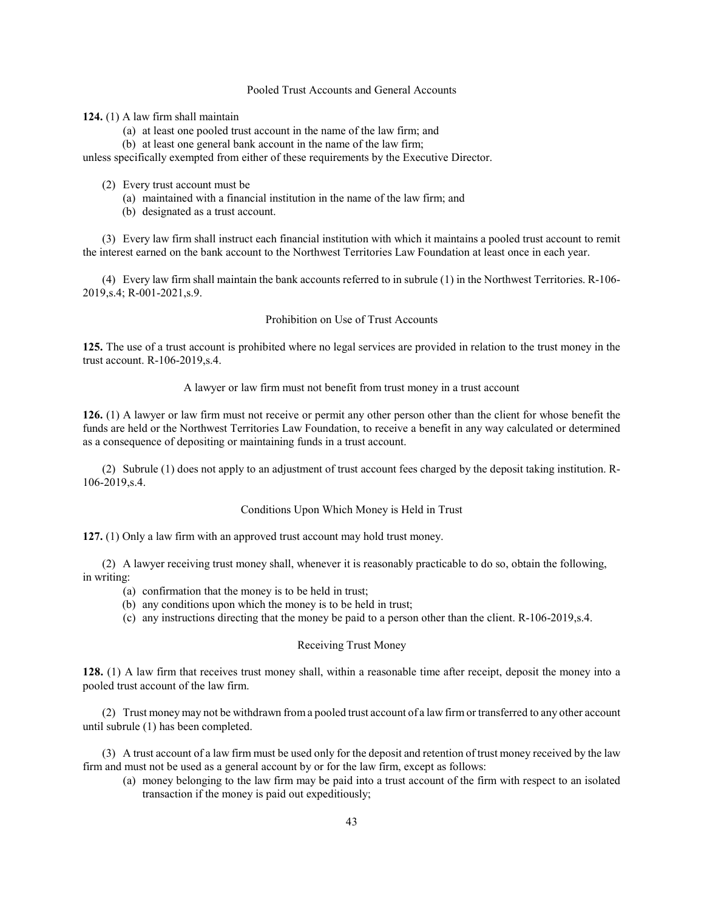### Pooled Trust Accounts and General Accounts

**124.** (1) A law firm shall maintain

(a) at least one pooled trust account in the name of the law firm; and

(b) at least one general bank account in the name of the law firm;

unless specifically exempted from either of these requirements by the Executive Director.

(2) Every trust account must be

(a) maintained with a financial institution in the name of the law firm; and

(b) designated as a trust account.

(3) Every law firm shall instruct each financial institution with which it maintains a pooled trust account to remit the interest earned on the bank account to the Northwest Territories Law Foundation at least once in each year.

(4) Every law firm shall maintain the bank accounts referred to in subrule (1) in the Northwest Territories. R-106-2019,s.4; R-001-2021,s.9.

### Prohibition on Use of Trust Accounts

**125.** The use of a trust account is prohibited where no legal services are provided in relation to the trust money in the trust account. R-106-2019,s.4.

### A lawyer or law firm must not benefit from trust money in a trust account

**126.** (1) A lawyer or law firm must not receive or permit any other person other than the client for whose benefit the funds are held or the Northwest Territories Law Foundation, to receive a benefit in any way calculated or determined as a consequence of depositing or maintaining funds in a trust account.

(2) Subrule (1) does not apply to an adjustment of trust account fees charged by the deposit taking institution. R-106-2019,s.4.

### Conditions Upon Which Money is Held in Trust

**127.** (1) Only a law firm with an approved trust account may hold trust money.

(2) A lawyer receiving trust money shall, whenever it is reasonably practicable to do so, obtain the following, in writing:

(a) confirmation that the money is to be held in trust;

(b) any conditions upon which the money is to be held in trust;

(c) any instructions directing that the money be paid to a person other than the client. R-106-2019,s.4.

### Receiving Trust Money

**128.** (1) A law firm that receives trust money shall, within a reasonable time after receipt, deposit the money into a pooled trust account of the law firm.

(2) Trust money may not be withdrawn from a pooled trust account of a law firm or transferred to any other account until subrule (1) has been completed.

(3) A trust account of a law firm must be used only for the deposit and retention of trust money received by the law firm and must not be used as a general account by or for the law firm, except as follows:

(a) money belonging to the law firm may be paid into a trust account of the firm with respect to an isolated transaction if the money is paid out expeditiously;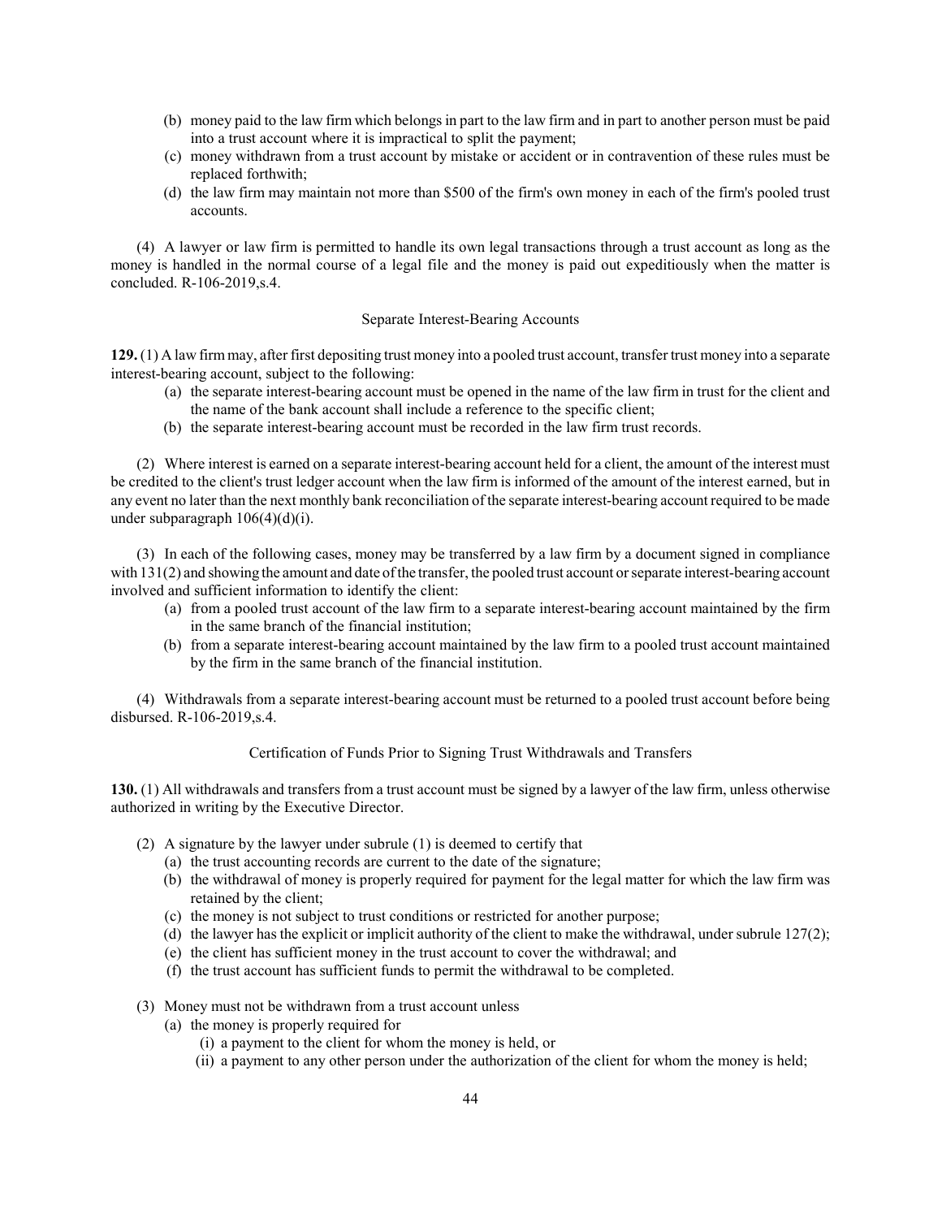(b) money paid to the law firm which belongs in part to the law firm and in part to another person must be paid into a trust account where it is impractical to split the payment;

(c) money withdrawn from a trust account by mistake or accident or in contravention of these rules must be replaced forthwith;

(d) the law firm may maintain not more than $500 of the firm's own money in each of the firm's pooled trust accounts.

(4) A lawyer or law firm is permitted to handle its own legal transactions through a trust account as long as the money is handled in the normal course of a legal file and the money is paid out expeditiously when the matter is concluded. R-106-2019,s.4.

Separate Interest-Bearing Accounts

**129.** (1) A law firm may, after first depositing trust money into a pooled trust account, transfer trust money into a separate interest-bearing account, subject to the following:

(a) the separate interest-bearing account must be opened in the name of the law firm in trust for the client and the name of the bank account shall include a reference to the specific client;

(b) the separate interest-bearing account must be recorded in the law firm trust records.

(2) Where interest is earned on a separate interest-bearing account held for a client, the amount of the interest must be credited to the client's trust ledger account when the law firm is informed of the amount of the interest earned, but in any event no later than the next monthly bank reconciliation of the separate interest-bearing account required to be made under subparagraph 106(4)(d)(i).

(3) In each of the following cases, money may be transferred by a law firm by a document signed in compliance with 131(2) and showing the amount and date of the transfer, the pooled trust account or separate interest-bearing account involved and sufficient information to identify the client:

(a) from a pooled trust account of the law firm to a separate interest-bearing account maintained by the firm in the same branch of the financial institution;

(b) from a separate interest-bearing account maintained by the law firm to a pooled trust account maintained by the firm in the same branch of the financial institution.

(4) Withdrawals from a separate interest-bearing account must be returned to a pooled trust account before being disbursed. R-106-2019,s.4.

Certification of Funds Prior to Signing Trust Withdrawals and Transfers

**130.** (1) All withdrawals and transfers from a trust account must be signed by a lawyer of the law firm, unless otherwise authorized in writing by the Executive Director.

(2) A signature by the lawyer under subrule (1) is deemed to certify that

(a) the trust accounting records are current to the date of the signature;

(b) the withdrawal of money is properly required for payment for the legal matter for which the law firm was retained by the client;

(c) the money is not subject to trust conditions or restricted for another purpose;

(d) the lawyer has the explicit or implicit authority of the client to make the withdrawal, under subrule 127(2);

(e) the client has sufficient money in the trust account to cover the withdrawal; and

(f) the trust account has sufficient funds to permit the withdrawal to be completed.

(3) Money must not be withdrawn from a trust account unless

(a) the money is properly required for

(i) a payment to the client for whom the money is held, or

(ii) a payment to any other person under the authorization of the client for whom the money is held;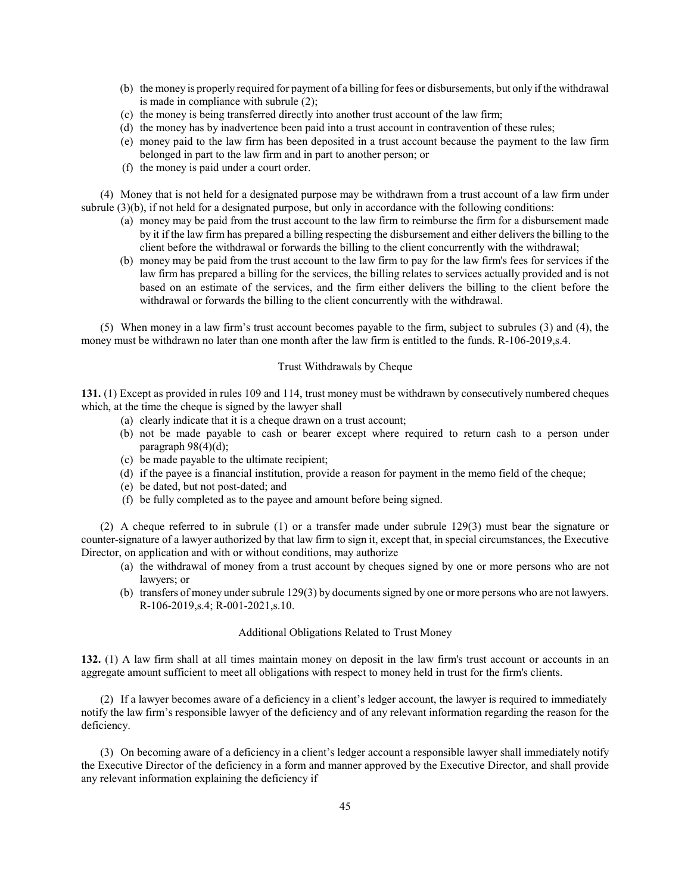(b) the money is properly required for payment of a billing for fees or disbursements, but only if the withdrawal is made in compliance with subrule (2);

(c) the money is being transferred directly into another trust account of the law firm;

(d) the money has by inadvertence been paid into a trust account in contravention of these rules;

(e) money paid to the law firm has been deposited in a trust account because the payment to the law firm belonged in part to the law firm and in part to another person; or

(f) the money is paid under a court order.

(4) Money that is not held for a designated purpose may be withdrawn from a trust account of a law firm under subrule (3)(b), if not held for a designated purpose, but only in accordance with the following conditions:

(a) money may be paid from the trust account to the law firm to reimburse the firm for a disbursement made by it if the law firm has prepared a billing respecting the disbursement and either delivers the billing to the client before the withdrawal or forwards the billing to the client concurrently with the withdrawal;

(b) money may be paid from the trust account to the law firm to pay for the law firm's fees for services if the law firm has prepared a billing for the services, the billing relates to services actually provided and is not based on an estimate of the services, and the firm either delivers the billing to the client before the withdrawal or forwards the billing to the client concurrently with the withdrawal.

(5) When money in a law firm's trust account becomes payable to the firm, subject to subrules (3) and (4), the money must be withdrawn no later than one month after the law firm is entitled to the funds. R-106-2019,s.4.

### Trust Withdrawals by Cheque

**131.** (1) Except as provided in rules 109 and 114, trust money must be withdrawn by consecutively numbered cheques which, at the time the cheque is signed by the lawyer shall

(a) clearly indicate that it is a cheque drawn on a trust account;

(b) not be made payable to cash or bearer except where required to return cash to a person under paragraph 98(4)(d);

(c) be made payable to the ultimate recipient;

(d) if the payee is a financial institution, provide a reason for payment in the memo field of the cheque;

(e) be dated, but not post-dated; and

(f) be fully completed as to the payee and amount before being signed.

(2) A cheque referred to in subrule (1) or a transfer made under subrule 129(3) must bear the signature or counter-signature of a lawyer authorized by that law firm to sign it, except that, in special circumstances, the Executive Director, on application and with or without conditions, may authorize

(a) the withdrawal of money from a trust account by cheques signed by one or more persons who are not lawyers; or

(b) transfers of money under subrule 129(3) by documents signed by one or more persons who are not lawyers. R-106-2019,s.4; R-001-2021,s.10.

### Additional Obligations Related to Trust Money

**132.** (1) A law firm shall at all times maintain money on deposit in the law firm's trust account or accounts in an aggregate amount sufficient to meet all obligations with respect to money held in trust for the firm's clients.

(2) If a lawyer becomes aware of a deficiency in a client's ledger account, the lawyer is required to immediately notify the law firm's responsible lawyer of the deficiency and of any relevant information regarding the reason for the deficiency.

(3) On becoming aware of a deficiency in a client's ledger account a responsible lawyer shall immediately notify the Executive Director of the deficiency in a form and manner approved by the Executive Director, and shall provide any relevant information explaining the deficiency if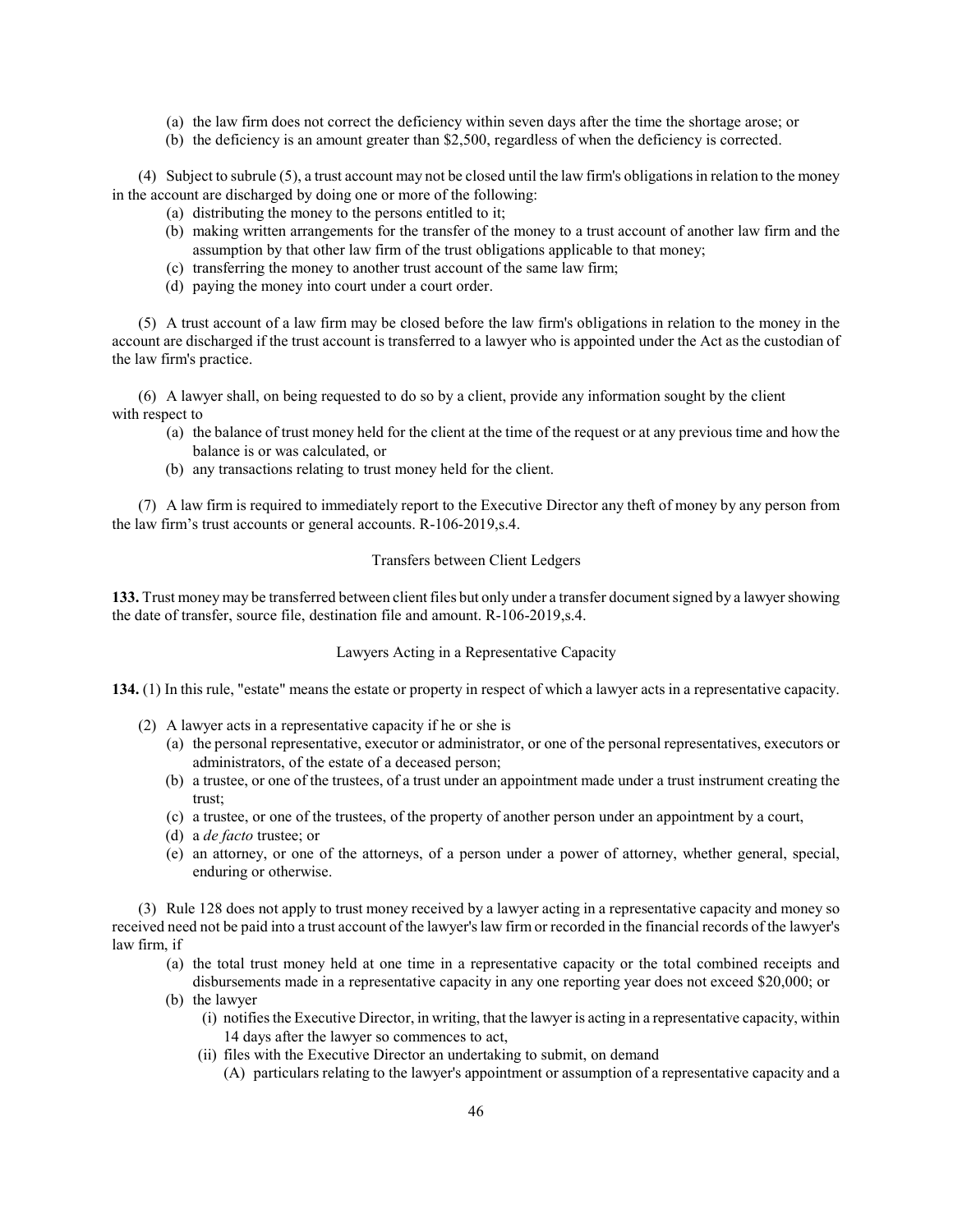(a) the law firm does not correct the deficiency within seven days after the time the shortage arose; or
(b) the deficiency is an amount greater than $2,500, regardless of when the deficiency is corrected.

(4) Subject to subrule (5), a trust account may not be closed until the law firm's obligations in relation to the money in the account are discharged by doing one or more of the following:

(a) distributing the money to the persons entitled to it;
(b) making written arrangements for the transfer of the money to a trust account of another law firm and the assumption by that other law firm of the trust obligations applicable to that money;
(c) transferring the money to another trust account of the same law firm;
(d) paying the money into court under a court order.

(5) A trust account of a law firm may be closed before the law firm's obligations in relation to the money in the account are discharged if the trust account is transferred to a lawyer who is appointed under the Act as the custodian of the law firm's practice.

(6) A lawyer shall, on being requested to do so by a client, provide any information sought by the client with respect to

(a) the balance of trust money held for the client at the time of the request or at any previous time and how the balance is or was calculated, or
(b) any transactions relating to trust money held for the client.

(7) A law firm is required to immediately report to the Executive Director any theft of money by any person from the law firm's trust accounts or general accounts. R-106-2019,s.4.

Transfers between Client Ledgers

**133.** Trust money may be transferred between client files but only under a transfer document signed by a lawyer showing the date of transfer, source file, destination file and amount. R-106-2019,s.4.

Lawyers Acting in a Representative Capacity

**134.** (1) In this rule, "estate" means the estate or property in respect of which a lawyer acts in a representative capacity.

(2) A lawyer acts in a representative capacity if he or she is

(a) the personal representative, executor or administrator, or one of the personal representatives, executors or administrators, of the estate of a deceased person;
(b) a trustee, or one of the trustees, of a trust under an appointment made under a trust instrument creating the trust;
(c) a trustee, or one of the trustees, of the property of another person under an appointment by a court,
(d) a *de facto* trustee; or
(e) an attorney, or one of the attorneys, of a person under a power of attorney, whether general, special, enduring or otherwise.

(3) Rule 128 does not apply to trust money received by a lawyer acting in a representative capacity and money so received need not be paid into a trust account of the lawyer's law firm or recorded in the financial records of the lawyer's law firm, if

(a) the total trust money held at one time in a representative capacity or the total combined receipts and disbursements made in a representative capacity in any one reporting year does not exceed $20,000; or
(b) the lawyer
   (i) notifies the Executive Director, in writing, that the lawyer is acting in a representative capacity, within 14 days after the lawyer so commences to act,
   (ii) files with the Executive Director an undertaking to submit, on demand
      (A) particulars relating to the lawyer's appointment or assumption of a representative capacity and a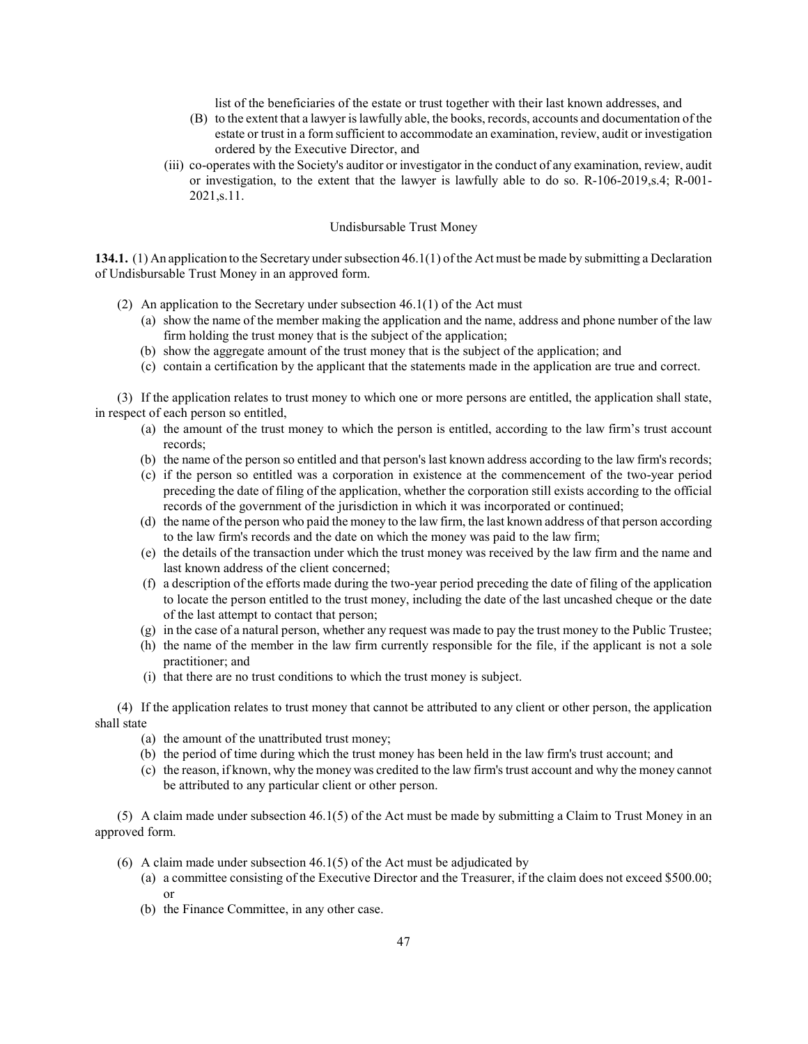list of the beneficiaries of the estate or trust together with their last known addresses, and

(B) to the extent that a lawyer is lawfully able, the books, records, accounts and documentation of the estate or trust in a form sufficient to accommodate an examination, review, audit or investigation ordered by the Executive Director, and

(iii) co-operates with the Society's auditor or investigator in the conduct of any examination, review, audit or investigation, to the extent that the lawyer is lawfully able to do so. R-106-2019,s.4; R-001-2021,s.11.

Undisbursable Trust Money

**134.1.** (1) An application to the Secretary under subsection 46.1(1) of the Act must be made by submitting a Declaration of Undisbursable Trust Money in an approved form.

(2) An application to the Secretary under subsection 46.1(1) of the Act must

(a) show the name of the member making the application and the name, address and phone number of the law firm holding the trust money that is the subject of the application;

(b) show the aggregate amount of the trust money that is the subject of the application; and

(c) contain a certification by the applicant that the statements made in the application are true and correct.

(3) If the application relates to trust money to which one or more persons are entitled, the application shall state, in respect of each person so entitled,

(a) the amount of the trust money to which the person is entitled, according to the law firm's trust account records;

(b) the name of the person so entitled and that person's last known address according to the law firm's records;

(c) if the person so entitled was a corporation in existence at the commencement of the two-year period preceding the date of filing of the application, whether the corporation still exists according to the official records of the government of the jurisdiction in which it was incorporated or continued;

(d) the name of the person who paid the money to the law firm, the last known address of that person according to the law firm's records and the date on which the money was paid to the law firm;

(e) the details of the transaction under which the trust money was received by the law firm and the name and last known address of the client concerned;

(f) a description of the efforts made during the two-year period preceding the date of filing of the application to locate the person entitled to the trust money, including the date of the last uncashed cheque or the date of the last attempt to contact that person;

(g) in the case of a natural person, whether any request was made to pay the trust money to the Public Trustee;

(h) the name of the member in the law firm currently responsible for the file, if the applicant is not a sole practitioner; and

(i) that there are no trust conditions to which the trust money is subject.

(4) If the application relates to trust money that cannot be attributed to any client or other person, the application shall state

(a) the amount of the unattributed trust money;

(b) the period of time during which the trust money has been held in the law firm's trust account; and

(c) the reason, if known, why the money was credited to the law firm's trust account and why the money cannot be attributed to any particular client or other person.

(5) A claim made under subsection 46.1(5) of the Act must be made by submitting a Claim to Trust Money in an approved form.

(6) A claim made under subsection 46.1(5) of the Act must be adjudicated by

(a) a committee consisting of the Executive Director and the Treasurer, if the claim does not exceed $500.00; or

(b) the Finance Committee, in any other case.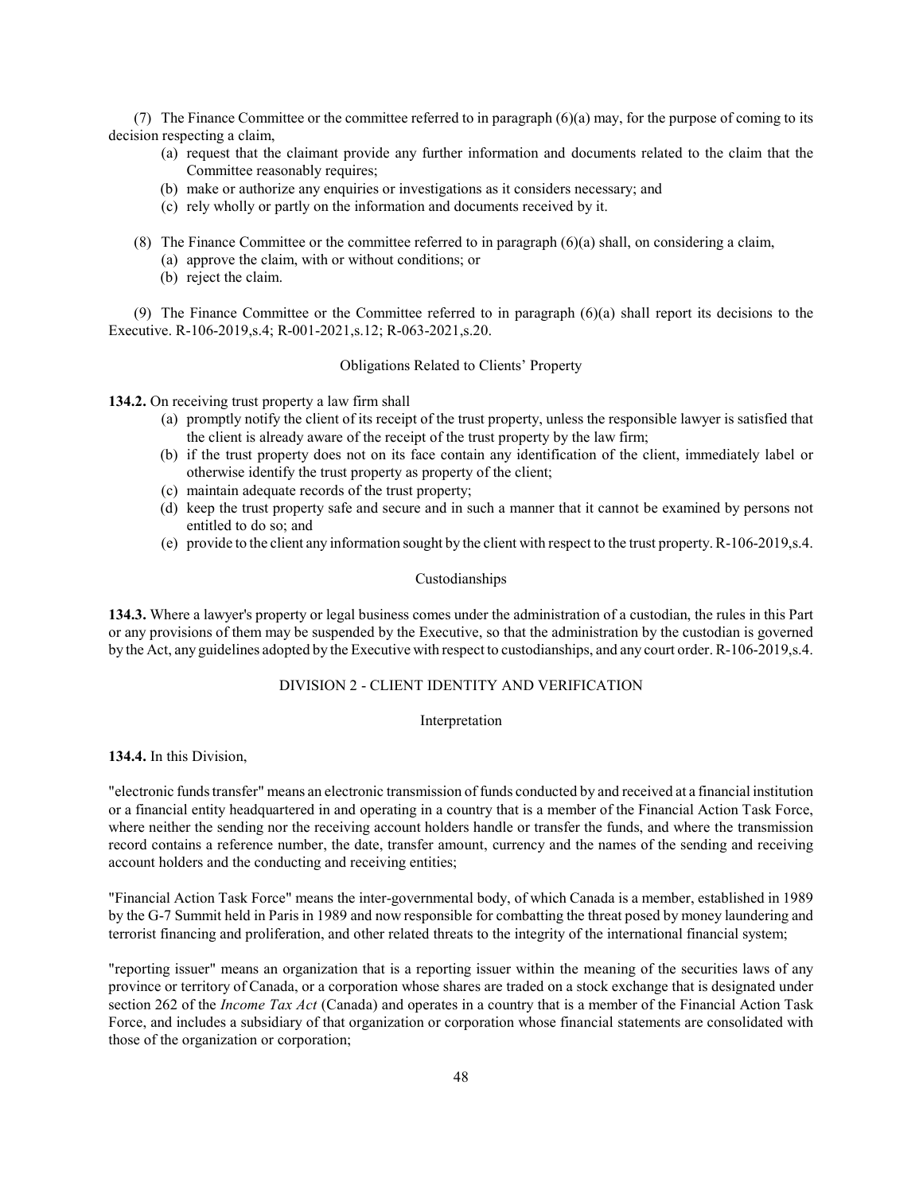(7) The Finance Committee or the committee referred to in paragraph (6)(a) may, for the purpose of coming to its decision respecting a claim,

- (a) request that the claimant provide any further information and documents related to the claim that the Committee reasonably requires;
- (b) make or authorize any enquiries or investigations as it considers necessary; and
- (c) rely wholly or partly on the information and documents received by it.

(8) The Finance Committee or the committee referred to in paragraph (6)(a) shall, on considering a claim,

- (a) approve the claim, with or without conditions; or
- (b) reject the claim.

(9) The Finance Committee or the Committee referred to in paragraph (6)(a) shall report its decisions to the Executive. R-106-2019,s.4; R-001-2021,s.12; R-063-2021,s.20.

Obligations Related to Clients' Property

**134.2.** On receiving trust property a law firm shall

- (a) promptly notify the client of its receipt of the trust property, unless the responsible lawyer is satisfied that the client is already aware of the receipt of the trust property by the law firm;
- (b) if the trust property does not on its face contain any identification of the client, immediately label or otherwise identify the trust property as property of the client;
- (c) maintain adequate records of the trust property;
- (d) keep the trust property safe and secure and in such a manner that it cannot be examined by persons not entitled to do so; and
- (e) provide to the client any information sought by the client with respect to the trust property. R-106-2019,s.4.

Custodianships

**134.3.** Where a lawyer's property or legal business comes under the administration of a custodian, the rules in this Part or any provisions of them may be suspended by the Executive, so that the administration by the custodian is governed by the Act, any guidelines adopted by the Executive with respect to custodianships, and any court order. R-106-2019,s.4.

## DIVISION 2 - CLIENT IDENTITY AND VERIFICATION

Interpretation

**134.4.** In this Division,

"electronic funds transfer" means an electronic transmission of funds conducted by and received at a financial institution or a financial entity headquartered in and operating in a country that is a member of the Financial Action Task Force, where neither the sending nor the receiving account holders handle or transfer the funds, and where the transmission record contains a reference number, the date, transfer amount, currency and the names of the sending and receiving account holders and the conducting and receiving entities;

"Financial Action Task Force" means the inter-governmental body, of which Canada is a member, established in 1989 by the G-7 Summit held in Paris in 1989 and now responsible for combatting the threat posed by money laundering and terrorist financing and proliferation, and other related threats to the integrity of the international financial system;

"reporting issuer" means an organization that is a reporting issuer within the meaning of the securities laws of any province or territory of Canada, or a corporation whose shares are traded on a stock exchange that is designated under section 262 of the *Income Tax Act* (Canada) and operates in a country that is a member of the Financial Action Task Force, and includes a subsidiary of that organization or corporation whose financial statements are consolidated with those of the organization or corporation;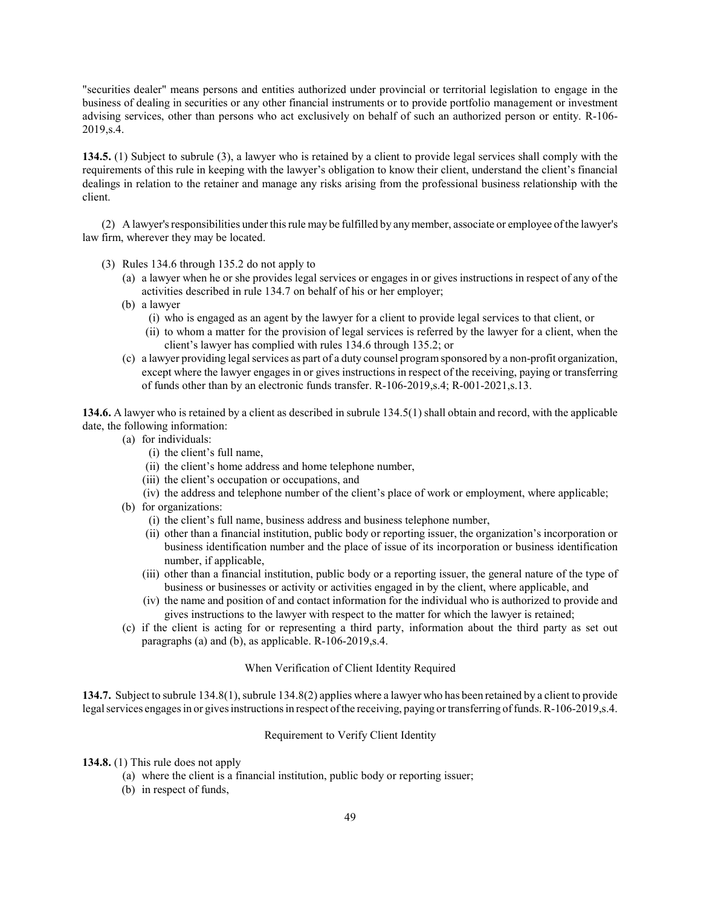"securities dealer" means persons and entities authorized under provincial or territorial legislation to engage in the business of dealing in securities or any other financial instruments or to provide portfolio management or investment advising services, other than persons who act exclusively on behalf of such an authorized person or entity. R-106-2019,s.4.

**134.5.** (1) Subject to subrule (3), a lawyer who is retained by a client to provide legal services shall comply with the requirements of this rule in keeping with the lawyer's obligation to know their client, understand the client's financial dealings in relation to the retainer and manage any risks arising from the professional business relationship with the client.

(2) A lawyer's responsibilities under this rule may be fulfilled by any member, associate or employee of the lawyer's law firm, wherever they may be located.

(3) Rules 134.6 through 135.2 do not apply to

- (a) a lawyer when he or she provides legal services or engages in or gives instructions in respect of any of the activities described in rule 134.7 on behalf of his or her employer;
- (b) a lawyer
  - (i) who is engaged as an agent by the lawyer for a client to provide legal services to that client, or
  - (ii) to whom a matter for the provision of legal services is referred by the lawyer for a client, when the client's lawyer has complied with rules 134.6 through 135.2; or
- (c) a lawyer providing legal services as part of a duty counsel program sponsored by a non-profit organization, except where the lawyer engages in or gives instructions in respect of the receiving, paying or transferring of funds other than by an electronic funds transfer. R-106-2019,s.4; R-001-2021,s.13.

**134.6.** A lawyer who is retained by a client as described in subrule 134.5(1) shall obtain and record, with the applicable date, the following information:

- (a) for individuals:
  - (i) the client's full name,
  - (ii) the client's home address and home telephone number,
  - (iii) the client's occupation or occupations, and
  - (iv) the address and telephone number of the client's place of work or employment, where applicable;
- (b) for organizations:
  - (i) the client's full name, business address and business telephone number,
  - (ii) other than a financial institution, public body or reporting issuer, the organization's incorporation or business identification number and the place of issue of its incorporation or business identification number, if applicable,
  - (iii) other than a financial institution, public body or a reporting issuer, the general nature of the type of business or businesses or activity or activities engaged in by the client, where applicable, and
  - (iv) the name and position of and contact information for the individual who is authorized to provide and gives instructions to the lawyer with respect to the matter for which the lawyer is retained;
- (c) if the client is acting for or representing a third party, information about the third party as set out paragraphs (a) and (b), as applicable. R-106-2019,s.4.

When Verification of Client Identity Required

**134.7.** Subject to subrule 134.8(1), subrule 134.8(2) applies where a lawyer who has been retained by a client to provide legal services engages in or gives instructions in respect of the receiving, paying or transferring of funds. R-106-2019,s.4.

Requirement to Verify Client Identity

**134.8.** (1) This rule does not apply

- (a) where the client is a financial institution, public body or reporting issuer;
- (b) in respect of funds,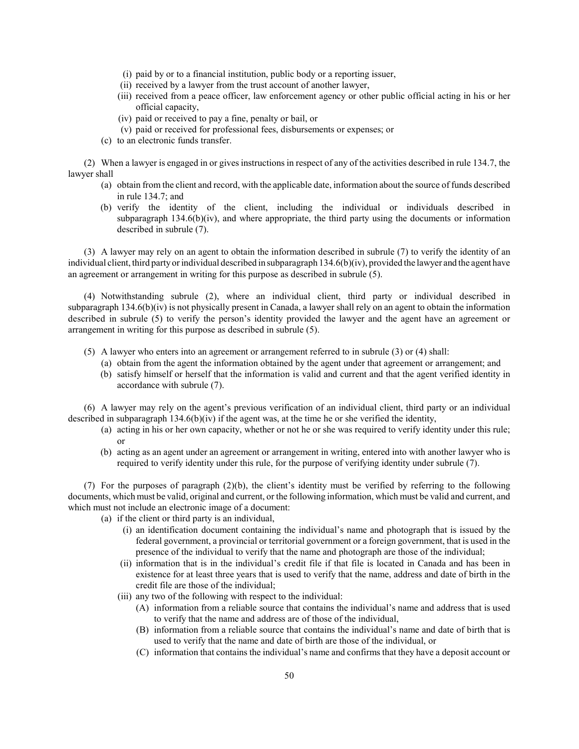(i) paid by or to a financial institution, public body or a reporting issuer,
(ii) received by a lawyer from the trust account of another lawyer,
(iii) received from a peace officer, law enforcement agency or other public official acting in his or her official capacity,
(iv) paid or received to pay a fine, penalty or bail, or
(v) paid or received for professional fees, disbursements or expenses; or

(c) to an electronic funds transfer.

(2) When a lawyer is engaged in or gives instructions in respect of any of the activities described in rule 134.7, the lawyer shall

(a) obtain from the client and record, with the applicable date, information about the source of funds described in rule 134.7; and
(b) verify the identity of the client, including the individual or individuals described in subparagraph 134.6(b)(iv), and where appropriate, the third party using the documents or information described in subrule (7).

(3) A lawyer may rely on an agent to obtain the information described in subrule (7) to verify the identity of an individual client, third party or individual described in subparagraph 134.6(b)(iv), provided the lawyer and the agent have an agreement or arrangement in writing for this purpose as described in subrule (5).

(4) Notwithstanding subrule (2), where an individual client, third party or individual described in subparagraph 134.6(b)(iv) is not physically present in Canada, a lawyer shall rely on an agent to obtain the information described in subrule (5) to verify the person's identity provided the lawyer and the agent have an agreement or arrangement in writing for this purpose as described in subrule (5).

(5) A lawyer who enters into an agreement or arrangement referred to in subrule (3) or (4) shall:

(a) obtain from the agent the information obtained by the agent under that agreement or arrangement; and
(b) satisfy himself or herself that the information is valid and current and that the agent verified identity in accordance with subrule (7).

(6) A lawyer may rely on the agent's previous verification of an individual client, third party or an individual described in subparagraph 134.6(b)(iv) if the agent was, at the time he or she verified the identity,

(a) acting in his or her own capacity, whether or not he or she was required to verify identity under this rule; or
(b) acting as an agent under an agreement or arrangement in writing, entered into with another lawyer who is required to verify identity under this rule, for the purpose of verifying identity under subrule (7).

(7) For the purposes of paragraph (2)(b), the client's identity must be verified by referring to the following documents, which must be valid, original and current, or the following information, which must be valid and current, and which must not include an electronic image of a document:

(a) if the client or third party is an individual,
  (i) an identification document containing the individual's name and photograph that is issued by the federal government, a provincial or territorial government or a foreign government, that is used in the presence of the individual to verify that the name and photograph are those of the individual;
  (ii) information that is in the individual's credit file if that file is located in Canada and has been in existence for at least three years that is used to verify that the name, address and date of birth in the credit file are those of the individual;
  (iii) any two of the following with respect to the individual:
    (A) information from a reliable source that contains the individual's name and address that is used to verify that the name and address are of those of the individual,
    (B) information from a reliable source that contains the individual's name and date of birth that is used to verify that the name and date of birth are those of the individual, or
    (C) information that contains the individual's name and confirms that they have a deposit account or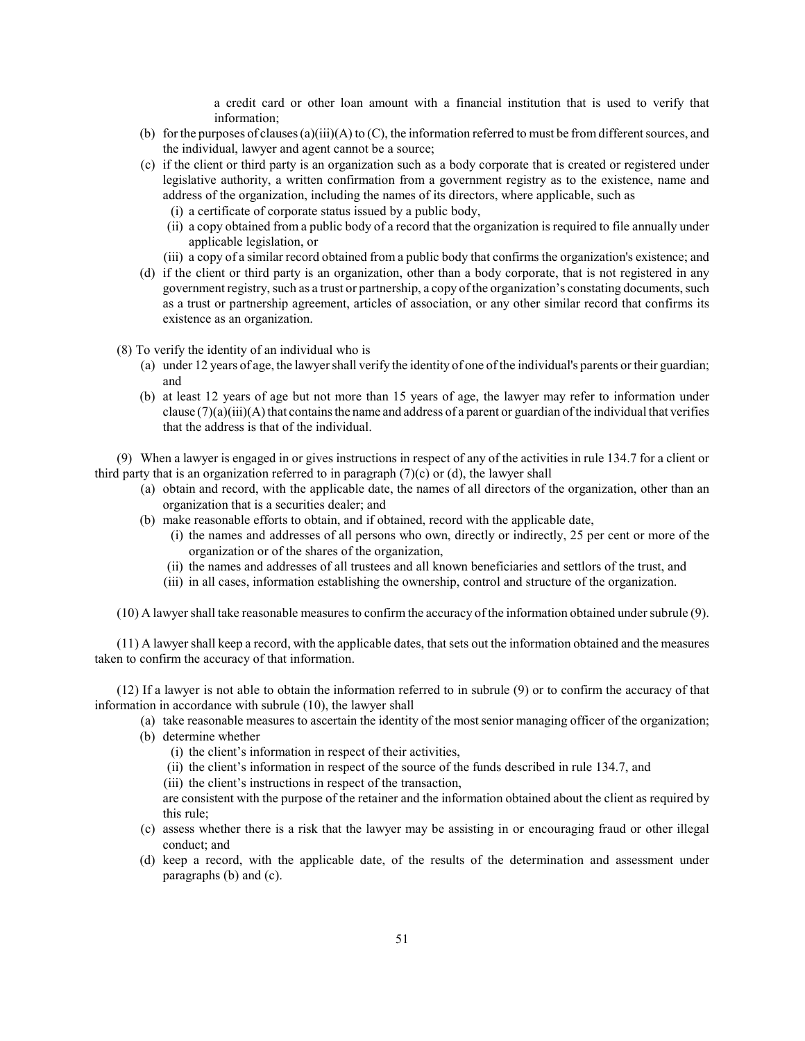a credit card or other loan amount with a financial institution that is used to verify that information;

- (b) for the purposes of clauses (a)(iii)(A) to (C), the information referred to must be from different sources, and the individual, lawyer and agent cannot be a source;
- (c) if the client or third party is an organization such as a body corporate that is created or registered under legislative authority, a written confirmation from a government registry as to the existence, name and address of the organization, including the names of its directors, where applicable, such as
  - (i) a certificate of corporate status issued by a public body,
  - (ii) a copy obtained from a public body of a record that the organization is required to file annually under applicable legislation, or
  - (iii) a copy of a similar record obtained from a public body that confirms the organization's existence; and
- (d) if the client or third party is an organization, other than a body corporate, that is not registered in any government registry, such as a trust or partnership, a copy of the organization's constating documents, such as a trust or partnership agreement, articles of association, or any other similar record that confirms its existence as an organization.

(8) To verify the identity of an individual who is

- (a) under 12 years of age, the lawyer shall verify the identity of one of the individual's parents or their guardian; and
- (b) at least 12 years of age but not more than 15 years of age, the lawyer may refer to information under clause (7)(a)(iii)(A) that contains the name and address of a parent or guardian of the individual that verifies that the address is that of the individual.

(9) When a lawyer is engaged in or gives instructions in respect of any of the activities in rule 134.7 for a client or third party that is an organization referred to in paragraph (7)(c) or (d), the lawyer shall

- (a) obtain and record, with the applicable date, the names of all directors of the organization, other than an organization that is a securities dealer; and
- (b) make reasonable efforts to obtain, and if obtained, record with the applicable date,
  - (i) the names and addresses of all persons who own, directly or indirectly, 25 per cent or more of the organization or of the shares of the organization,
  - (ii) the names and addresses of all trustees and all known beneficiaries and settlors of the trust, and
  - (iii) in all cases, information establishing the ownership, control and structure of the organization.

(10) A lawyer shall take reasonable measures to confirm the accuracy of the information obtained under subrule (9).

(11) A lawyer shall keep a record, with the applicable dates, that sets out the information obtained and the measures taken to confirm the accuracy of that information.

(12) If a lawyer is not able to obtain the information referred to in subrule (9) or to confirm the accuracy of that information in accordance with subrule (10), the lawyer shall

- (a) take reasonable measures to ascertain the identity of the most senior managing officer of the organization;
- (b) determine whether
  - (i) the client's information in respect of their activities,
  - (ii) the client's information in respect of the source of the funds described in rule 134.7, and
  - (iii) the client's instructions in respect of the transaction,

  are consistent with the purpose of the retainer and the information obtained about the client as required by this rule;
- (c) assess whether there is a risk that the lawyer may be assisting in or encouraging fraud or other illegal conduct; and
- (d) keep a record, with the applicable date, of the results of the determination and assessment under paragraphs (b) and (c).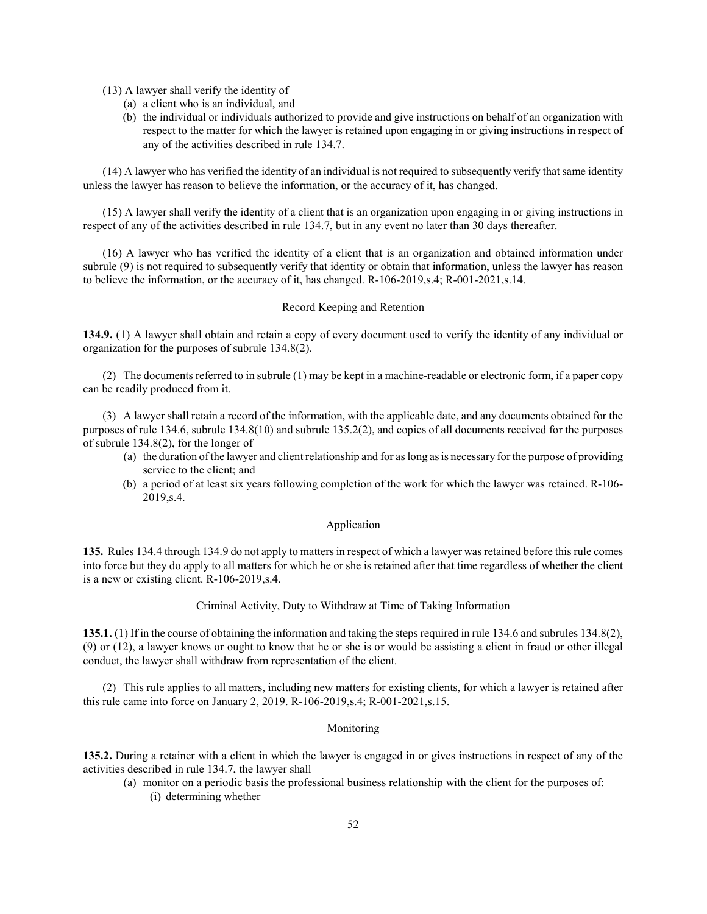(13) A lawyer shall verify the identity of

- (a) a client who is an individual, and
- (b) the individual or individuals authorized to provide and give instructions on behalf of an organization with respect to the matter for which the lawyer is retained upon engaging in or giving instructions in respect of any of the activities described in rule 134.7.

(14) A lawyer who has verified the identity of an individual is not required to subsequently verify that same identity unless the lawyer has reason to believe the information, or the accuracy of it, has changed.

(15) A lawyer shall verify the identity of a client that is an organization upon engaging in or giving instructions in respect of any of the activities described in rule 134.7, but in any event no later than 30 days thereafter.

(16) A lawyer who has verified the identity of a client that is an organization and obtained information under subrule (9) is not required to subsequently verify that identity or obtain that information, unless the lawyer has reason to believe the information, or the accuracy of it, has changed. R-106-2019,s.4; R-001-2021,s.14.

### Record Keeping and Retention

**134.9.** (1) A lawyer shall obtain and retain a copy of every document used to verify the identity of any individual or organization for the purposes of subrule 134.8(2).

(2) The documents referred to in subrule (1) may be kept in a machine-readable or electronic form, if a paper copy can be readily produced from it.

(3) A lawyer shall retain a record of the information, with the applicable date, and any documents obtained for the purposes of rule 134.6, subrule 134.8(10) and subrule 135.2(2), and copies of all documents received for the purposes of subrule 134.8(2), for the longer of

- (a) the duration of the lawyer and client relationship and for as long as is necessary for the purpose of providing service to the client; and
- (b) a period of at least six years following completion of the work for which the lawyer was retained. R-106-2019,s.4.

### Application

**135.** Rules 134.4 through 134.9 do not apply to matters in respect of which a lawyer was retained before this rule comes into force but they do apply to all matters for which he or she is retained after that time regardless of whether the client is a new or existing client. R-106-2019,s.4.

### Criminal Activity, Duty to Withdraw at Time of Taking Information

**135.1.** (1) If in the course of obtaining the information and taking the steps required in rule 134.6 and subrules 134.8(2), (9) or (12), a lawyer knows or ought to know that he or she is or would be assisting a client in fraud or other illegal conduct, the lawyer shall withdraw from representation of the client.

(2) This rule applies to all matters, including new matters for existing clients, for which a lawyer is retained after this rule came into force on January 2, 2019. R-106-2019,s.4; R-001-2021,s.15.

### Monitoring

**135.2.** During a retainer with a client in which the lawyer is engaged in or gives instructions in respect of any of the activities described in rule 134.7, the lawyer shall

- (a) monitor on a periodic basis the professional business relationship with the client for the purposes of:
  - (i) determining whether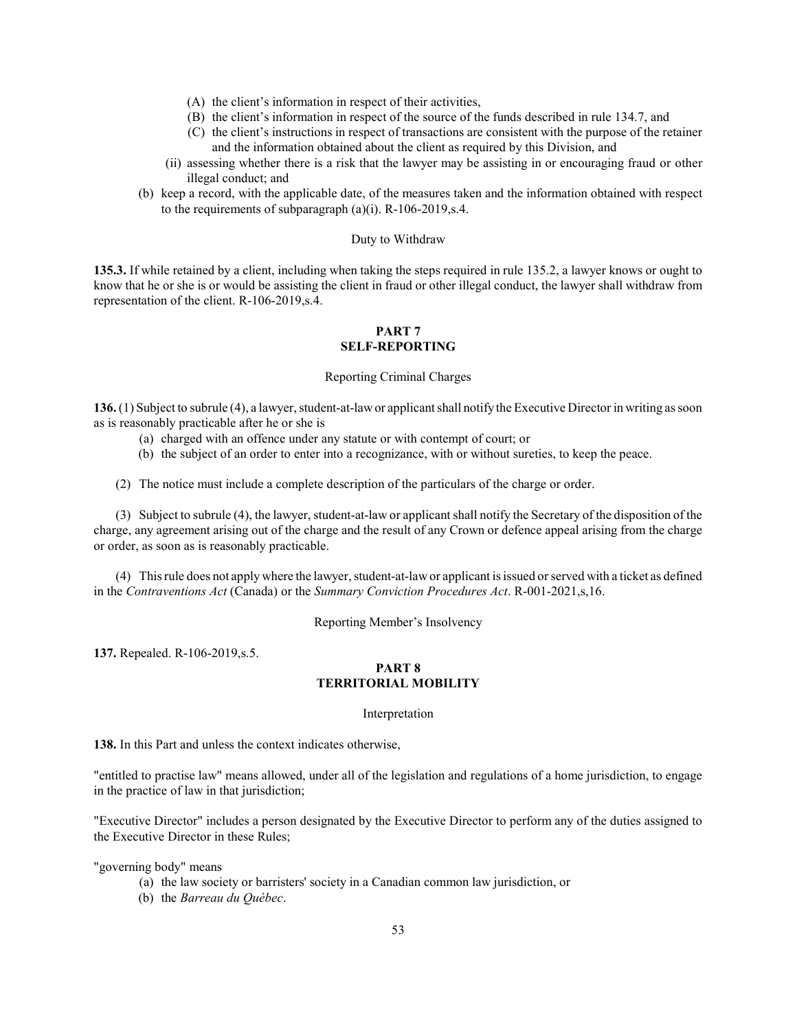- (A) the client's information in respect of their activities,
- (B) the client's information in respect of the source of the funds described in rule 134.7, and
- (C) the client's instructions in respect of transactions are consistent with the purpose of the retainer and the information obtained about the client as required by this Division, and

(ii) assessing whether there is a risk that the lawyer may be assisting in or encouraging fraud or other illegal conduct; and

(b) keep a record, with the applicable date, of the measures taken and the information obtained with respect to the requirements of subparagraph (a)(i). R-106-2019,s.4.

Duty to Withdraw

**135.3.** If while retained by a client, including when taking the steps required in rule 135.2, a lawyer knows or ought to know that he or she is or would be assisting the client in fraud or other illegal conduct, the lawyer shall withdraw from representation of the client. R-106-2019,s.4.

## PART 7
## SELF-REPORTING

Reporting Criminal Charges

**136.** (1) Subject to subrule (4), a lawyer, student-at-law or applicant shall notify the Executive Director in writing as soon as is reasonably practicable after he or she is

- (a) charged with an offence under any statute or with contempt of court; or
- (b) the subject of an order to enter into a recognizance, with or without sureties, to keep the peace.

(2) The notice must include a complete description of the particulars of the charge or order.

(3) Subject to subrule (4), the lawyer, student-at-law or applicant shall notify the Secretary of the disposition of the charge, any agreement arising out of the charge and the result of any Crown or defence appeal arising from the charge or order, as soon as is reasonably practicable.

(4) This rule does not apply where the lawyer, student-at-law or applicant is issued or served with a ticket as defined in the *Contraventions Act* (Canada) or the *Summary Conviction Procedures Act*. R-001-2021,s,16.

Reporting Member's Insolvency

**137.** Repealed. R-106-2019,s.5.

## PART 8
## TERRITORIAL MOBILITY

Interpretation

**138.** In this Part and unless the context indicates otherwise,

"entitled to practise law" means allowed, under all of the legislation and regulations of a home jurisdiction, to engage in the practice of law in that jurisdiction;

"Executive Director" includes a person designated by the Executive Director to perform any of the duties assigned to the Executive Director in these Rules;

"governing body" means

- (a) the law society or barristers' society in a Canadian common law jurisdiction, or
- (b) the *Barreau du Québec*.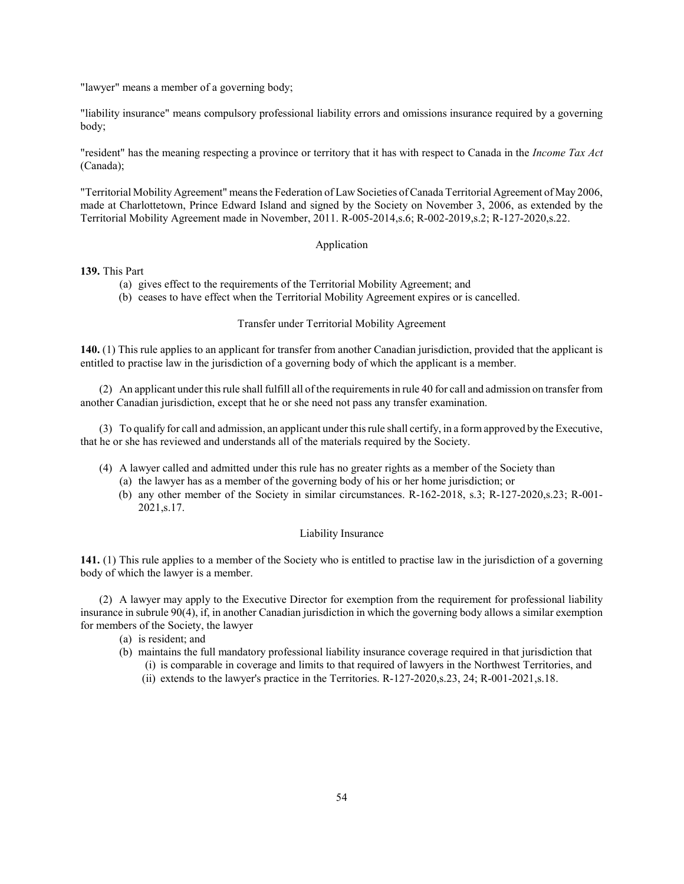"lawyer" means a member of a governing body;

"liability insurance" means compulsory professional liability errors and omissions insurance required by a governing body;

"resident" has the meaning respecting a province or territory that it has with respect to Canada in the *Income Tax Act* (Canada);

"Territorial Mobility Agreement" means the Federation of Law Societies of Canada Territorial Agreement of May 2006, made at Charlottetown, Prince Edward Island and signed by the Society on November 3, 2006, as extended by the Territorial Mobility Agreement made in November, 2011. R-005-2014,s.6; R-002-2019,s.2; R-127-2020,s.22.

### Application

**139.** This Part

(a) gives effect to the requirements of the Territorial Mobility Agreement; and
(b) ceases to have effect when the Territorial Mobility Agreement expires or is cancelled.

### Transfer under Territorial Mobility Agreement

**140.** (1) This rule applies to an applicant for transfer from another Canadian jurisdiction, provided that the applicant is entitled to practise law in the jurisdiction of a governing body of which the applicant is a member.

(2) An applicant under this rule shall fulfill all of the requirements in rule 40 for call and admission on transfer from another Canadian jurisdiction, except that he or she need not pass any transfer examination.

(3) To qualify for call and admission, an applicant under this rule shall certify, in a form approved by the Executive, that he or she has reviewed and understands all of the materials required by the Society.

(4) A lawyer called and admitted under this rule has no greater rights as a member of the Society than

(a) the lawyer has as a member of the governing body of his or her home jurisdiction; or
(b) any other member of the Society in similar circumstances. R-162-2018, s.3; R-127-2020,s.23; R-001-2021,s.17.

### Liability Insurance

**141.** (1) This rule applies to a member of the Society who is entitled to practise law in the jurisdiction of a governing body of which the lawyer is a member.

(2) A lawyer may apply to the Executive Director for exemption from the requirement for professional liability insurance in subrule 90(4), if, in another Canadian jurisdiction in which the governing body allows a similar exemption for members of the Society, the lawyer

(a) is resident; and
(b) maintains the full mandatory professional liability insurance coverage required in that jurisdiction that
    (i) is comparable in coverage and limits to that required of lawyers in the Northwest Territories, and
    (ii) extends to the lawyer's practice in the Territories. R-127-2020,s.23, 24; R-001-2021,s.18.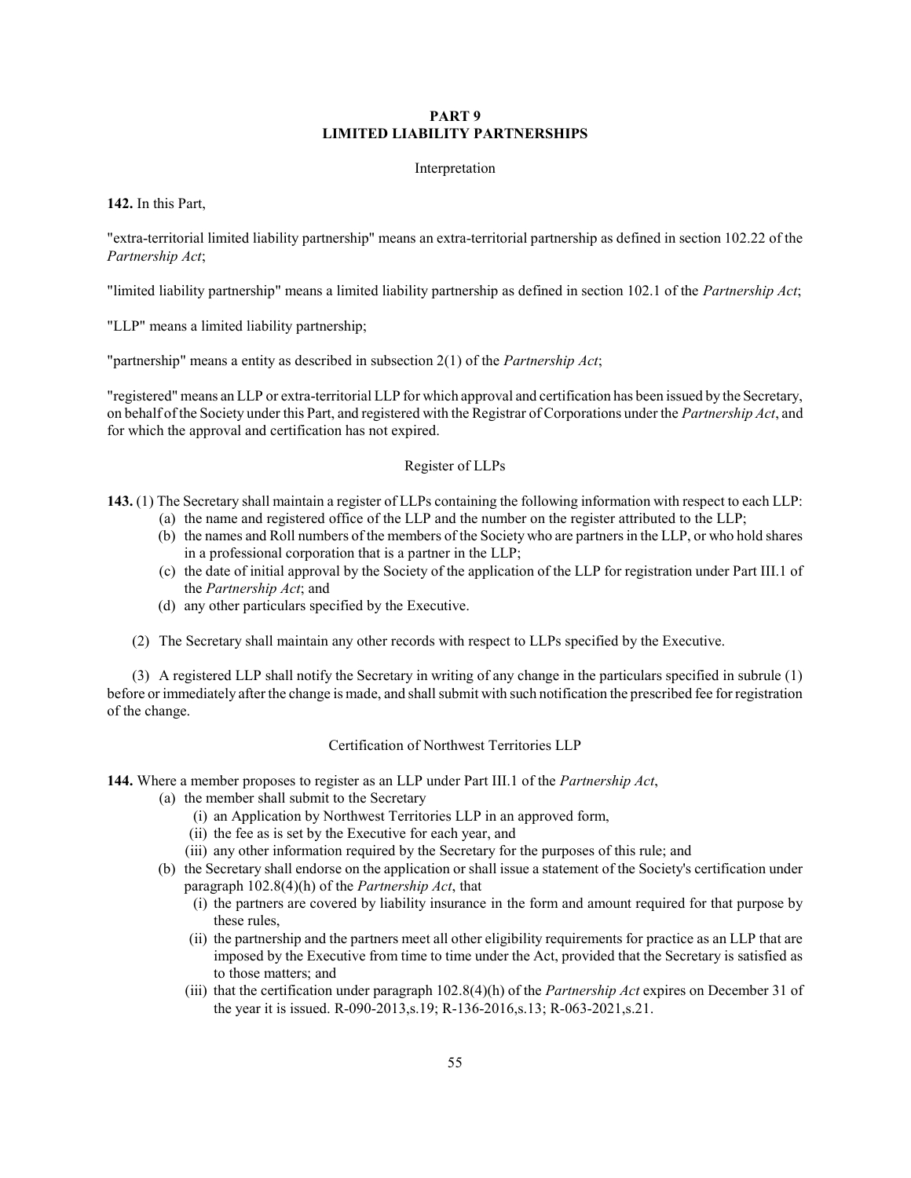## PART 9
## LIMITED LIABILITY PARTNERSHIPS

Interpretation

**142.** In this Part,

"extra-territorial limited liability partnership" means an extra-territorial partnership as defined in section 102.22 of the *Partnership Act*;

"limited liability partnership" means a limited liability partnership as defined in section 102.1 of the *Partnership Act*;

"LLP" means a limited liability partnership;

"partnership" means a entity as described in subsection 2(1) of the *Partnership Act*;

"registered" means an LLP or extra-territorial LLP for which approval and certification has been issued by the Secretary, on behalf of the Society under this Part, and registered with the Registrar of Corporations under the *Partnership Act*, and for which the approval and certification has not expired.

Register of LLPs

**143.** (1) The Secretary shall maintain a register of LLPs containing the following information with respect to each LLP:

- (a) the name and registered office of the LLP and the number on the register attributed to the LLP;
- (b) the names and Roll numbers of the members of the Society who are partners in the LLP, or who hold shares in a professional corporation that is a partner in the LLP;
- (c) the date of initial approval by the Society of the application of the LLP for registration under Part III.1 of the *Partnership Act*; and
- (d) any other particulars specified by the Executive.

(2) The Secretary shall maintain any other records with respect to LLPs specified by the Executive.

(3) A registered LLP shall notify the Secretary in writing of any change in the particulars specified in subrule (1) before or immediately after the change is made, and shall submit with such notification the prescribed fee for registration of the change.

Certification of Northwest Territories LLP

**144.** Where a member proposes to register as an LLP under Part III.1 of the *Partnership Act*,

- (a) the member shall submit to the Secretary
  - (i) an Application by Northwest Territories LLP in an approved form,
  - (ii) the fee as is set by the Executive for each year, and
  - (iii) any other information required by the Secretary for the purposes of this rule; and
- (b) the Secretary shall endorse on the application or shall issue a statement of the Society's certification under paragraph 102.8(4)(h) of the *Partnership Act*, that
  - (i) the partners are covered by liability insurance in the form and amount required for that purpose by these rules,
  - (ii) the partnership and the partners meet all other eligibility requirements for practice as an LLP that are imposed by the Executive from time to time under the Act, provided that the Secretary is satisfied as to those matters; and
  - (iii) that the certification under paragraph 102.8(4)(h) of the *Partnership Act* expires on December 31 of the year it is issued. R-090-2013,s.19; R-136-2016,s.13; R-063-2021,s.21.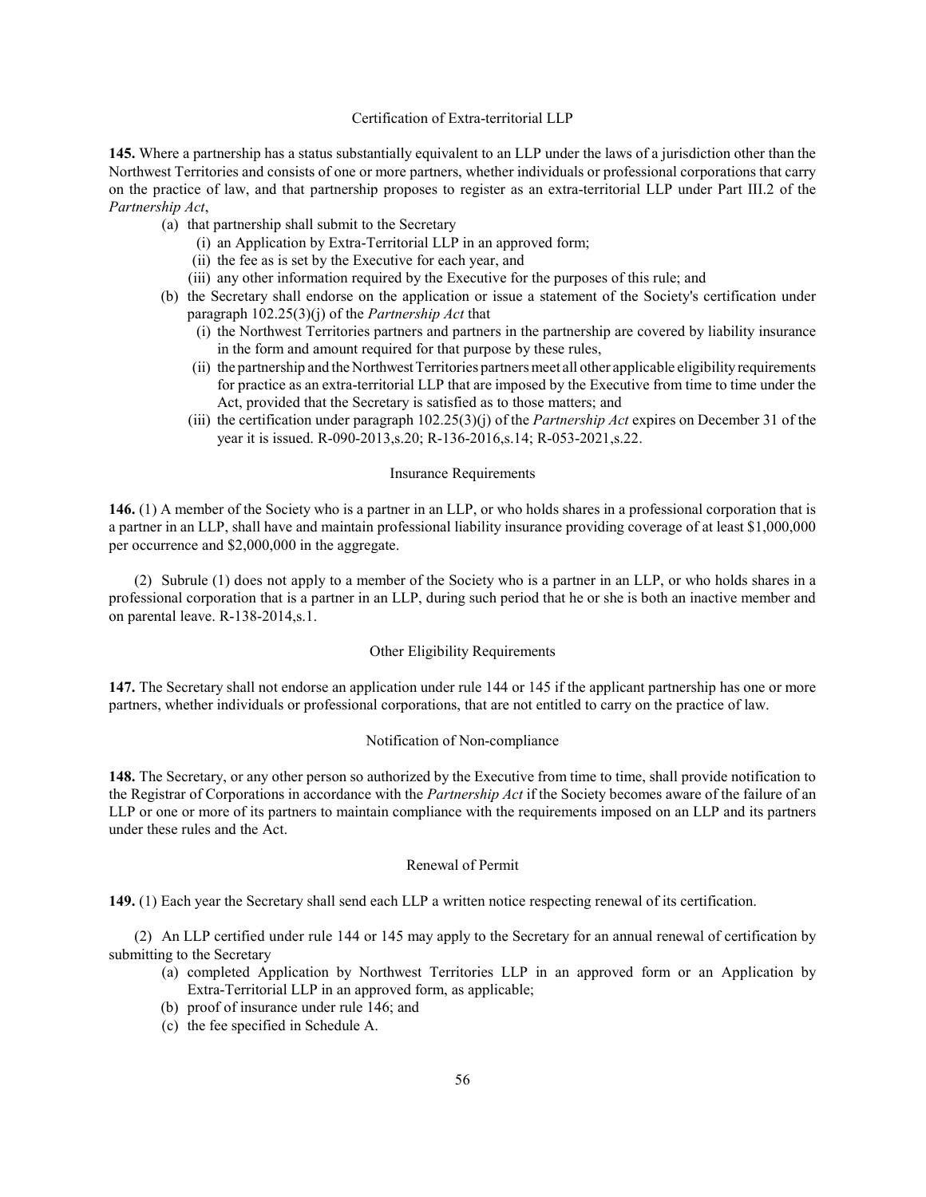### Certification of Extra-territorial LLP

**145.** Where a partnership has a status substantially equivalent to an LLP under the laws of a jurisdiction other than the Northwest Territories and consists of one or more partners, whether individuals or professional corporations that carry on the practice of law, and that partnership proposes to register as an extra-territorial LLP under Part III.2 of the *Partnership Act*,

- (a) that partnership shall submit to the Secretary
  - (i) an Application by Extra-Territorial LLP in an approved form;
  - (ii) the fee as is set by the Executive for each year, and
  - (iii) any other information required by the Executive for the purposes of this rule; and
- (b) the Secretary shall endorse on the application or issue a statement of the Society's certification under paragraph 102.25(3)(j) of the *Partnership Act* that
  - (i) the Northwest Territories partners and partners in the partnership are covered by liability insurance in the form and amount required for that purpose by these rules,
  - (ii) the partnership and the Northwest Territories partners meet all other applicable eligibility requirements for practice as an extra-territorial LLP that are imposed by the Executive from time to time under the Act, provided that the Secretary is satisfied as to those matters; and
  - (iii) the certification under paragraph 102.25(3)(j) of the *Partnership Act* expires on December 31 of the year it is issued. R-090-2013,s.20; R-136-2016,s.14; R-053-2021,s.22.

### Insurance Requirements

**146.** (1) A member of the Society who is a partner in an LLP, or who holds shares in a professional corporation that is a partner in an LLP, shall have and maintain professional liability insurance providing coverage of at least $1,000,000 per occurrence and $2,000,000 in the aggregate.

(2) Subrule (1) does not apply to a member of the Society who is a partner in an LLP, or who holds shares in a professional corporation that is a partner in an LLP, during such period that he or she is both an inactive member and on parental leave. R-138-2014,s.1.

### Other Eligibility Requirements

**147.** The Secretary shall not endorse an application under rule 144 or 145 if the applicant partnership has one or more partners, whether individuals or professional corporations, that are not entitled to carry on the practice of law.

### Notification of Non-compliance

**148.** The Secretary, or any other person so authorized by the Executive from time to time, shall provide notification to the Registrar of Corporations in accordance with the *Partnership Act* if the Society becomes aware of the failure of an LLP or one or more of its partners to maintain compliance with the requirements imposed on an LLP and its partners under these rules and the Act.

### Renewal of Permit

**149.** (1) Each year the Secretary shall send each LLP a written notice respecting renewal of its certification.

(2) An LLP certified under rule 144 or 145 may apply to the Secretary for an annual renewal of certification by submitting to the Secretary

- (a) completed Application by Northwest Territories LLP in an approved form or an Application by Extra-Territorial LLP in an approved form, as applicable;
- (b) proof of insurance under rule 146; and
- (c) the fee specified in Schedule A.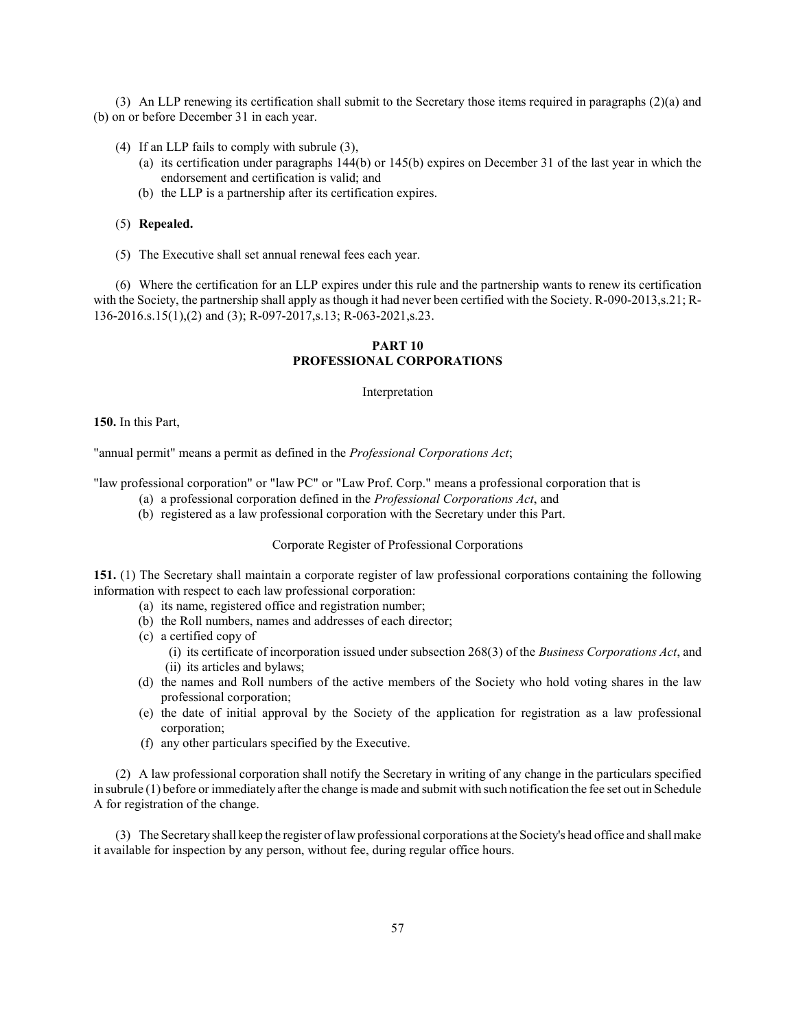(3) An LLP renewing its certification shall submit to the Secretary those items required in paragraphs (2)(a) and (b) on or before December 31 in each year.

(4) If an LLP fails to comply with subrule (3),

- (a) its certification under paragraphs 144(b) or 145(b) expires on December 31 of the last year in which the endorsement and certification is valid; and
- (b) the LLP is a partnership after its certification expires.

(5) **Repealed.**

(5) The Executive shall set annual renewal fees each year.

(6) Where the certification for an LLP expires under this rule and the partnership wants to renew its certification with the Society, the partnership shall apply as though it had never been certified with the Society. R-090-2013,s.21; R-136-2016.s.15(1),(2) and (3); R-097-2017,s.13; R-063-2021,s.23.

## PART 10
## PROFESSIONAL CORPORATIONS

Interpretation

**150.** In this Part,

"annual permit" means a permit as defined in the *Professional Corporations Act*;

"law professional corporation" or "law PC" or "Law Prof. Corp." means a professional corporation that is

- (a) a professional corporation defined in the *Professional Corporations Act*, and
- (b) registered as a law professional corporation with the Secretary under this Part.

Corporate Register of Professional Corporations

**151.** (1) The Secretary shall maintain a corporate register of law professional corporations containing the following information with respect to each law professional corporation:

- (a) its name, registered office and registration number;
- (b) the Roll numbers, names and addresses of each director;
- (c) a certified copy of
  - (i) its certificate of incorporation issued under subsection 268(3) of the *Business Corporations Act*, and
  - (ii) its articles and bylaws;
- (d) the names and Roll numbers of the active members of the Society who hold voting shares in the law professional corporation;
- (e) the date of initial approval by the Society of the application for registration as a law professional corporation;
- (f) any other particulars specified by the Executive.

(2) A law professional corporation shall notify the Secretary in writing of any change in the particulars specified in subrule (1) before or immediately after the change is made and submit with such notification the fee set out in Schedule A for registration of the change.

(3) The Secretary shall keep the register of law professional corporations at the Society's head office and shall make it available for inspection by any person, without fee, during regular office hours.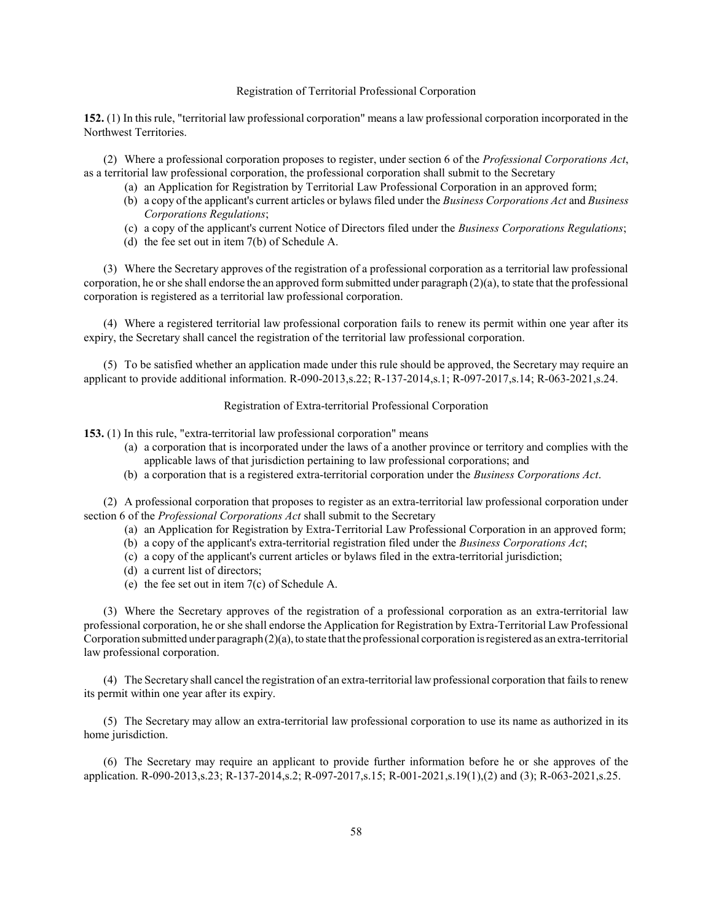## Registration of Territorial Professional Corporation

**152.** (1) In this rule, "territorial law professional corporation" means a law professional corporation incorporated in the Northwest Territories.

(2) Where a professional corporation proposes to register, under section 6 of the *Professional Corporations Act*, as a territorial law professional corporation, the professional corporation shall submit to the Secretary

- (a) an Application for Registration by Territorial Law Professional Corporation in an approved form;
- (b) a copy of the applicant's current articles or bylaws filed under the *Business Corporations Act* and *Business Corporations Regulations*;
- (c) a copy of the applicant's current Notice of Directors filed under the *Business Corporations Regulations*;
- (d) the fee set out in item 7(b) of Schedule A.

(3) Where the Secretary approves of the registration of a professional corporation as a territorial law professional corporation, he or she shall endorse the an approved form submitted under paragraph (2)(a), to state that the professional corporation is registered as a territorial law professional corporation.

(4) Where a registered territorial law professional corporation fails to renew its permit within one year after its expiry, the Secretary shall cancel the registration of the territorial law professional corporation.

(5) To be satisfied whether an application made under this rule should be approved, the Secretary may require an applicant to provide additional information. R-090-2013,s.22; R-137-2014,s.1; R-097-2017,s.14; R-063-2021,s.24.

## Registration of Extra-territorial Professional Corporation

**153.** (1) In this rule, "extra-territorial law professional corporation" means

- (a) a corporation that is incorporated under the laws of a another province or territory and complies with the applicable laws of that jurisdiction pertaining to law professional corporations; and
- (b) a corporation that is a registered extra-territorial corporation under the *Business Corporations Act*.

(2) A professional corporation that proposes to register as an extra-territorial law professional corporation under section 6 of the *Professional Corporations Act* shall submit to the Secretary

- (a) an Application for Registration by Extra-Territorial Law Professional Corporation in an approved form;
- (b) a copy of the applicant's extra-territorial registration filed under the *Business Corporations Act*;
- (c) a copy of the applicant's current articles or bylaws filed in the extra-territorial jurisdiction;
- (d) a current list of directors;
- (e) the fee set out in item 7(c) of Schedule A.

(3) Where the Secretary approves of the registration of a professional corporation as an extra-territorial law professional corporation, he or she shall endorse the Application for Registration by Extra-Territorial Law Professional Corporation submitted under paragraph (2)(a), to state that the professional corporation is registered as an extra-territorial law professional corporation.

(4) The Secretary shall cancel the registration of an extra-territorial law professional corporation that fails to renew its permit within one year after its expiry.

(5) The Secretary may allow an extra-territorial law professional corporation to use its name as authorized in its home jurisdiction.

(6) The Secretary may require an applicant to provide further information before he or she approves of the application. R-090-2013,s.23; R-137-2014,s.2; R-097-2017,s.15; R-001-2021,s.19(1),(2) and (3); R-063-2021,s.25.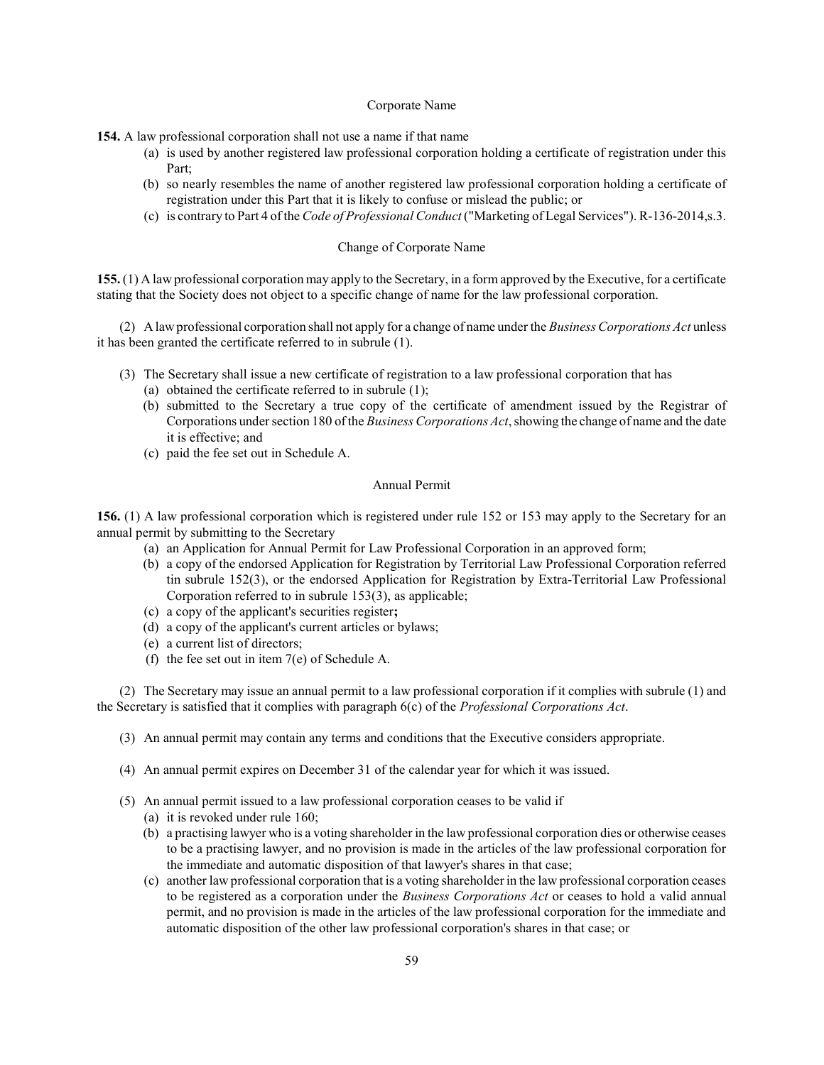### Corporate Name

**154.** A law professional corporation shall not use a name if that name

- (a) is used by another registered law professional corporation holding a certificate of registration under this Part;
- (b) so nearly resembles the name of another registered law professional corporation holding a certificate of registration under this Part that it is likely to confuse or mislead the public; or
- (c) is contrary to Part 4 of the *Code of Professional Conduct* ("Marketing of Legal Services"). R-136-2014,s.3.

### Change of Corporate Name

**155.** (1) A law professional corporation may apply to the Secretary, in a form approved by the Executive, for a certificate stating that the Society does not object to a specific change of name for the law professional corporation.

(2) A law professional corporation shall not apply for a change of name under the *Business Corporations Act* unless it has been granted the certificate referred to in subrule (1).

(3) The Secretary shall issue a new certificate of registration to a law professional corporation that has

- (a) obtained the certificate referred to in subrule (1);
- (b) submitted to the Secretary a true copy of the certificate of amendment issued by the Registrar of Corporations under section 180 of the *Business Corporations Act*, showing the change of name and the date it is effective; and
- (c) paid the fee set out in Schedule A.

### Annual Permit

**156.** (1) A law professional corporation which is registered under rule 152 or 153 may apply to the Secretary for an annual permit by submitting to the Secretary

- (a) an Application for Annual Permit for Law Professional Corporation in an approved form;
- (b) a copy of the endorsed Application for Registration by Territorial Law Professional Corporation referred tin subrule 152(3), or the endorsed Application for Registration by Extra-Territorial Law Professional Corporation referred to in subrule 153(3), as applicable;
- (c) a copy of the applicant's securities register**;**
- (d) a copy of the applicant's current articles or bylaws;
- (e) a current list of directors;
- (f) the fee set out in item 7(e) of Schedule A.

(2) The Secretary may issue an annual permit to a law professional corporation if it complies with subrule (1) and the Secretary is satisfied that it complies with paragraph 6(c) of the *Professional Corporations Act*.

(3) An annual permit may contain any terms and conditions that the Executive considers appropriate.

(4) An annual permit expires on December 31 of the calendar year for which it was issued.

(5) An annual permit issued to a law professional corporation ceases to be valid if

- (a) it is revoked under rule 160;
- (b) a practising lawyer who is a voting shareholder in the law professional corporation dies or otherwise ceases to be a practising lawyer, and no provision is made in the articles of the law professional corporation for the immediate and automatic disposition of that lawyer's shares in that case;
- (c) another law professional corporation that is a voting shareholder in the law professional corporation ceases to be registered as a corporation under the *Business Corporations Act* or ceases to hold a valid annual permit, and no provision is made in the articles of the law professional corporation for the immediate and automatic disposition of the other law professional corporation's shares in that case; or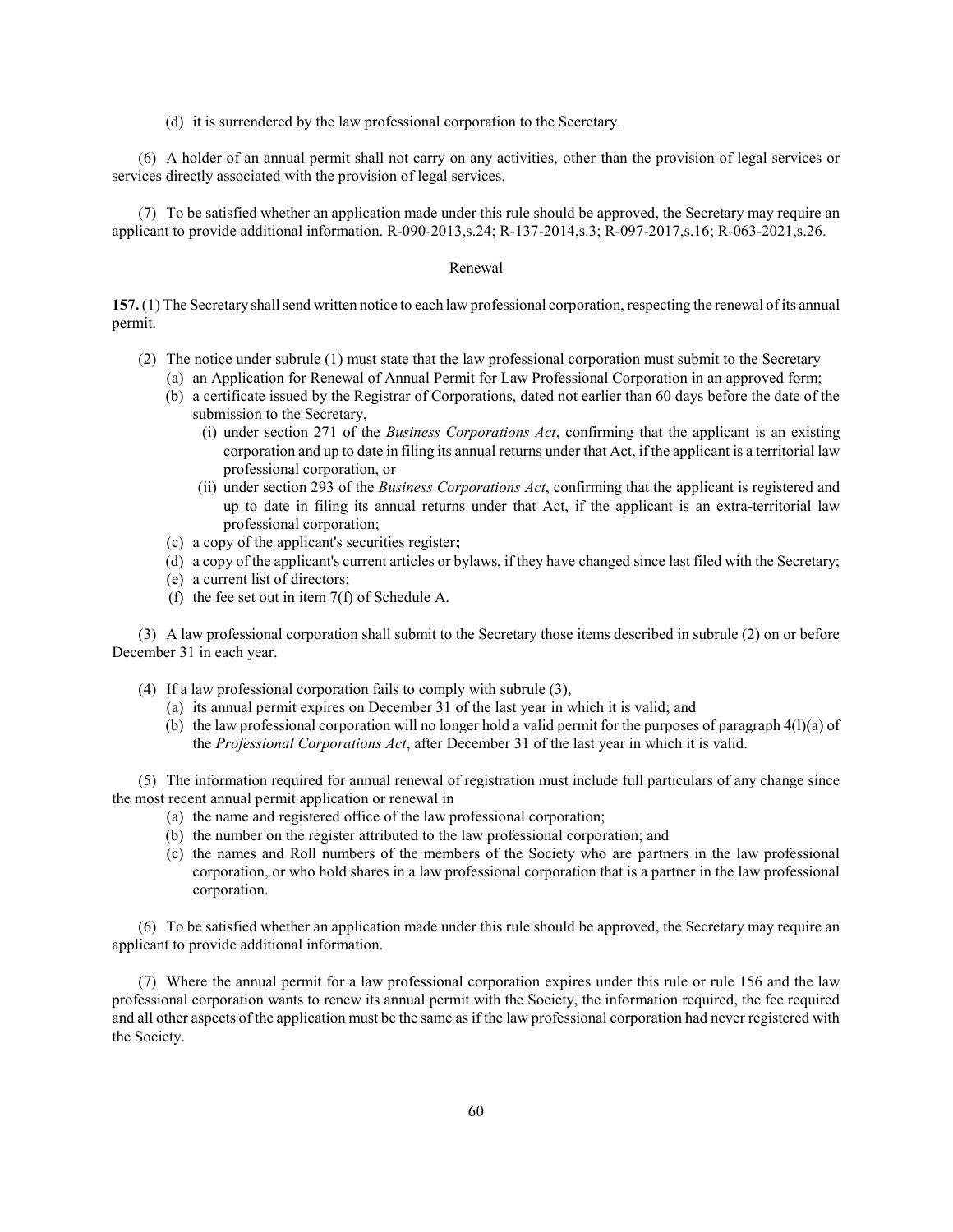(d) it is surrendered by the law professional corporation to the Secretary.

(6) A holder of an annual permit shall not carry on any activities, other than the provision of legal services or services directly associated with the provision of legal services.

(7) To be satisfied whether an application made under this rule should be approved, the Secretary may require an applicant to provide additional information. R-090-2013,s.24; R-137-2014,s.3; R-097-2017,s.16; R-063-2021,s.26.

### Renewal

**157.** (1) The Secretary shall send written notice to each law professional corporation, respecting the renewal of its annual permit.

(2) The notice under subrule (1) must state that the law professional corporation must submit to the Secretary

- (a) an Application for Renewal of Annual Permit for Law Professional Corporation in an approved form;
- (b) a certificate issued by the Registrar of Corporations, dated not earlier than 60 days before the date of the submission to the Secretary,
  - (i) under section 271 of the *Business Corporations Act*, confirming that the applicant is an existing corporation and up to date in filing its annual returns under that Act, if the applicant is a territorial law professional corporation, or
  - (ii) under section 293 of the *Business Corporations Act*, confirming that the applicant is registered and up to date in filing its annual returns under that Act, if the applicant is an extra-territorial law professional corporation;
- (c) a copy of the applicant's securities register**;**
- (d) a copy of the applicant's current articles or bylaws, if they have changed since last filed with the Secretary;
- (e) a current list of directors;
- (f) the fee set out in item 7(f) of Schedule A.

(3) A law professional corporation shall submit to the Secretary those items described in subrule (2) on or before December 31 in each year.

(4) If a law professional corporation fails to comply with subrule (3),

- (a) its annual permit expires on December 31 of the last year in which it is valid; and
- (b) the law professional corporation will no longer hold a valid permit for the purposes of paragraph 4(l)(a) of the *Professional Corporations Act*, after December 31 of the last year in which it is valid.

(5) The information required for annual renewal of registration must include full particulars of any change since the most recent annual permit application or renewal in

- (a) the name and registered office of the law professional corporation;
- (b) the number on the register attributed to the law professional corporation; and
- (c) the names and Roll numbers of the members of the Society who are partners in the law professional corporation, or who hold shares in a law professional corporation that is a partner in the law professional corporation.

(6) To be satisfied whether an application made under this rule should be approved, the Secretary may require an applicant to provide additional information.

(7) Where the annual permit for a law professional corporation expires under this rule or rule 156 and the law professional corporation wants to renew its annual permit with the Society, the information required, the fee required and all other aspects of the application must be the same as if the law professional corporation had never registered with the Society.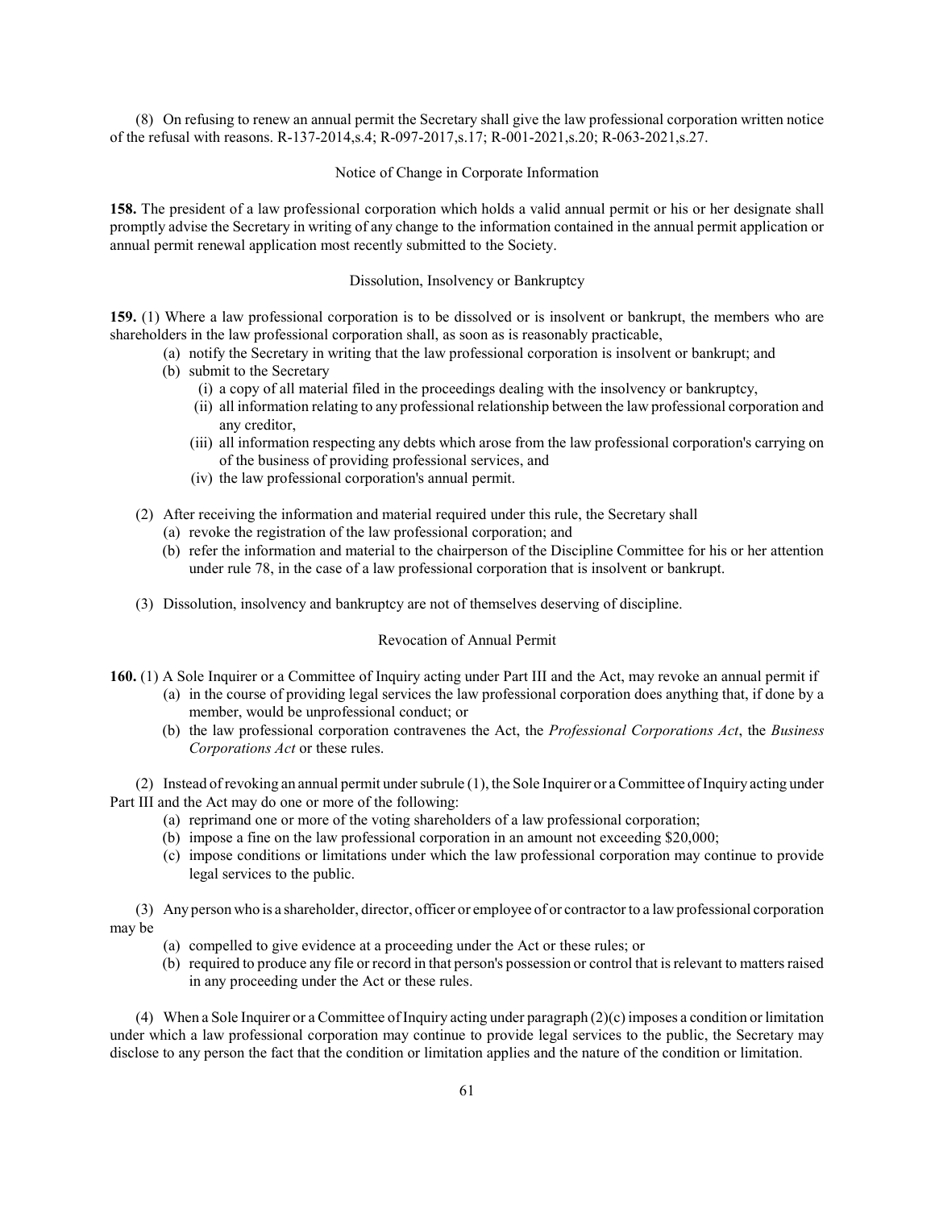(8) On refusing to renew an annual permit the Secretary shall give the law professional corporation written notice of the refusal with reasons. R-137-2014,s.4; R-097-2017,s.17; R-001-2021,s.20; R-063-2021,s.27.

### Notice of Change in Corporate Information

**158.** The president of a law professional corporation which holds a valid annual permit or his or her designate shall promptly advise the Secretary in writing of any change to the information contained in the annual permit application or annual permit renewal application most recently submitted to the Society.

### Dissolution, Insolvency or Bankruptcy

**159.** (1) Where a law professional corporation is to be dissolved or is insolvent or bankrupt, the members who are shareholders in the law professional corporation shall, as soon as is reasonably practicable,

- (a) notify the Secretary in writing that the law professional corporation is insolvent or bankrupt; and
- (b) submit to the Secretary
  - (i) a copy of all material filed in the proceedings dealing with the insolvency or bankruptcy,
  - (ii) all information relating to any professional relationship between the law professional corporation and any creditor,
  - (iii) all information respecting any debts which arose from the law professional corporation's carrying on of the business of providing professional services, and
  - (iv) the law professional corporation's annual permit.

(2) After receiving the information and material required under this rule, the Secretary shall

- (a) revoke the registration of the law professional corporation; and
- (b) refer the information and material to the chairperson of the Discipline Committee for his or her attention under rule 78, in the case of a law professional corporation that is insolvent or bankrupt.

(3) Dissolution, insolvency and bankruptcy are not of themselves deserving of discipline.

### Revocation of Annual Permit

**160.** (1) A Sole Inquirer or a Committee of Inquiry acting under Part III and the Act, may revoke an annual permit if

- (a) in the course of providing legal services the law professional corporation does anything that, if done by a member, would be unprofessional conduct; or
- (b) the law professional corporation contravenes the Act, the *Professional Corporations Act*, the *Business Corporations Act* or these rules.

(2) Instead of revoking an annual permit under subrule (1), the Sole Inquirer or a Committee of Inquiry acting under Part III and the Act may do one or more of the following:

- (a) reprimand one or more of the voting shareholders of a law professional corporation;
- (b) impose a fine on the law professional corporation in an amount not exceeding $20,000;
- (c) impose conditions or limitations under which the law professional corporation may continue to provide legal services to the public.

(3) Any person who is a shareholder, director, officer or employee of or contractor to a law professional corporation may be

- (a) compelled to give evidence at a proceeding under the Act or these rules; or
- (b) required to produce any file or record in that person's possession or control that is relevant to matters raised in any proceeding under the Act or these rules.

(4) When a Sole Inquirer or a Committee of Inquiry acting under paragraph (2)(c) imposes a condition or limitation under which a law professional corporation may continue to provide legal services to the public, the Secretary may disclose to any person the fact that the condition or limitation applies and the nature of the condition or limitation.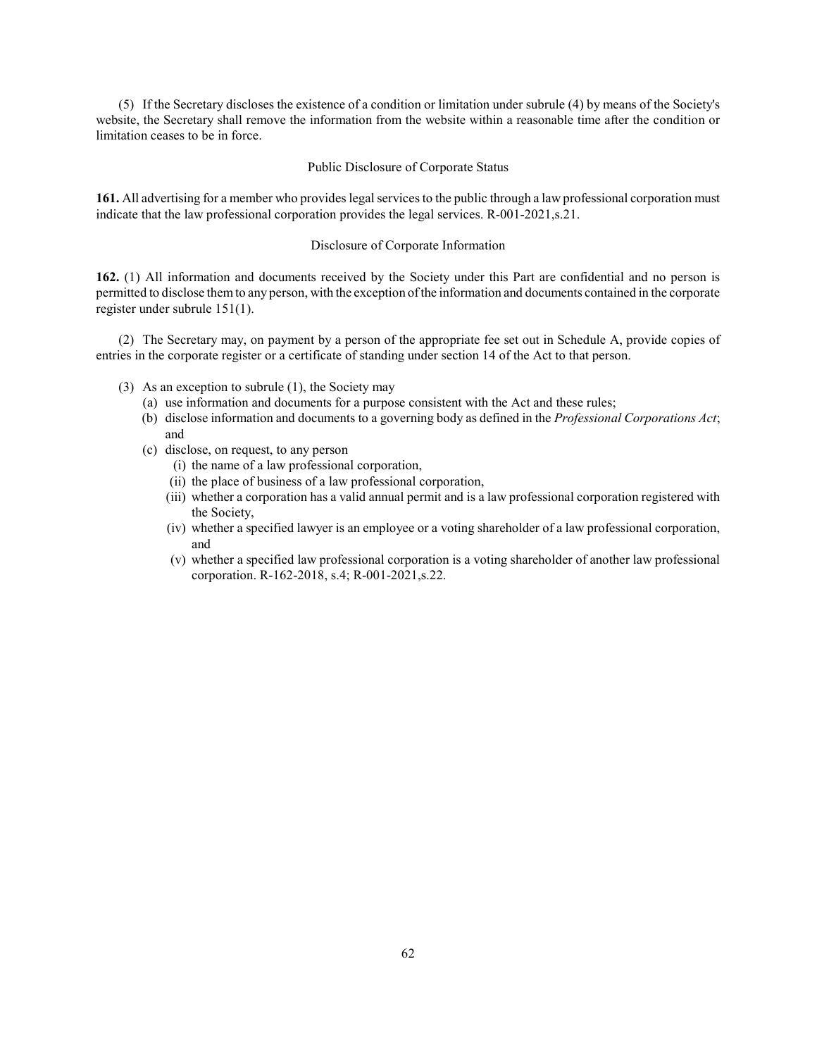(5) If the Secretary discloses the existence of a condition or limitation under subrule (4) by means of the Society's website, the Secretary shall remove the information from the website within a reasonable time after the condition or limitation ceases to be in force.

### Public Disclosure of Corporate Status

**161.** All advertising for a member who provides legal services to the public through a law professional corporation must indicate that the law professional corporation provides the legal services. R-001-2021,s.21.

### Disclosure of Corporate Information

**162.** (1) All information and documents received by the Society under this Part are confidential and no person is permitted to disclose them to any person, with the exception of the information and documents contained in the corporate register under subrule 151(1).

(2) The Secretary may, on payment by a person of the appropriate fee set out in Schedule A, provide copies of entries in the corporate register or a certificate of standing under section 14 of the Act to that person.

(3) As an exception to subrule (1), the Society may

- (a) use information and documents for a purpose consistent with the Act and these rules;
- (b) disclose information and documents to a governing body as defined in the *Professional Corporations Act*; and
- (c) disclose, on request, to any person
  - (i) the name of a law professional corporation,
  - (ii) the place of business of a law professional corporation,
  - (iii) whether a corporation has a valid annual permit and is a law professional corporation registered with the Society,
  - (iv) whether a specified lawyer is an employee or a voting shareholder of a law professional corporation, and
  - (v) whether a specified law professional corporation is a voting shareholder of another law professional corporation. R-162-2018, s.4; R-001-2021,s.22.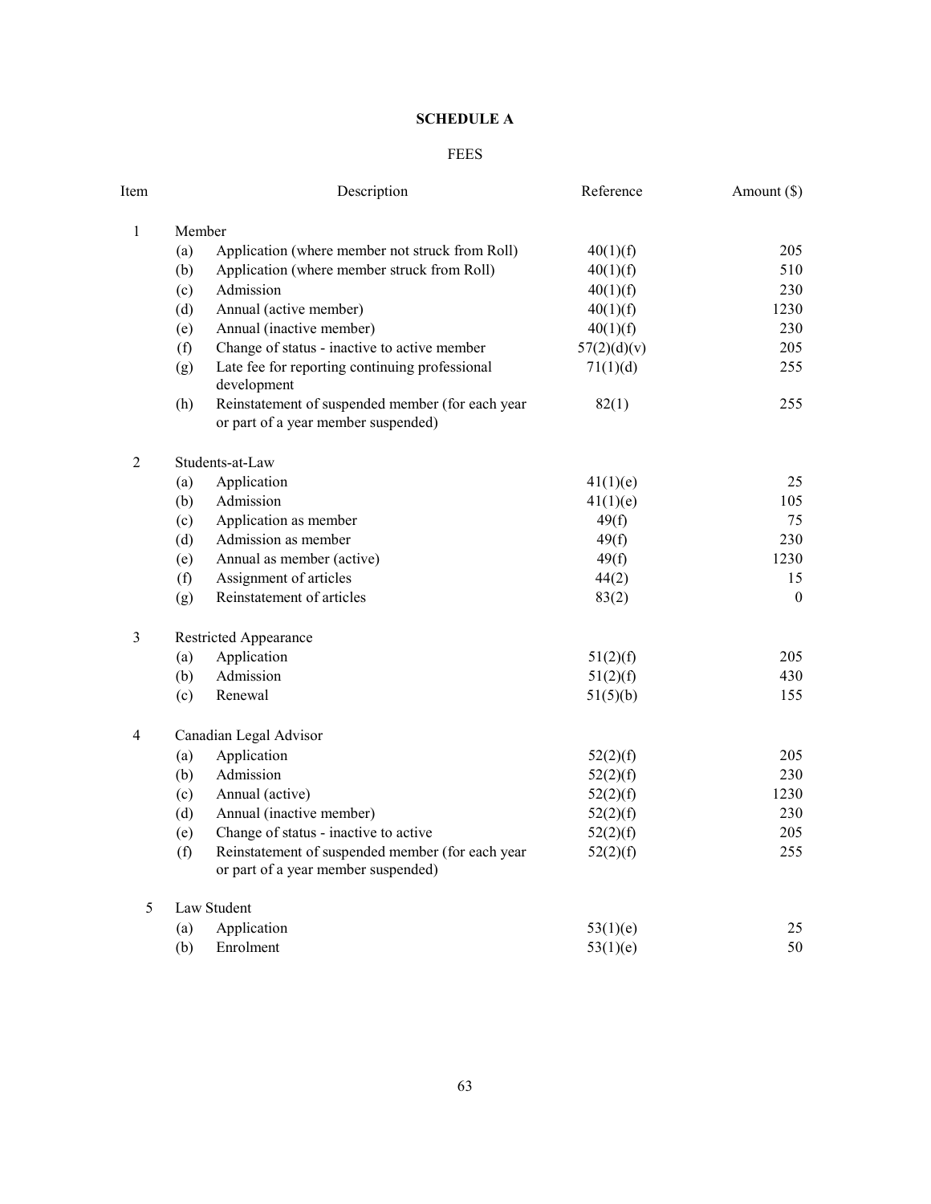## SCHEDULE A

### FEES

| Item | | Description | Reference | Amount ($) |
|---|---|---|---|---|
| 1 | | Member | | |
| | (a) | Application (where member not struck from Roll) | 40(1)(f) | 205 |
| | (b) | Application (where member struck from Roll) | 40(1)(f) | 510 |
| | (c) | Admission | 40(1)(f) | 230 |
| | (d) | Annual (active member) | 40(1)(f) | 1230 |
| | (e) | Annual (inactive member) | 40(1)(f) | 230 |
| | (f) | Change of status - inactive to active member | 57(2)(d)(v) | 205 |
| | (g) | Late fee for reporting continuing professional development | 71(1)(d) | 255 |
| | (h) | Reinstatement of suspended member (for each year or part of a year member suspended) | 82(1) | 255 |
| 2 | | Students-at-Law | | |
| | (a) | Application | 41(1)(e) | 25 |
| | (b) | Admission | 41(1)(e) | 105 |
| | (c) | Application as member | 49(f) | 75 |
| | (d) | Admission as member | 49(f) | 230 |
| | (e) | Annual as member (active) | 49(f) | 1230 |
| | (f) | Assignment of articles | 44(2) | 15 |
| | (g) | Reinstatement of articles | 83(2) | 0 |
| 3 | | Restricted Appearance | | |
| | (a) | Application | 51(2)(f) | 205 |
| | (b) | Admission | 51(2)(f) | 430 |
| | (c) | Renewal | 51(5)(b) | 155 |
| 4 | | Canadian Legal Advisor | | |
| | (a) | Application | 52(2)(f) | 205 |
| | (b) | Admission | 52(2)(f) | 230 |
| | (c) | Annual (active) | 52(2)(f) | 1230 |
| | (d) | Annual (inactive member) | 52(2)(f) | 230 |
| | (e) | Change of status - inactive to active | 52(2)(f) | 205 |
| | (f) | Reinstatement of suspended member (for each year or part of a year member suspended) | 52(2)(f) | 255 |
| 5 | | Law Student | | |
| | (a) | Application | 53(1)(e) | 25 |
| | (b) | Enrolment | 53(1)(e) | 50 |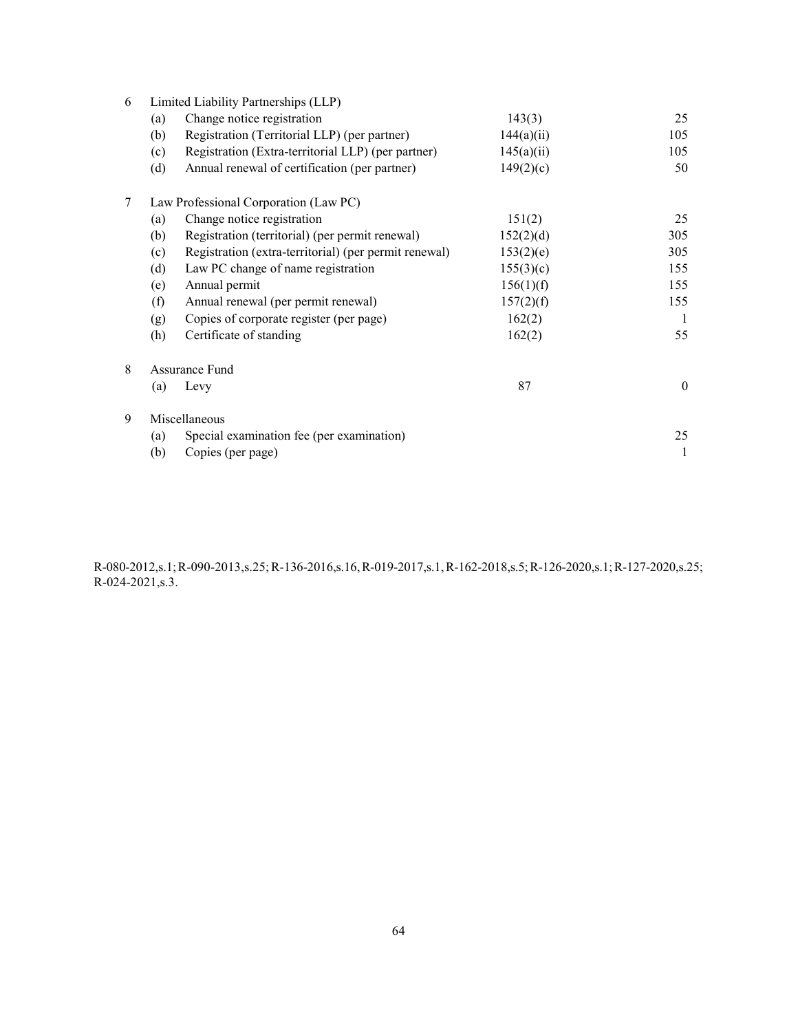| | | | | |
|---|---|---|---|---|
| 6 | Limited Liability Partnerships (LLP) | | | |
| | (a) | Change notice registration | 143(3) | 25 |
| | (b) | Registration (Territorial LLP) (per partner) | 144(a)(ii) | 105 |
| | (c) | Registration (Extra-territorial LLP) (per partner) | 145(a)(ii) | 105 |
| | (d) | Annual renewal of certification (per partner) | 149(2)(c) | 50 |
| 7 | Law Professional Corporation (Law PC) | | | |
| | (a) | Change notice registration | 151(2) | 25 |
| | (b) | Registration (territorial) (per permit renewal) | 152(2)(d) | 305 |
| | (c) | Registration (extra-territorial) (per permit renewal) | 153(2)(e) | 305 |
| | (d) | Law PC change of name registration | 155(3)(c) | 155 |
| | (e) | Annual permit | 156(1)(f) | 155 |
| | (f) | Annual renewal (per permit renewal) | 157(2)(f) | 155 |
| | (g) | Copies of corporate register (per page) | 162(2) | 1 |
| | (h) | Certificate of standing | 162(2) | 55 |
| 8 | Assurance Fund | | | |
| | (a) | Levy | 87 | 0 |
| 9 | Miscellaneous | | | |
| | (a) | Special examination fee (per examination) | | 25 |
| | (b) | Copies (per page) | | 1 |

R-080-2012,s.1; R-090-2013,s.25; R-136-2016,s.16, R-019-2017,s.1, R-162-2018,s.5; R-126-2020,s.1; R-127-2020,s.25; R-024-2021,s.3.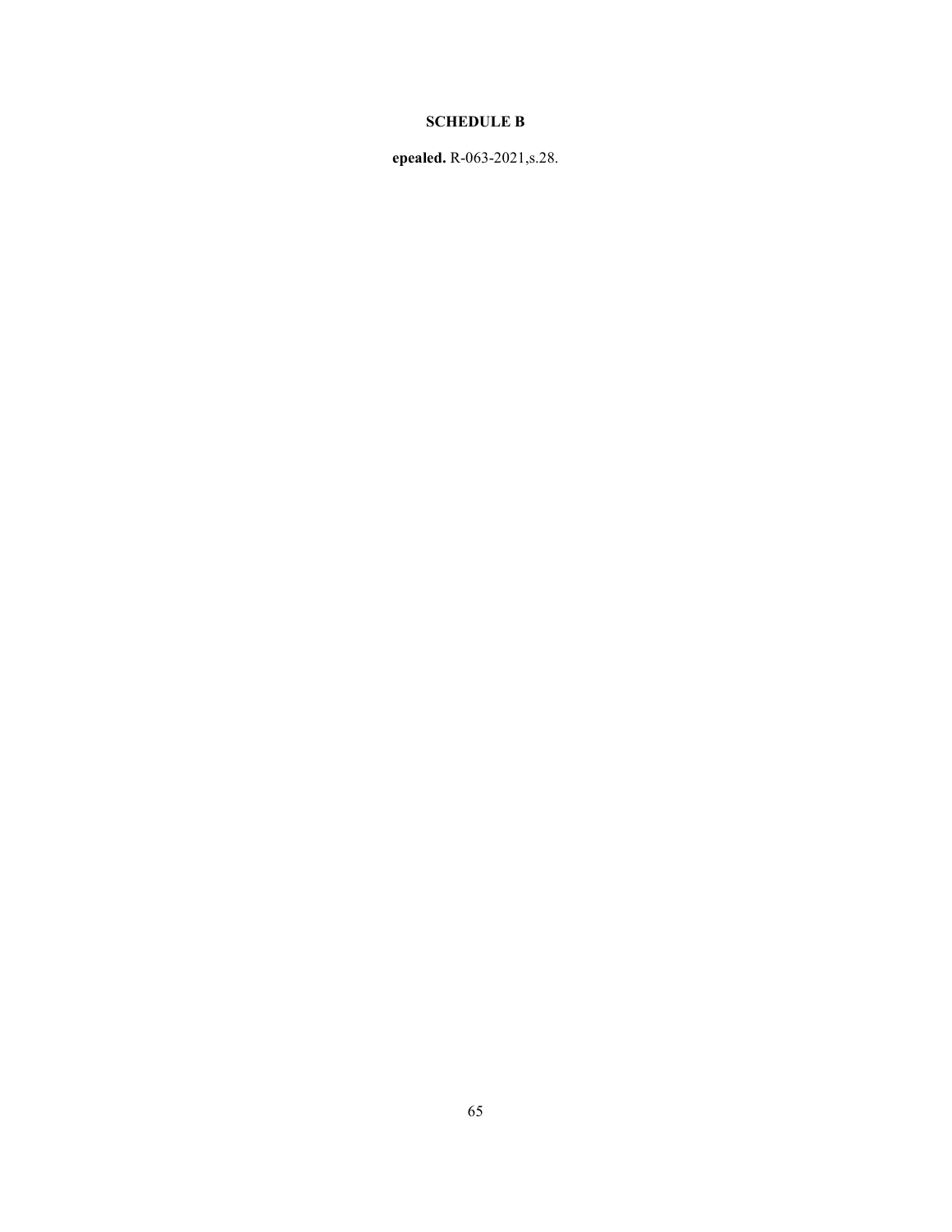**SCHEDULE B**

**epealed.** R-063-2021,s.28.